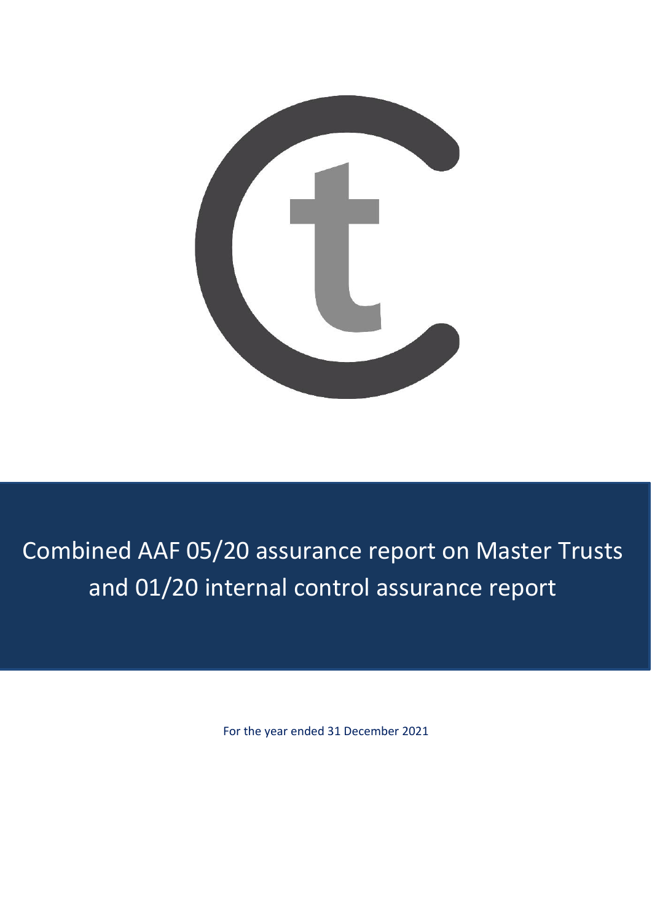# Combined AAF 05/20 assurance report on Master Trusts and 01/20 internal control assurance report

For the year ended 31 December 2021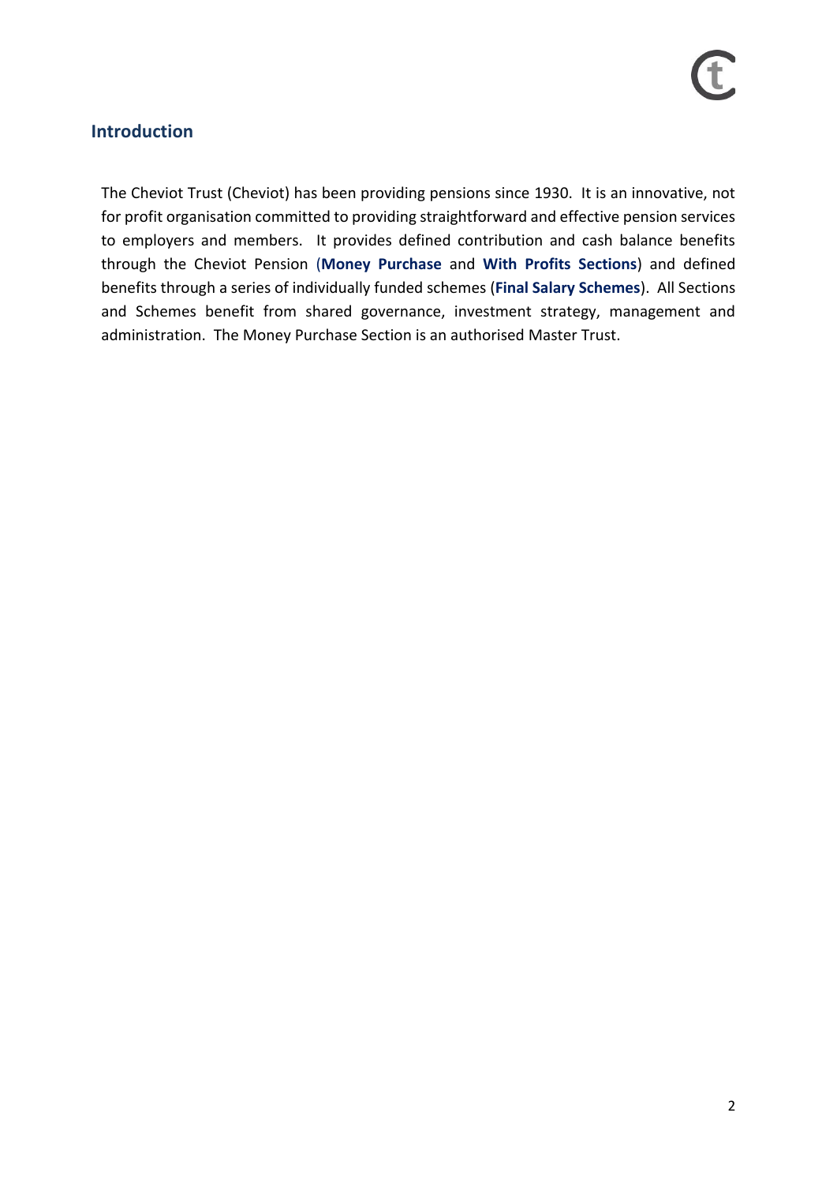## Introduction

The Cheviot Trust (Cheviot) has been providing pensions since 1930. It is an innovative, not for profit organisation committed to providing straightforward and effective pension services to employers and members. It provides defined contribution and cash balance benefits through the Cheviot Pension (**Money Purchase** and **With Profits Sections**) and defined benefits through a series of individually funded schemes (**Final Salary Schemes**). All Sections and Schemes benefit from shared governance, investment strategy, management and administration. The Money Purchase Section is an authorised Master Trust.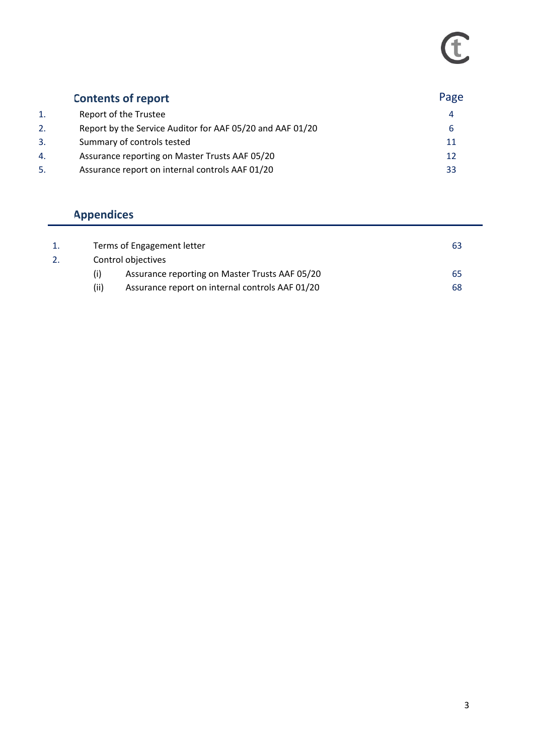## Contents of report

| | | Page |
|---|---|---|
| 1. | Report of the Trustee | 4 |
| 2. | Report by the Service Auditor for AAF 05/20 and AAF 01/20 | 6 |
| 3. | Summary of controls tested | 11 |
| 4. | Assurance reporting on Master Trusts AAF 05/20 | 12 |
| 5. | Assurance report on internal controls AAF 01/20 | 33 |

## Appendices

| | | | Page |
|---|---|---|---|
| 1. | Terms of Engagement letter | | 63 |
| 2. | Control objectives | | |
| | (i) | Assurance reporting on Master Trusts AAF 05/20 | 65 |
| | (ii) | Assurance report on internal controls AAF 01/20 | 68 |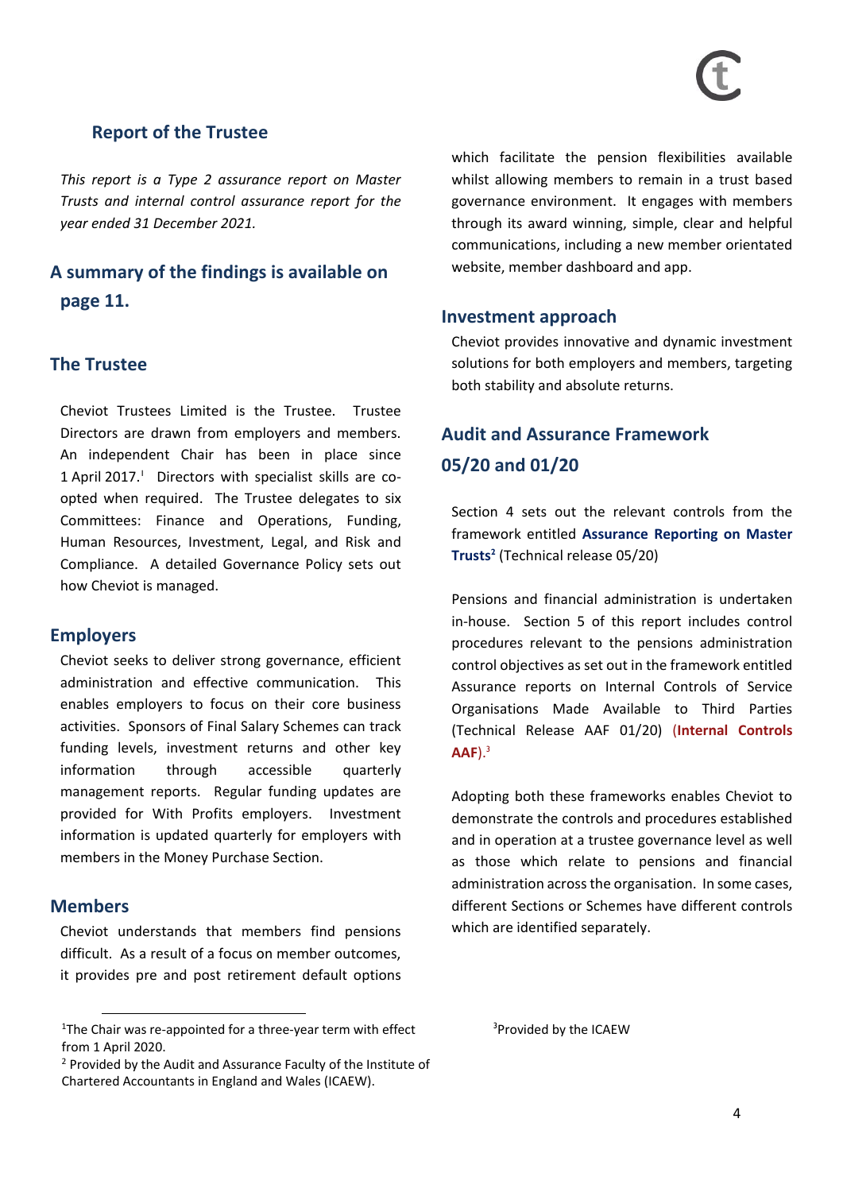## Report of the Trustee

*This report is a Type 2 assurance report on Master Trusts and internal control assurance report for the year ended 31 December 2021.*

## A summary of the findings is available on page 11.

## The Trustee

Cheviot Trustees Limited is the Trustee. Trustee Directors are drawn from employers and members. An independent Chair has been in place since 1 April 2017.[1] Directors with specialist skills are co-opted when required. The Trustee delegates to six Committees: Finance and Operations, Funding, Human Resources, Investment, Legal, and Risk and Compliance. A detailed Governance Policy sets out how Cheviot is managed.

## Employers

Cheviot seeks to deliver strong governance, efficient administration and effective communication. This enables employers to focus on their core business activities. Sponsors of Final Salary Schemes can track funding levels, investment returns and other key information through accessible quarterly management reports. Regular funding updates are provided for With Profits employers. Investment information is updated quarterly for employers with members in the Money Purchase Section.

## Members

Cheviot understands that members find pensions difficult. As a result of a focus on member outcomes, it provides pre and post retirement default options which facilitate the pension flexibilities available whilst allowing members to remain in a trust based governance environment. It engages with members through its award winning, simple, clear and helpful communications, including a new member orientated website, member dashboard and app.

## Investment approach

Cheviot provides innovative and dynamic investment solutions for both employers and members, targeting both stability and absolute returns.

## Audit and Assurance Framework 05/20 and 01/20

Section 4 sets out the relevant controls from the framework entitled **Assurance Reporting on Master Trusts**[2] (Technical release 05/20)

Pensions and financial administration is undertaken in-house. Section 5 of this report includes control procedures relevant to the pensions administration control objectives as set out in the framework entitled Assurance reports on Internal Controls of Service Organisations Made Available to Third Parties (Technical Release AAF 01/20) (**Internal Controls AAF**).[3]

Adopting both these frameworks enables Cheviot to demonstrate the controls and procedures established and in operation at a trustee governance level as well as those which relate to pensions and financial administration across the organisation. In some cases, different Sections or Schemes have different controls which are identified separately.

---

[1] The Chair was re-appointed for a three-year term with effect from 1 April 2020.

[2] Provided by the Audit and Assurance Faculty of the Institute of Chartered Accountants in England and Wales (ICAEW).

[3] Provided by the ICAEW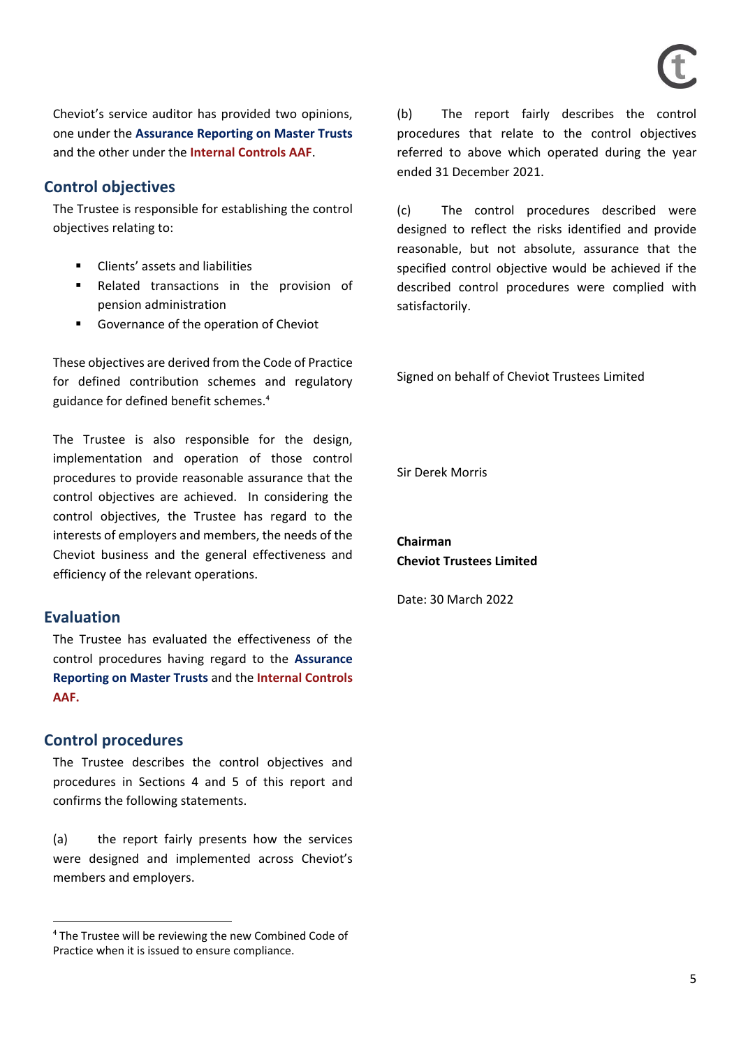Cheviot's service auditor has provided two opinions, one under the **Assurance Reporting on Master Trusts** and the other under the **Internal Controls AAF**.

## Control objectives

The Trustee is responsible for establishing the control objectives relating to:

- Clients' assets and liabilities
- Related transactions in the provision of pension administration
- Governance of the operation of Cheviot

These objectives are derived from the Code of Practice for defined contribution schemes and regulatory guidance for defined benefit schemes.[4]

The Trustee is also responsible for the design, implementation and operation of those control procedures to provide reasonable assurance that the control objectives are achieved. In considering the control objectives, the Trustee has regard to the interests of employers and members, the needs of the Cheviot business and the general effectiveness and efficiency of the relevant operations.

## Evaluation

The Trustee has evaluated the effectiveness of the control procedures having regard to the **Assurance Reporting on Master Trusts** and the **Internal Controls AAF.**

## Control procedures

The Trustee describes the control objectives and procedures in Sections 4 and 5 of this report and confirms the following statements.

(a) the report fairly presents how the services were designed and implemented across Cheviot's members and employers.

(b) The report fairly describes the control procedures that relate to the control objectives referred to above which operated during the year ended 31 December 2021.

(c) The control procedures described were designed to reflect the risks identified and provide reasonable, but not absolute, assurance that the specified control objective would be achieved if the described control procedures were complied with satisfactorily.

Signed on behalf of Cheviot Trustees Limited

Sir Derek Morris

**Chairman**
**Cheviot Trustees Limited**

Date: 30 March 2022

[4] The Trustee will be reviewing the new Combined Code of Practice when it is issued to ensure compliance.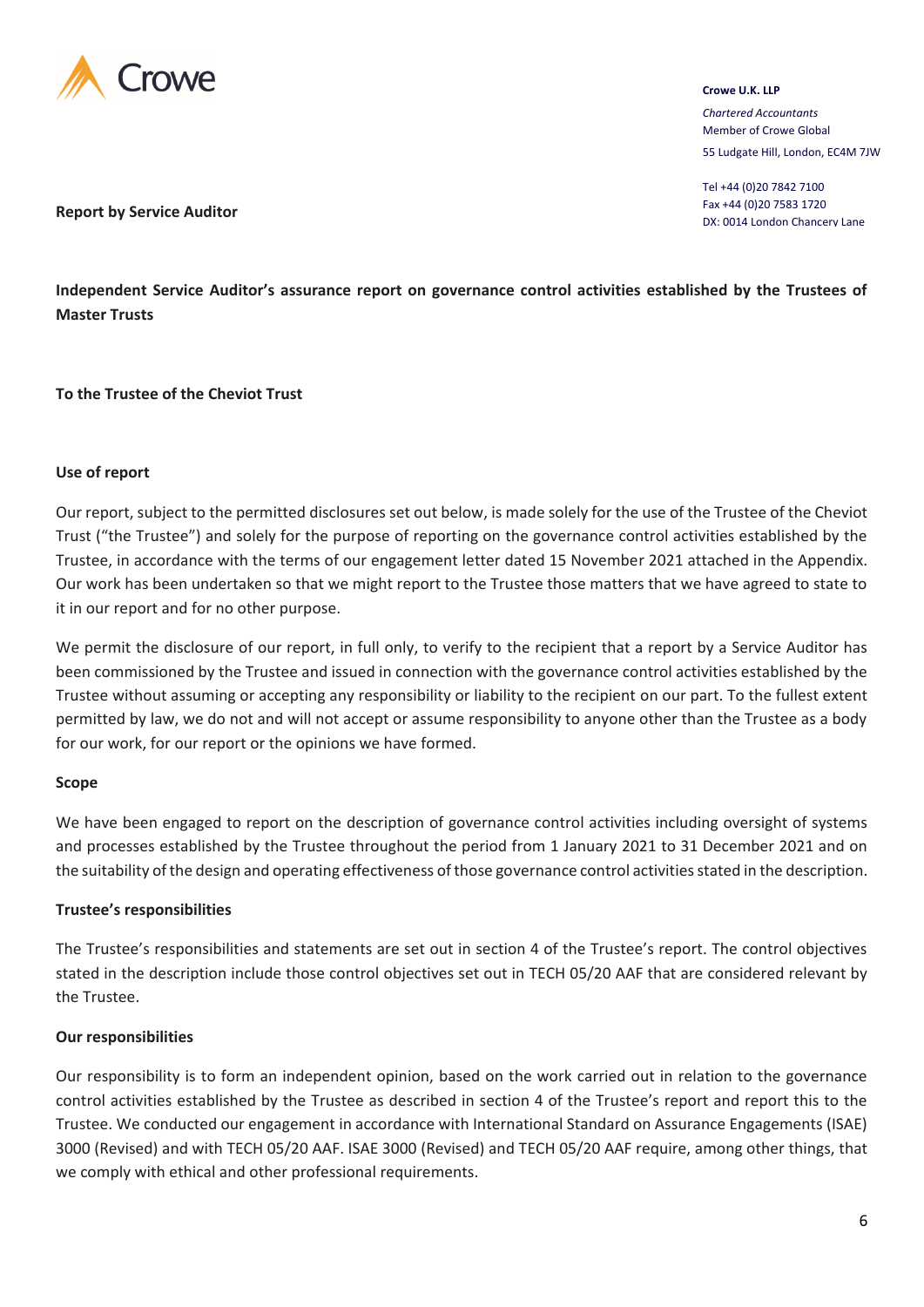**Crowe U.K. LLP**
*Chartered Accountants*
Member of Crowe Global
55 Ludgate Hill, London, EC4M 7JW

Tel +44 (0)20 7842 7100
Fax +44 (0)20 7583 1720
DX: 0014 London Chancery Lane

**Report by Service Auditor**

**Independent Service Auditor's assurance report on governance control activities established by the Trustees of Master Trusts**

**To the Trustee of the Cheviot Trust**

**Use of report**

Our report, subject to the permitted disclosures set out below, is made solely for the use of the Trustee of the Cheviot Trust ("the Trustee") and solely for the purpose of reporting on the governance control activities established by the Trustee, in accordance with the terms of our engagement letter dated 15 November 2021 attached in the Appendix. Our work has been undertaken so that we might report to the Trustee those matters that we have agreed to state to it in our report and for no other purpose.

We permit the disclosure of our report, in full only, to verify to the recipient that a report by a Service Auditor has been commissioned by the Trustee and issued in connection with the governance control activities established by the Trustee without assuming or accepting any responsibility or liability to the recipient on our part. To the fullest extent permitted by law, we do not and will not accept or assume responsibility to anyone other than the Trustee as a body for our work, for our report or the opinions we have formed.

**Scope**

We have been engaged to report on the description of governance control activities including oversight of systems and processes established by the Trustee throughout the period from 1 January 2021 to 31 December 2021 and on the suitability of the design and operating effectiveness of those governance control activities stated in the description.

**Trustee's responsibilities**

The Trustee's responsibilities and statements are set out in section 4 of the Trustee's report. The control objectives stated in the description include those control objectives set out in TECH 05/20 AAF that are considered relevant by the Trustee.

**Our responsibilities**

Our responsibility is to form an independent opinion, based on the work carried out in relation to the governance control activities established by the Trustee as described in section 4 of the Trustee's report and report this to the Trustee. We conducted our engagement in accordance with International Standard on Assurance Engagements (ISAE) 3000 (Revised) and with TECH 05/20 AAF. ISAE 3000 (Revised) and TECH 05/20 AAF require, among other things, that we comply with ethical and other professional requirements.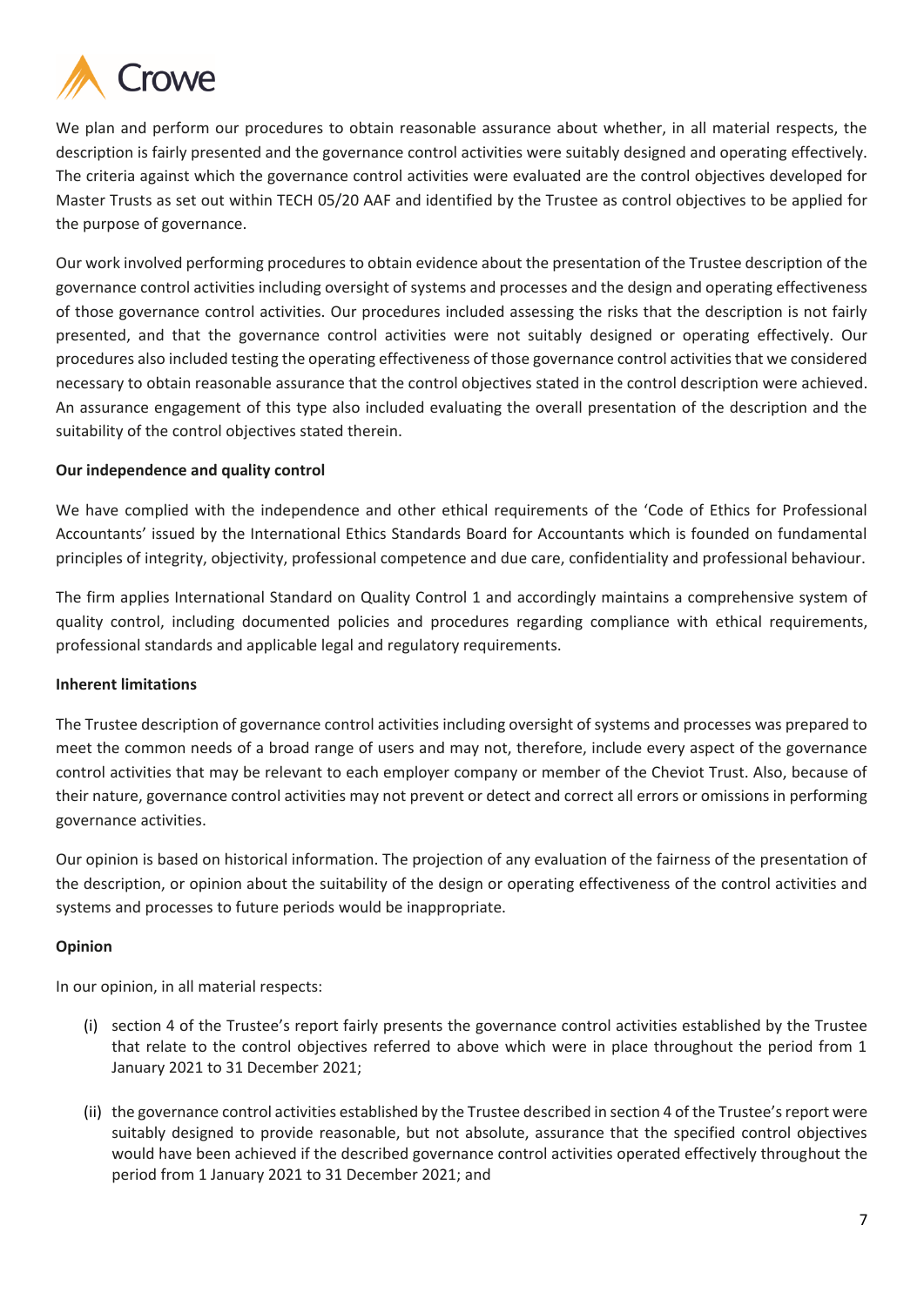We plan and perform our procedures to obtain reasonable assurance about whether, in all material respects, the description is fairly presented and the governance control activities were suitably designed and operating effectively. The criteria against which the governance control activities were evaluated are the control objectives developed for Master Trusts as set out within TECH 05/20 AAF and identified by the Trustee as control objectives to be applied for the purpose of governance.

Our work involved performing procedures to obtain evidence about the presentation of the Trustee description of the governance control activities including oversight of systems and processes and the design and operating effectiveness of those governance control activities. Our procedures included assessing the risks that the description is not fairly presented, and that the governance control activities were not suitably designed or operating effectively. Our procedures also included testing the operating effectiveness of those governance control activities that we considered necessary to obtain reasonable assurance that the control objectives stated in the control description were achieved. An assurance engagement of this type also included evaluating the overall presentation of the description and the suitability of the control objectives stated therein.

**Our independence and quality control**

We have complied with the independence and other ethical requirements of the 'Code of Ethics for Professional Accountants' issued by the International Ethics Standards Board for Accountants which is founded on fundamental principles of integrity, objectivity, professional competence and due care, confidentiality and professional behaviour.

The firm applies International Standard on Quality Control 1 and accordingly maintains a comprehensive system of quality control, including documented policies and procedures regarding compliance with ethical requirements, professional standards and applicable legal and regulatory requirements.

**Inherent limitations**

The Trustee description of governance control activities including oversight of systems and processes was prepared to meet the common needs of a broad range of users and may not, therefore, include every aspect of the governance control activities that may be relevant to each employer company or member of the Cheviot Trust. Also, because of their nature, governance control activities may not prevent or detect and correct all errors or omissions in performing governance activities.

Our opinion is based on historical information. The projection of any evaluation of the fairness of the presentation of the description, or opinion about the suitability of the design or operating effectiveness of the control activities and systems and processes to future periods would be inappropriate.

**Opinion**

In our opinion, in all material respects:

(i) section 4 of the Trustee's report fairly presents the governance control activities established by the Trustee that relate to the control objectives referred to above which were in place throughout the period from 1 January 2021 to 31 December 2021;

(ii) the governance control activities established by the Trustee described in section 4 of the Trustee's report were suitably designed to provide reasonable, but not absolute, assurance that the specified control objectives would have been achieved if the described governance control activities operated effectively throughout the period from 1 January 2021 to 31 December 2021; and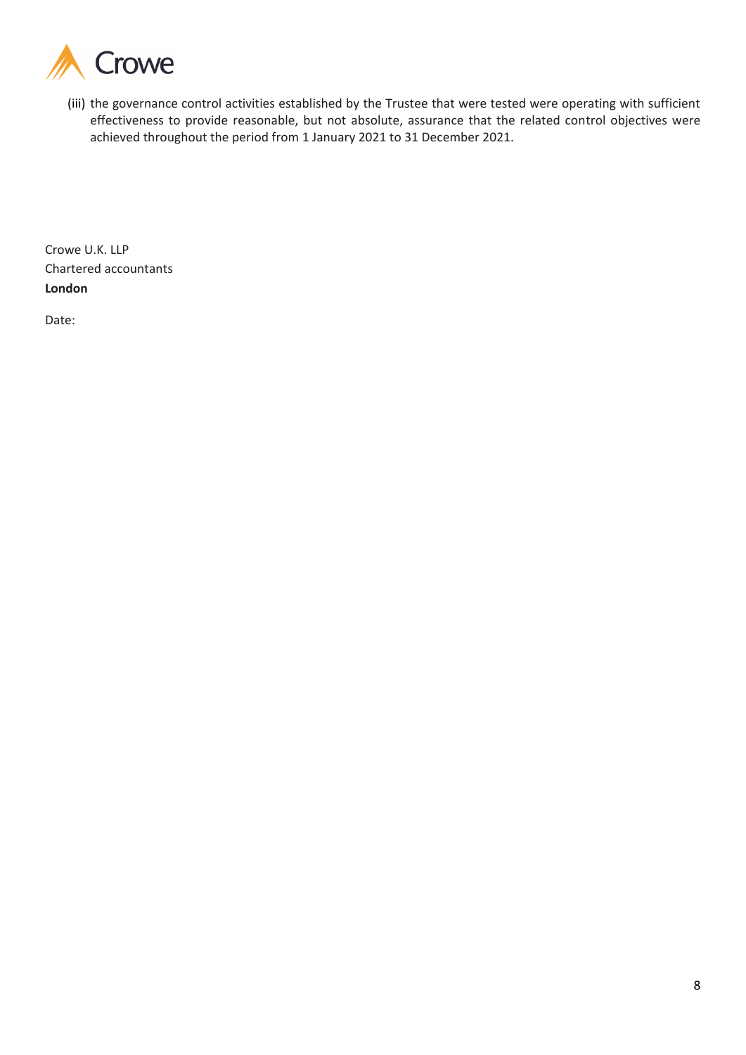(iii) the governance control activities established by the Trustee that were tested were operating with sufficient effectiveness to provide reasonable, but not absolute, assurance that the related control objectives were achieved throughout the period from 1 January 2021 to 31 December 2021.

Crowe U.K. LLP
Chartered accountants
**London**

Date: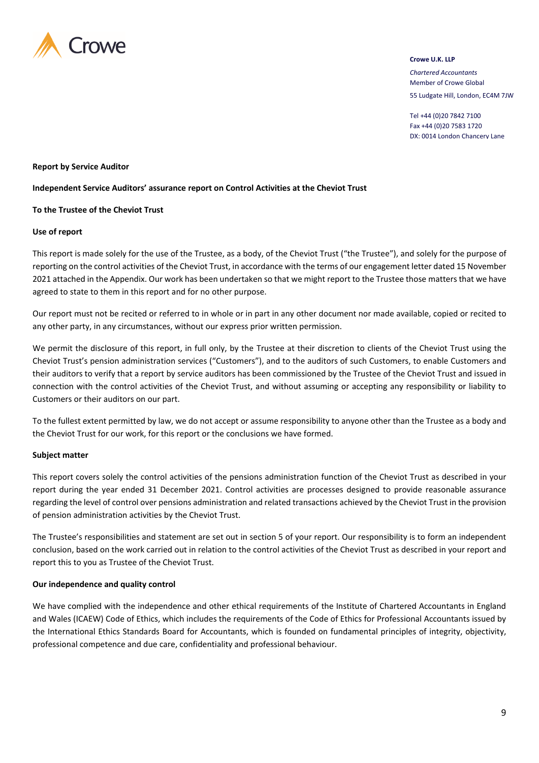Crowe

**Crowe U.K. LLP**

*Chartered Accountants*
Member of Crowe Global
55 Ludgate Hill, London, EC4M 7JW

Tel +44 (0)20 7842 7100
Fax +44 (0)20 7583 1720
DX: 0014 London Chancery Lane

**Report by Service Auditor**

**Independent Service Auditors' assurance report on Control Activities at the Cheviot Trust**

**To the Trustee of the Cheviot Trust**

**Use of report**

This report is made solely for the use of the Trustee, as a body, of the Cheviot Trust ("the Trustee"), and solely for the purpose of reporting on the control activities of the Cheviot Trust, in accordance with the terms of our engagement letter dated 15 November 2021 attached in the Appendix. Our work has been undertaken so that we might report to the Trustee those matters that we have agreed to state to them in this report and for no other purpose.

Our report must not be recited or referred to in whole or in part in any other document nor made available, copied or recited to any other party, in any circumstances, without our express prior written permission.

We permit the disclosure of this report, in full only, by the Trustee at their discretion to clients of the Cheviot Trust using the Cheviot Trust's pension administration services ("Customers"), and to the auditors of such Customers, to enable Customers and their auditors to verify that a report by service auditors has been commissioned by the Trustee of the Cheviot Trust and issued in connection with the control activities of the Cheviot Trust, and without assuming or accepting any responsibility or liability to Customers or their auditors on our part.

To the fullest extent permitted by law, we do not accept or assume responsibility to anyone other than the Trustee as a body and the Cheviot Trust for our work, for this report or the conclusions we have formed.

**Subject matter**

This report covers solely the control activities of the pensions administration function of the Cheviot Trust as described in your report during the year ended 31 December 2021. Control activities are processes designed to provide reasonable assurance regarding the level of control over pensions administration and related transactions achieved by the Cheviot Trust in the provision of pension administration activities by the Cheviot Trust.

The Trustee's responsibilities and statement are set out in section 5 of your report. Our responsibility is to form an independent conclusion, based on the work carried out in relation to the control activities of the Cheviot Trust as described in your report and report this to you as Trustee of the Cheviot Trust.

**Our independence and quality control**

We have complied with the independence and other ethical requirements of the Institute of Chartered Accountants in England and Wales (ICAEW) Code of Ethics, which includes the requirements of the Code of Ethics for Professional Accountants issued by the International Ethics Standards Board for Accountants, which is founded on fundamental principles of integrity, objectivity, professional competence and due care, confidentiality and professional behaviour.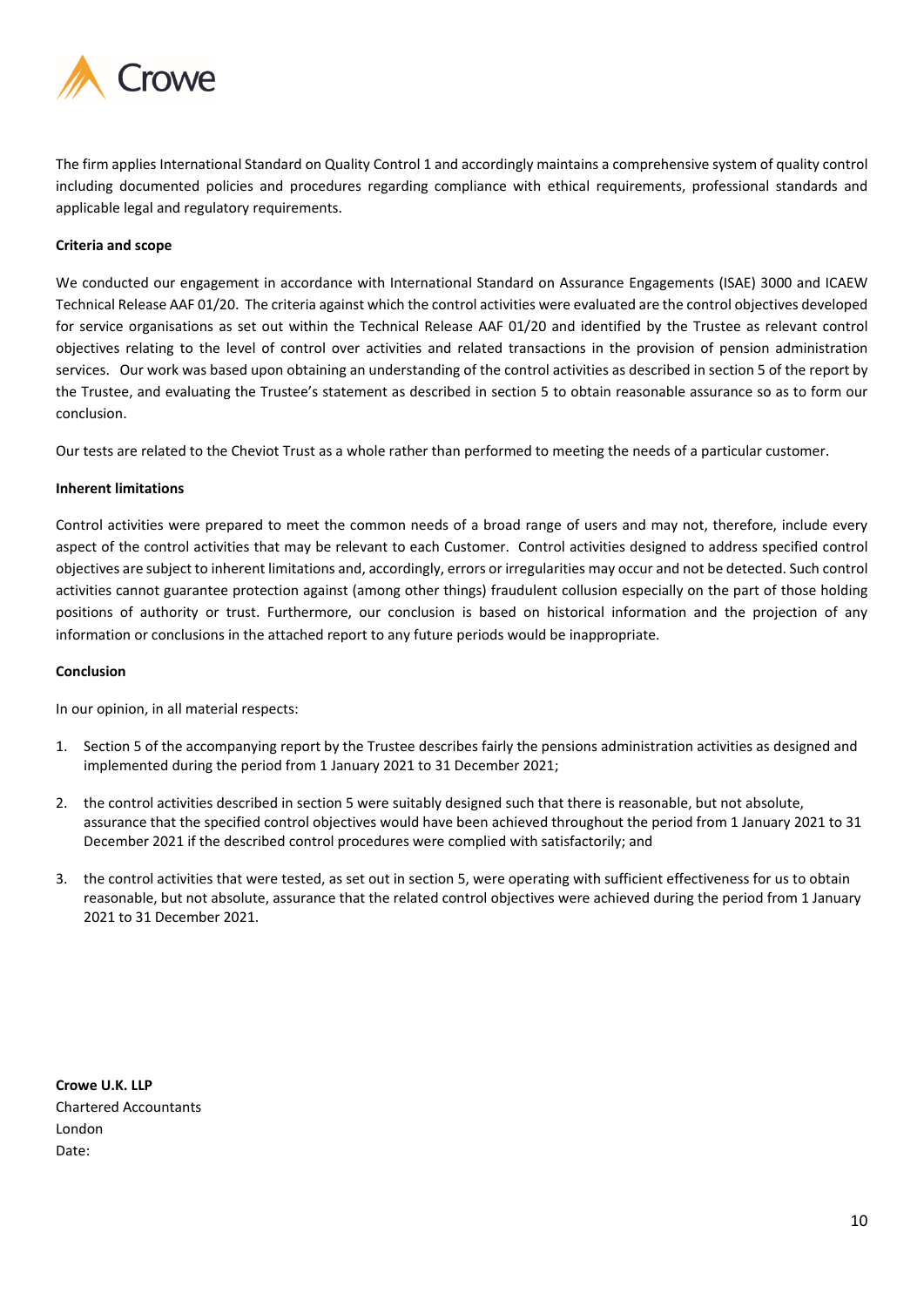The firm applies International Standard on Quality Control 1 and accordingly maintains a comprehensive system of quality control including documented policies and procedures regarding compliance with ethical requirements, professional standards and applicable legal and regulatory requirements.

**Criteria and scope**

We conducted our engagement in accordance with International Standard on Assurance Engagements (ISAE) 3000 and ICAEW Technical Release AAF 01/20. The criteria against which the control activities were evaluated are the control objectives developed for service organisations as set out within the Technical Release AAF 01/20 and identified by the Trustee as relevant control objectives relating to the level of control over activities and related transactions in the provision of pension administration services. Our work was based upon obtaining an understanding of the control activities as described in section 5 of the report by the Trustee, and evaluating the Trustee's statement as described in section 5 to obtain reasonable assurance so as to form our conclusion.

Our tests are related to the Cheviot Trust as a whole rather than performed to meeting the needs of a particular customer.

**Inherent limitations**

Control activities were prepared to meet the common needs of a broad range of users and may not, therefore, include every aspect of the control activities that may be relevant to each Customer. Control activities designed to address specified control objectives are subject to inherent limitations and, accordingly, errors or irregularities may occur and not be detected. Such control activities cannot guarantee protection against (among other things) fraudulent collusion especially on the part of those holding positions of authority or trust. Furthermore, our conclusion is based on historical information and the projection of any information or conclusions in the attached report to any future periods would be inappropriate.

**Conclusion**

In our opinion, in all material respects:

1. Section 5 of the accompanying report by the Trustee describes fairly the pensions administration activities as designed and implemented during the period from 1 January 2021 to 31 December 2021;
2. the control activities described in section 5 were suitably designed such that there is reasonable, but not absolute, assurance that the specified control objectives would have been achieved throughout the period from 1 January 2021 to 31 December 2021 if the described control procedures were complied with satisfactorily; and
3. the control activities that were tested, as set out in section 5, were operating with sufficient effectiveness for us to obtain reasonable, but not absolute, assurance that the related control objectives were achieved during the period from 1 January 2021 to 31 December 2021.

**Crowe U.K. LLP**
Chartered Accountants
London
Date: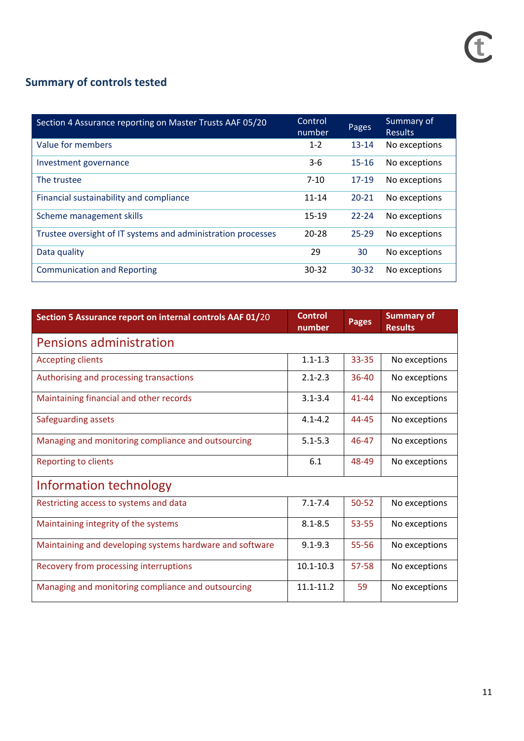## Summary of controls tested

| Section 4 Assurance reporting on Master Trusts AAF 05/20 | Control number | Pages | Summary of Results |
|---|---|---|---|
| Value for members | 1-2 | 13-14 | No exceptions |
| Investment governance | 3-6 | 15-16 | No exceptions |
| The trustee | 7-10 | 17-19 | No exceptions |
| Financial sustainability and compliance | 11-14 | 20-21 | No exceptions |
| Scheme management skills | 15-19 | 22-24 | No exceptions |
| Trustee oversight of IT systems and administration processes | 20-28 | 25-29 | No exceptions |
| Data quality | 29 | 30 | No exceptions |
| Communication and Reporting | 30-32 | 30-32 | No exceptions |

| **Section 5 Assurance report on internal controls AAF 01/20** | **Control number** | **Pages** | **Summary of Results** |
|---|---|---|---|
| **Pensions administration** | | | |
| Accepting clients | 1.1-1.3 | 33-35 | No exceptions |
| Authorising and processing transactions | 2.1-2.3 | 36-40 | No exceptions |
| Maintaining financial and other records | 3.1-3.4 | 41-44 | No exceptions |
| Safeguarding assets | 4.1-4.2 | 44-45 | No exceptions |
| Managing and monitoring compliance and outsourcing | 5.1-5.3 | 46-47 | No exceptions |
| Reporting to clients | 6.1 | 48-49 | No exceptions |
| **Information technology** | | | |
| Restricting access to systems and data | 7.1-7.4 | 50-52 | No exceptions |
| Maintaining integrity of the systems | 8.1-8.5 | 53-55 | No exceptions |
| Maintaining and developing systems hardware and software | 9.1-9.3 | 55-56 | No exceptions |
| Recovery from processing interruptions | 10.1-10.3 | 57-58 | No exceptions |
| Managing and monitoring compliance and outsourcing | 11.1-11.2 | 59 | No exceptions |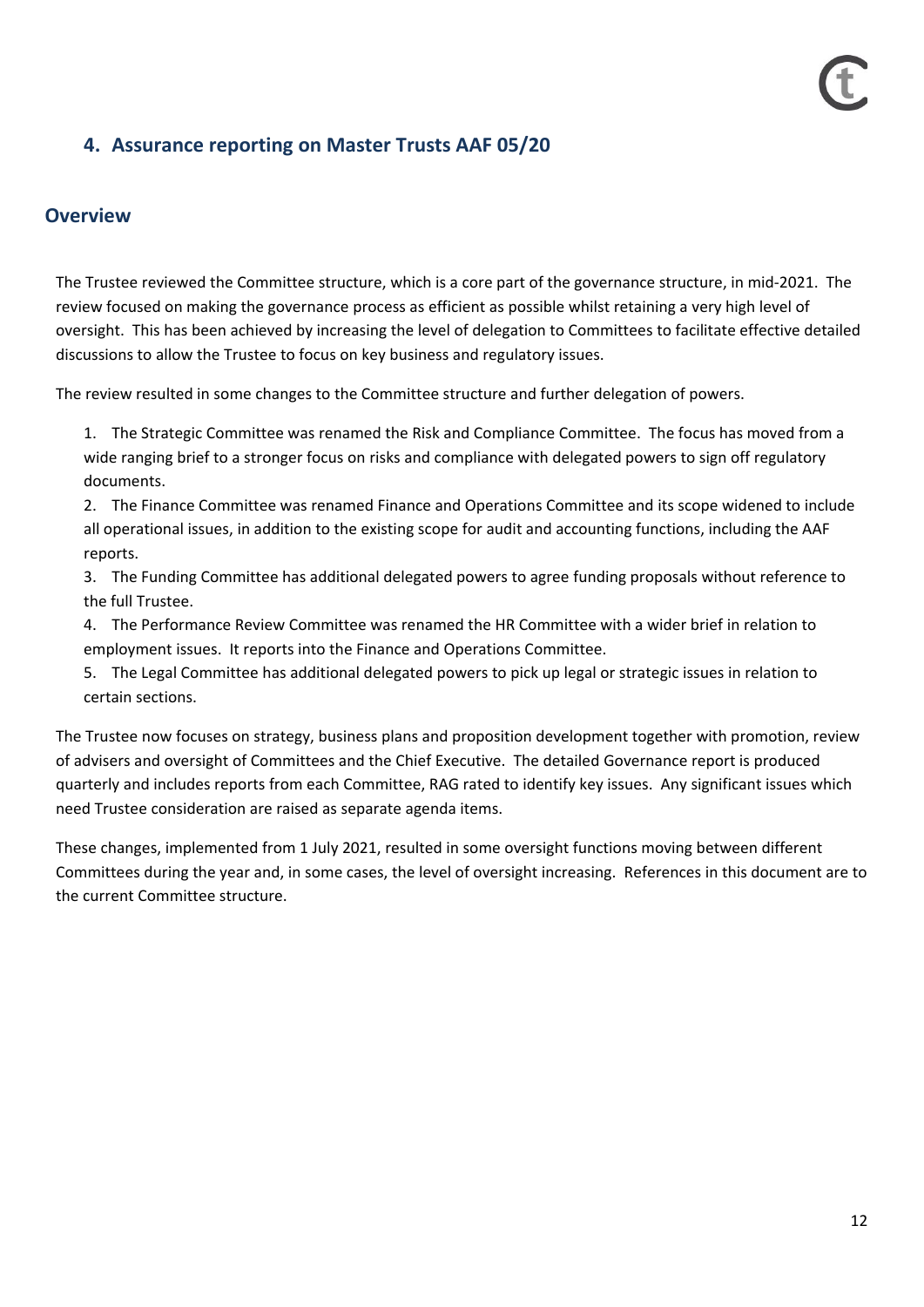## 4. Assurance reporting on Master Trusts AAF 05/20

### Overview

The Trustee reviewed the Committee structure, which is a core part of the governance structure, in mid-2021. The review focused on making the governance process as efficient as possible whilst retaining a very high level of oversight. This has been achieved by increasing the level of delegation to Committees to facilitate effective detailed discussions to allow the Trustee to focus on key business and regulatory issues.

The review resulted in some changes to the Committee structure and further delegation of powers.

1. The Strategic Committee was renamed the Risk and Compliance Committee. The focus has moved from a wide ranging brief to a stronger focus on risks and compliance with delegated powers to sign off regulatory documents.
2. The Finance Committee was renamed Finance and Operations Committee and its scope widened to include all operational issues, in addition to the existing scope for audit and accounting functions, including the AAF reports.
3. The Funding Committee has additional delegated powers to agree funding proposals without reference to the full Trustee.
4. The Performance Review Committee was renamed the HR Committee with a wider brief in relation to employment issues. It reports into the Finance and Operations Committee.
5. The Legal Committee has additional delegated powers to pick up legal or strategic issues in relation to certain sections.

The Trustee now focuses on strategy, business plans and proposition development together with promotion, review of advisers and oversight of Committees and the Chief Executive. The detailed Governance report is produced quarterly and includes reports from each Committee, RAG rated to identify key issues. Any significant issues which need Trustee consideration are raised as separate agenda items.

These changes, implemented from 1 July 2021, resulted in some oversight functions moving between different Committees during the year and, in some cases, the level of oversight increasing. References in this document are to the current Committee structure.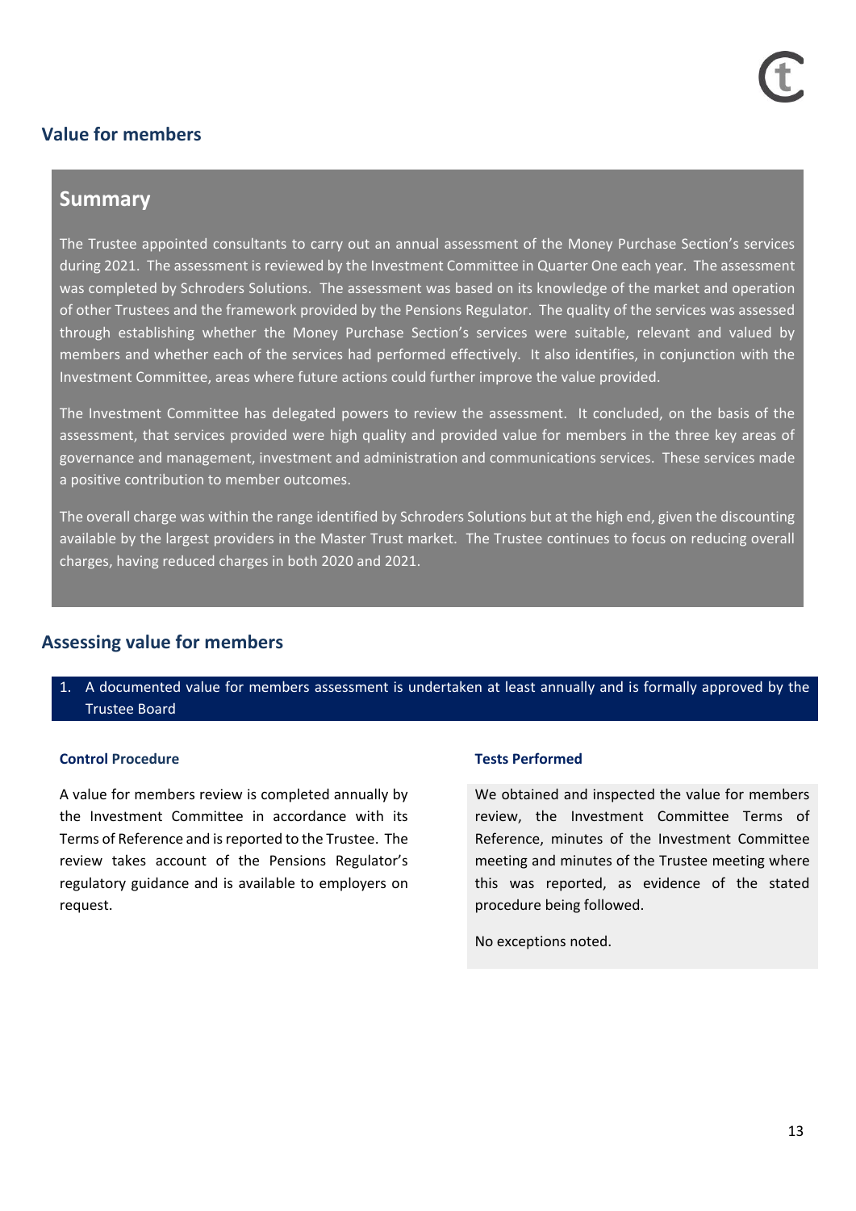## Value for members

### Summary

The Trustee appointed consultants to carry out an annual assessment of the Money Purchase Section's services during 2021. The assessment is reviewed by the Investment Committee in Quarter One each year. The assessment was completed by Schroders Solutions. The assessment was based on its knowledge of the market and operation of other Trustees and the framework provided by the Pensions Regulator. The quality of the services was assessed through establishing whether the Money Purchase Section's services were suitable, relevant and valued by members and whether each of the services had performed effectively. It also identifies, in conjunction with the Investment Committee, areas where future actions could further improve the value provided.

The Investment Committee has delegated powers to review the assessment. It concluded, on the basis of the assessment, that services provided were high quality and provided value for members in the three key areas of governance and management, investment and administration and communications services. These services made a positive contribution to member outcomes.

The overall charge was within the range identified by Schroders Solutions but at the high end, given the discounting available by the largest providers in the Master Trust market. The Trustee continues to focus on reducing overall charges, having reduced charges in both 2020 and 2021.

## Assessing value for members

1. A documented value for members assessment is undertaken at least annually and is formally approved by the Trustee Board

| Control Procedure | Tests Performed |
|---|---|
| A value for members review is completed annually by the Investment Committee in accordance with its Terms of Reference and is reported to the Trustee. The review takes account of the Pensions Regulator's regulatory guidance and is available to employers on request. | We obtained and inspected the value for members review, the Investment Committee Terms of Reference, minutes of the Investment Committee meeting and minutes of the Trustee meeting where this was reported, as evidence of the stated procedure being followed.<br><br>No exceptions noted. |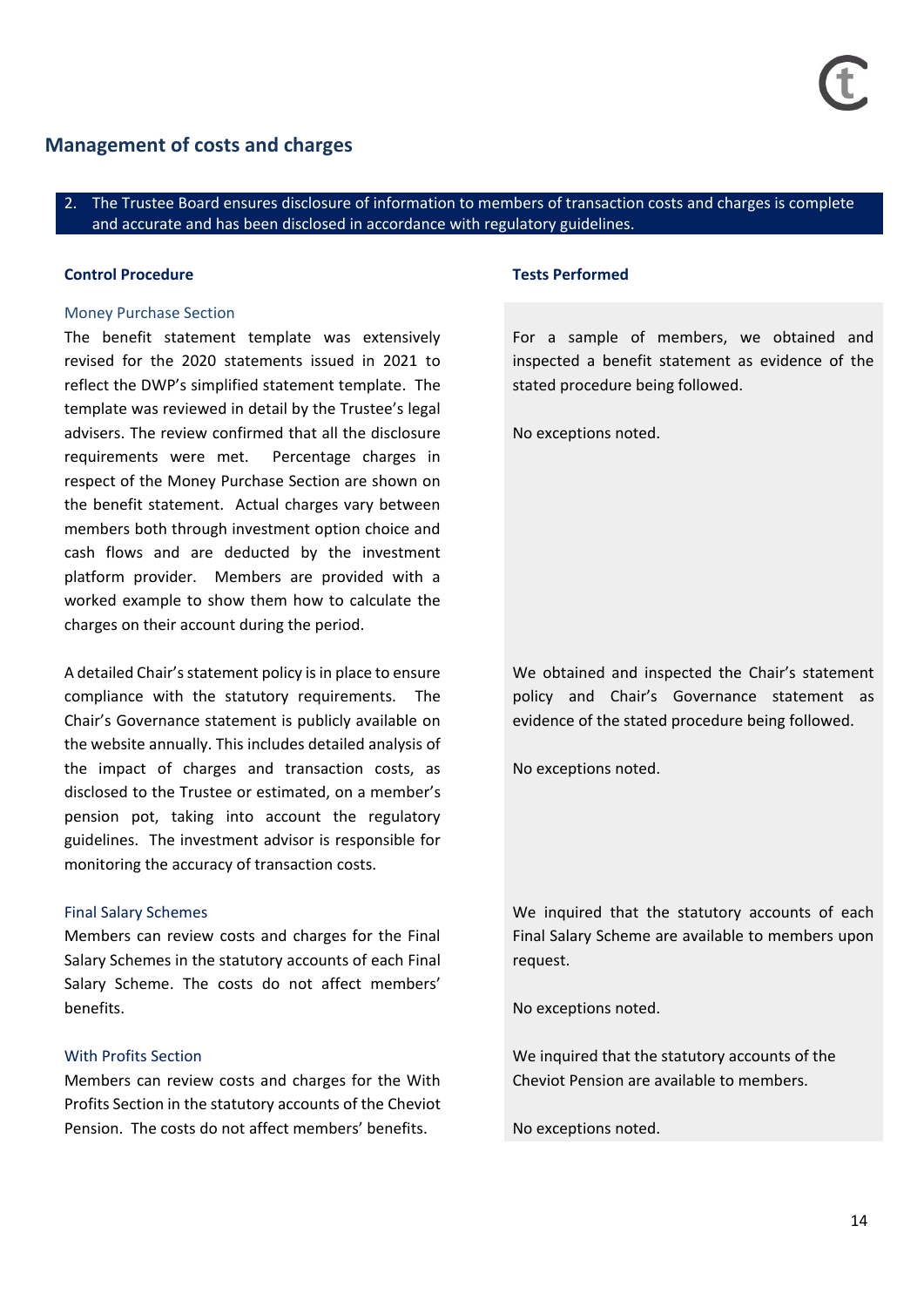## Management of costs and charges

**2. The Trustee Board ensures disclosure of information to members of transaction costs and charges is complete and accurate and has been disclosed in accordance with regulatory guidelines.**

| Control Procedure | Tests Performed |
|---|---|
| **Money Purchase Section**<br>The benefit statement template was extensively revised for the 2020 statements issued in 2021 to reflect the DWP's simplified statement template. The template was reviewed in detail by the Trustee's legal advisers. The review confirmed that all the disclosure requirements were met. Percentage charges in respect of the Money Purchase Section are shown on the benefit statement. Actual charges vary between members both through investment option choice and cash flows and are deducted by the investment platform provider. Members are provided with a worked example to show them how to calculate the charges on their account during the period. | For a sample of members, we obtained and inspected a benefit statement as evidence of the stated procedure being followed.<br><br>No exceptions noted. |
| A detailed Chair's statement policy is in place to ensure compliance with the statutory requirements. The Chair's Governance statement is publicly available on the website annually. This includes detailed analysis of the impact of charges and transaction costs, as disclosed to the Trustee or estimated, on a member's pension pot, taking into account the regulatory guidelines. The investment advisor is responsible for monitoring the accuracy of transaction costs. | We obtained and inspected the Chair's statement policy and Chair's Governance statement as evidence of the stated procedure being followed.<br><br>No exceptions noted. |
| **Final Salary Schemes**<br>Members can review costs and charges for the Final Salary Schemes in the statutory accounts of each Final Salary Scheme. The costs do not affect members' benefits. | We inquired that the statutory accounts of each Final Salary Scheme are available to members upon request.<br><br>No exceptions noted. |
| **With Profits Section**<br>Members can review costs and charges for the With Profits Section in the statutory accounts of the Cheviot Pension. The costs do not affect members' benefits. | We inquired that the statutory accounts of the Cheviot Pension are available to members.<br><br>No exceptions noted. |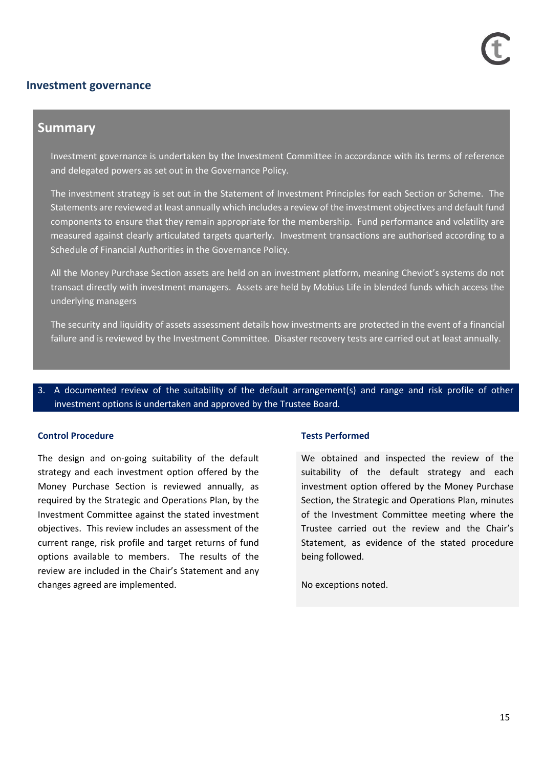## Investment governance

### Summary

Investment governance is undertaken by the Investment Committee in accordance with its terms of reference and delegated powers as set out in the Governance Policy.

The investment strategy is set out in the Statement of Investment Principles for each Section or Scheme. The Statements are reviewed at least annually which includes a review of the investment objectives and default fund components to ensure that they remain appropriate for the membership. Fund performance and volatility are measured against clearly articulated targets quarterly. Investment transactions are authorised according to a Schedule of Financial Authorities in the Governance Policy.

All the Money Purchase Section assets are held on an investment platform, meaning Cheviot's systems do not transact directly with investment managers. Assets are held by Mobius Life in blended funds which access the underlying managers

The security and liquidity of assets assessment details how investments are protected in the event of a financial failure and is reviewed by the Investment Committee. Disaster recovery tests are carried out at least annually.

**3. A documented review of the suitability of the default arrangement(s) and range and risk profile of other investment options is undertaken and approved by the Trustee Board.**

**Control Procedure**

The design and on-going suitability of the default strategy and each investment option offered by the Money Purchase Section is reviewed annually, as required by the Strategic and Operations Plan, by the Investment Committee against the stated investment objectives. This review includes an assessment of the current range, risk profile and target returns of fund options available to members. The results of the review are included in the Chair's Statement and any changes agreed are implemented.

**Tests Performed**

We obtained and inspected the review of the suitability of the default strategy and each investment option offered by the Money Purchase Section, the Strategic and Operations Plan, minutes of the Investment Committee meeting where the Trustee carried out the review and the Chair's Statement, as evidence of the stated procedure being followed.

No exceptions noted.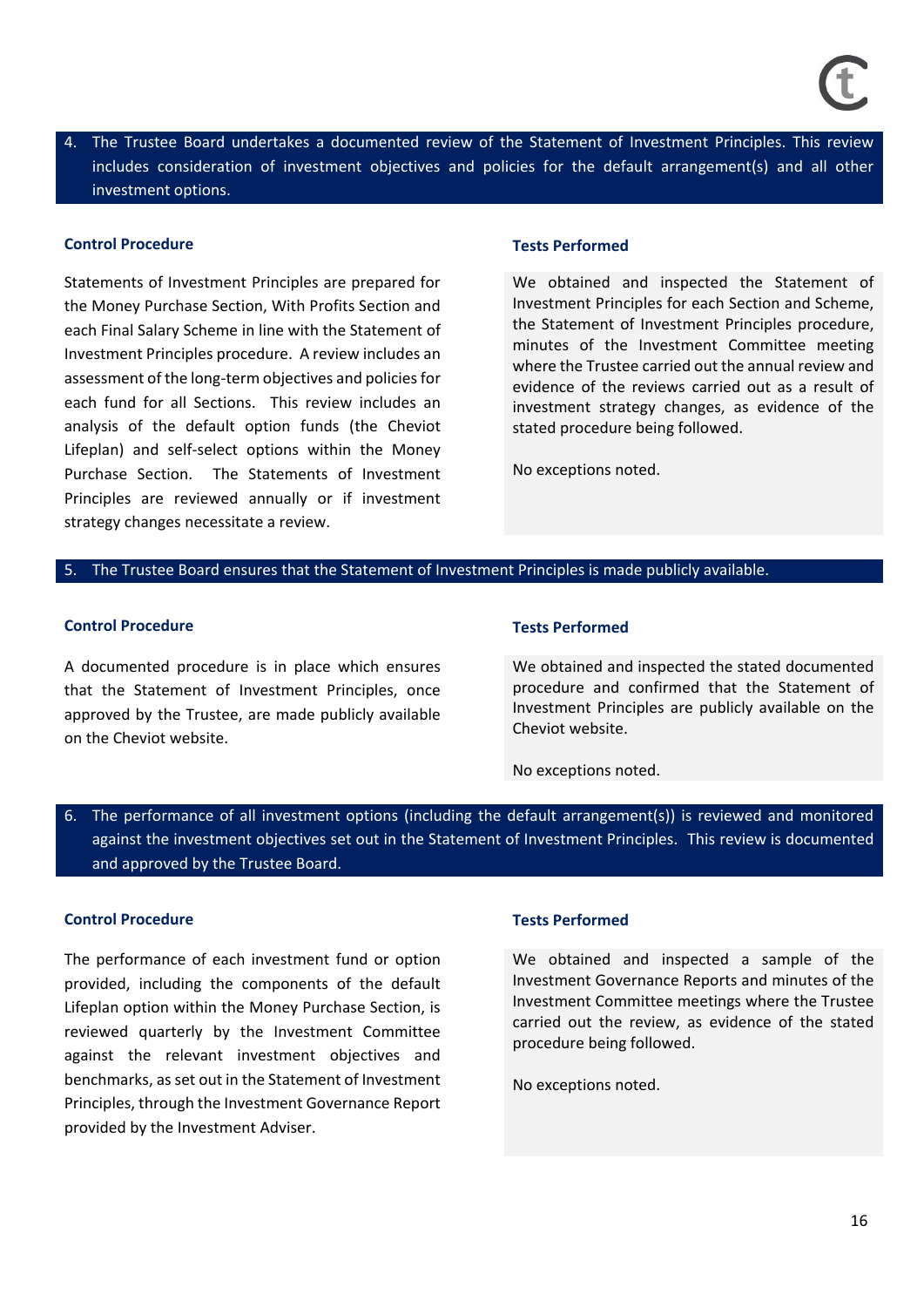**4. The Trustee Board undertakes a documented review of the Statement of Investment Principles. This review includes consideration of investment objectives and policies for the default arrangement(s) and all other investment options.**

| Control Procedure | Tests Performed |
|---|---|
| Statements of Investment Principles are prepared for the Money Purchase Section, With Profits Section and each Final Salary Scheme in line with the Statement of Investment Principles procedure. A review includes an assessment of the long-term objectives and policies for each fund for all Sections. This review includes an analysis of the default option funds (the Cheviot Lifeplan) and self-select options within the Money Purchase Section. The Statements of Investment Principles are reviewed annually or if investment strategy changes necessitate a review. | We obtained and inspected the Statement of Investment Principles for each Section and Scheme, the Statement of Investment Principles procedure, minutes of the Investment Committee meeting where the Trustee carried out the annual review and evidence of the reviews carried out as a result of investment strategy changes, as evidence of the stated procedure being followed.<br><br>No exceptions noted. |

**5. The Trustee Board ensures that the Statement of Investment Principles is made publicly available.**

| Control Procedure | Tests Performed |
|---|---|
| A documented procedure is in place which ensures that the Statement of Investment Principles, once approved by the Trustee, are made publicly available on the Cheviot website. | We obtained and inspected the stated documented procedure and confirmed that the Statement of Investment Principles are publicly available on the Cheviot website.<br><br>No exceptions noted. |

**6. The performance of all investment options (including the default arrangement(s)) is reviewed and monitored against the investment objectives set out in the Statement of Investment Principles. This review is documented and approved by the Trustee Board.**

| Control Procedure | Tests Performed |
|---|---|
| The performance of each investment fund or option provided, including the components of the default Lifeplan option within the Money Purchase Section, is reviewed quarterly by the Investment Committee against the relevant investment objectives and benchmarks, as set out in the Statement of Investment Principles, through the Investment Governance Report provided by the Investment Adviser. | We obtained and inspected a sample of the Investment Governance Reports and minutes of the Investment Committee meetings where the Trustee carried out the review, as evidence of the stated procedure being followed.<br><br>No exceptions noted. |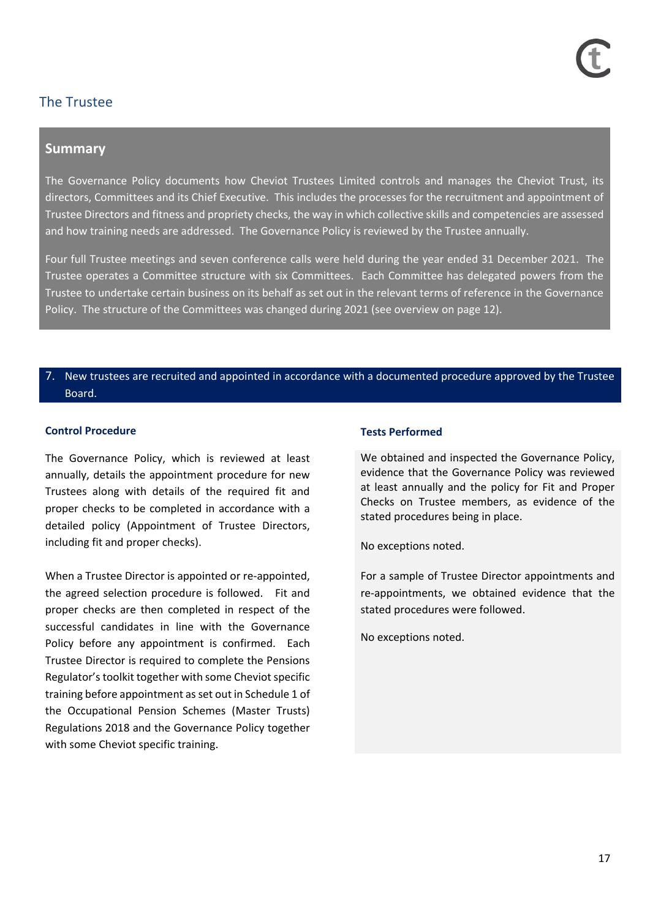# The Trustee

## Summary

The Governance Policy documents how Cheviot Trustees Limited controls and manages the Cheviot Trust, its directors, Committees and its Chief Executive. This includes the processes for the recruitment and appointment of Trustee Directors and fitness and propriety checks, the way in which collective skills and competencies are assessed and how training needs are addressed. The Governance Policy is reviewed by the Trustee annually.

Four full Trustee meetings and seven conference calls were held during the year ended 31 December 2021. The Trustee operates a Committee structure with six Committees. Each Committee has delegated powers from the Trustee to undertake certain business on its behalf as set out in the relevant terms of reference in the Governance Policy. The structure of the Committees was changed during 2021 (see overview on page 12).

### 7. New trustees are recruited and appointed in accordance with a documented procedure approved by the Trustee Board.

| Control Procedure | Tests Performed |
|---|---|
| The Governance Policy, which is reviewed at least annually, details the appointment procedure for new Trustees along with details of the required fit and proper checks to be completed in accordance with a detailed policy (Appointment of Trustee Directors, including fit and proper checks). | We obtained and inspected the Governance Policy, evidence that the Governance Policy was reviewed at least annually and the policy for Fit and Proper Checks on Trustee members, as evidence of the stated procedures being in place.<br><br>No exceptions noted. |
| When a Trustee Director is appointed or re-appointed, the agreed selection procedure is followed. Fit and proper checks are then completed in respect of the successful candidates in line with the Governance Policy before any appointment is confirmed. Each Trustee Director is required to complete the Pensions Regulator's toolkit together with some Cheviot specific training before appointment as set out in Schedule 1 of the Occupational Pension Schemes (Master Trusts) Regulations 2018 and the Governance Policy together with some Cheviot specific training. | For a sample of Trustee Director appointments and re-appointments, we obtained evidence that the stated procedures were followed.<br><br>No exceptions noted. |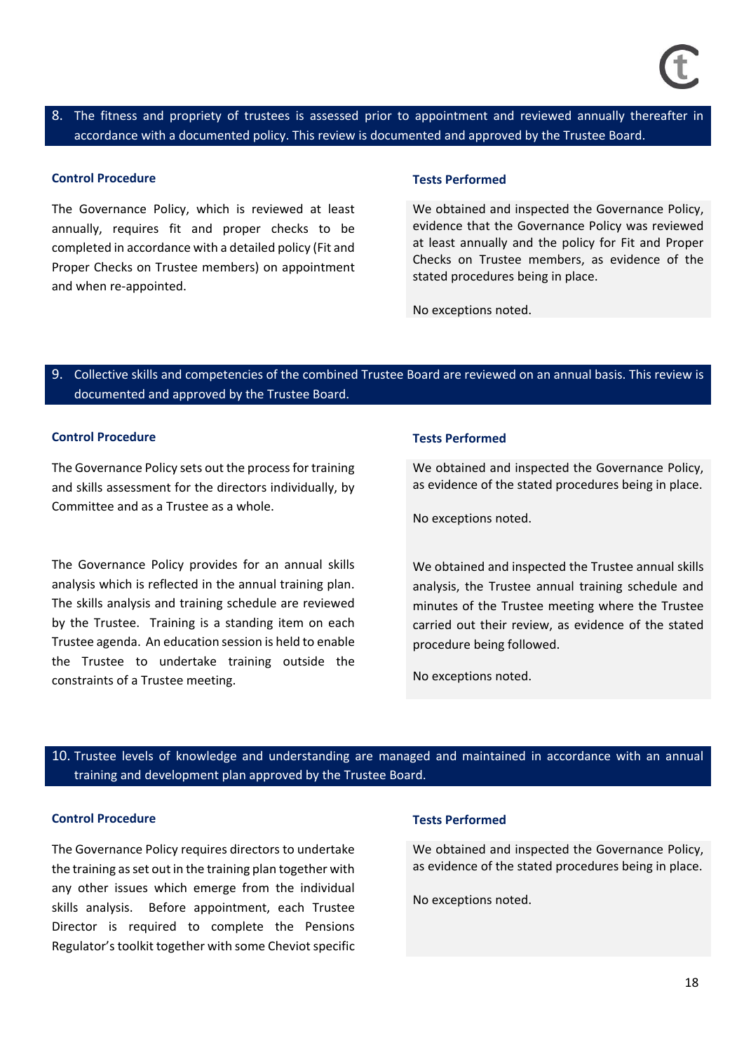**8. The fitness and propriety of trustees is assessed prior to appointment and reviewed annually thereafter in accordance with a documented policy. This review is documented and approved by the Trustee Board.**

| Control Procedure | Tests Performed |
|---|---|
| The Governance Policy, which is reviewed at least annually, requires fit and proper checks to be completed in accordance with a detailed policy (Fit and Proper Checks on Trustee members) on appointment and when re-appointed. | We obtained and inspected the Governance Policy, evidence that the Governance Policy was reviewed at least annually and the policy for Fit and Proper Checks on Trustee members, as evidence of the stated procedures being in place.<br><br>No exceptions noted. |

**9. Collective skills and competencies of the combined Trustee Board are reviewed on an annual basis. This review is documented and approved by the Trustee Board.**

| Control Procedure | Tests Performed |
|---|---|
| The Governance Policy sets out the process for training and skills assessment for the directors individually, by Committee and as a Trustee as a whole. | We obtained and inspected the Governance Policy, as evidence of the stated procedures being in place.<br><br>No exceptions noted. |
| The Governance Policy provides for an annual skills analysis which is reflected in the annual training plan. The skills analysis and training schedule are reviewed by the Trustee. Training is a standing item on each Trustee agenda. An education session is held to enable the Trustee to undertake training outside the constraints of a Trustee meeting. | We obtained and inspected the Trustee annual skills analysis, the Trustee annual training schedule and minutes of the Trustee meeting where the Trustee carried out their review, as evidence of the stated procedure being followed.<br><br>No exceptions noted. |

**10. Trustee levels of knowledge and understanding are managed and maintained in accordance with an annual training and development plan approved by the Trustee Board.**

| Control Procedure | Tests Performed |
|---|---|
| The Governance Policy requires directors to undertake the training as set out in the training plan together with any other issues which emerge from the individual skills analysis. Before appointment, each Trustee Director is required to complete the Pensions Regulator's toolkit together with some Cheviot specific | We obtained and inspected the Governance Policy, as evidence of the stated procedures being in place.<br><br>No exceptions noted. |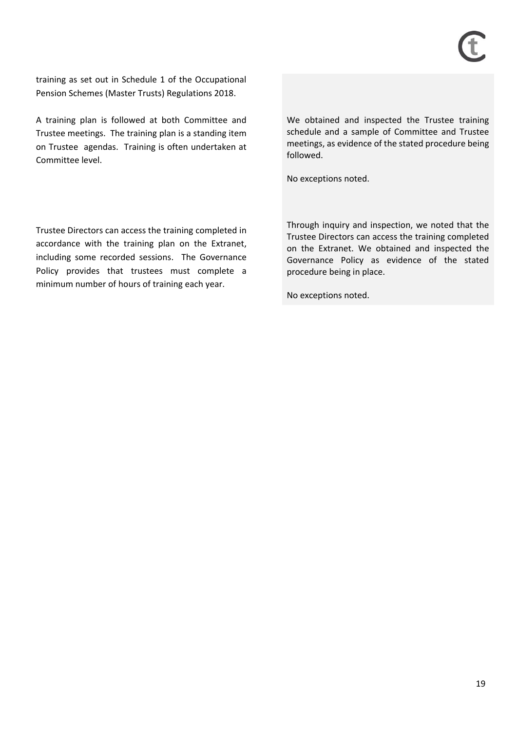| | |
|---|---|
| training as set out in Schedule 1 of the Occupational Pension Schemes (Master Trusts) Regulations 2018. | |
| A training plan is followed at both Committee and Trustee meetings. The training plan is a standing item on Trustee agendas. Training is often undertaken at Committee level. | We obtained and inspected the Trustee training schedule and a sample of Committee and Trustee meetings, as evidence of the stated procedure being followed.<br><br>No exceptions noted. |
| Trustee Directors can access the training completed in accordance with the training plan on the Extranet, including some recorded sessions. The Governance Policy provides that trustees must complete a minimum number of hours of training each year. | Through inquiry and inspection, we noted that the Trustee Directors can access the training completed on the Extranet. We obtained and inspected the Governance Policy as evidence of the stated procedure being in place.<br><br>No exceptions noted. |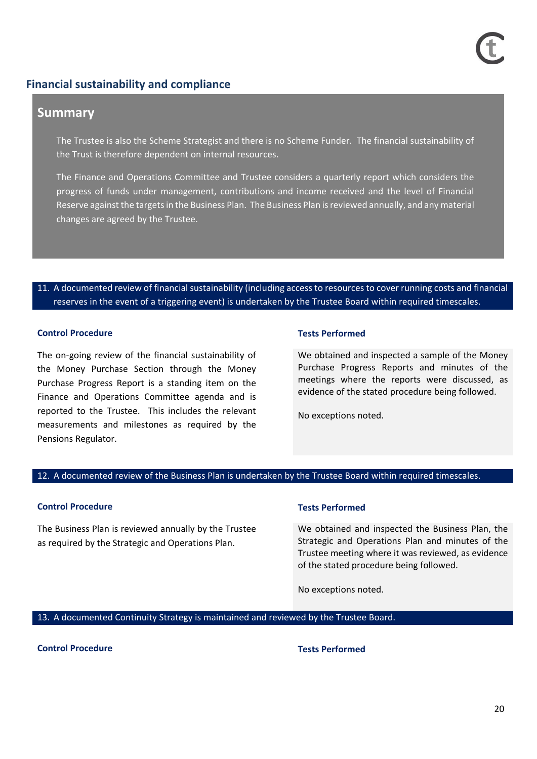## Financial sustainability and compliance

### Summary

The Trustee is also the Scheme Strategist and there is no Scheme Funder. The financial sustainability of the Trust is therefore dependent on internal resources.

The Finance and Operations Committee and Trustee considers a quarterly report which considers the progress of funds under management, contributions and income received and the level of Financial Reserve against the targets in the Business Plan. The Business Plan is reviewed annually, and any material changes are agreed by the Trustee.

### 11. A documented review of financial sustainability (including access to resources to cover running costs and financial reserves in the event of a triggering event) is undertaken by the Trustee Board within required timescales.

| Control Procedure | Tests Performed |
|---|---|
| The on-going review of the financial sustainability of the Money Purchase Section through the Money Purchase Progress Report is a standing item on the Finance and Operations Committee agenda and is reported to the Trustee. This includes the relevant measurements and milestones as required by the Pensions Regulator. | We obtained and inspected a sample of the Money Purchase Progress Reports and minutes of the meetings where the reports were discussed, as evidence of the stated procedure being followed.<br><br>No exceptions noted. |

### 12. A documented review of the Business Plan is undertaken by the Trustee Board within required timescales.

| Control Procedure | Tests Performed |
|---|---|
| The Business Plan is reviewed annually by the Trustee as required by the Strategic and Operations Plan. | We obtained and inspected the Business Plan, the Strategic and Operations Plan and minutes of the Trustee meeting where it was reviewed, as evidence of the stated procedure being followed.<br><br>No exceptions noted. |

### 13. A documented Continuity Strategy is maintained and reviewed by the Trustee Board.

| Control Procedure | Tests Performed |
|---|---|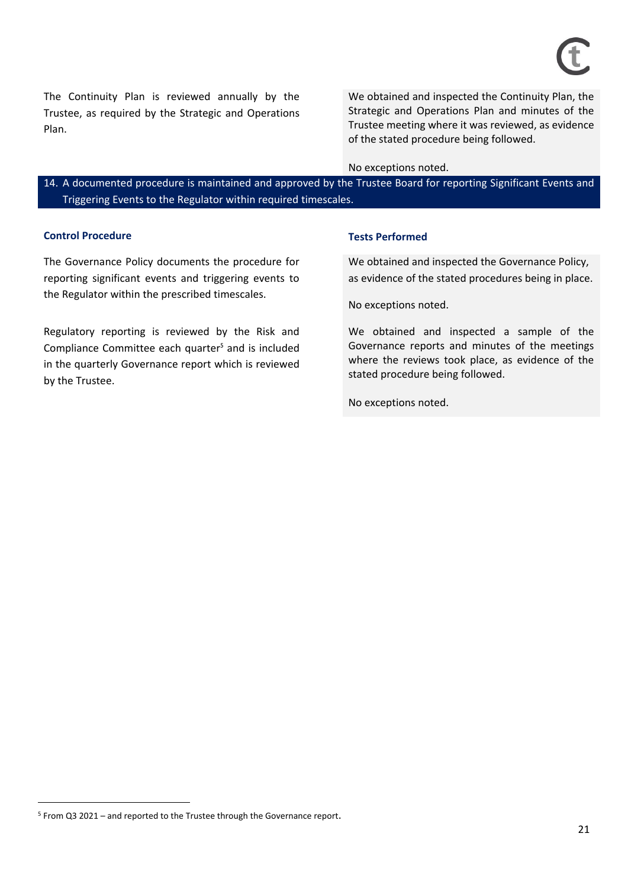| | |
|---|---|
| The Continuity Plan is reviewed annually by the Trustee, as required by the Strategic and Operations Plan. | We obtained and inspected the Continuity Plan, the Strategic and Operations Plan and minutes of the Trustee meeting where it was reviewed, as evidence of the stated procedure being followed.<br><br>No exceptions noted. |

## 14. A documented procedure is maintained and approved by the Trustee Board for reporting Significant Events and Triggering Events to the Regulator within required timescales.

| Control Procedure | Tests Performed |
|---|---|
| The Governance Policy documents the procedure for reporting significant events and triggering events to the Regulator within the prescribed timescales. | We obtained and inspected the Governance Policy, as evidence of the stated procedures being in place.<br><br>No exceptions noted. |
| Regulatory reporting is reviewed by the Risk and Compliance Committee each quarter[5] and is included in the quarterly Governance report which is reviewed by the Trustee. | We obtained and inspected a sample of the Governance reports and minutes of the meetings where the reviews took place, as evidence of the stated procedure being followed.<br><br>No exceptions noted. |

[5] From Q3 2021 – and reported to the Trustee through the Governance report.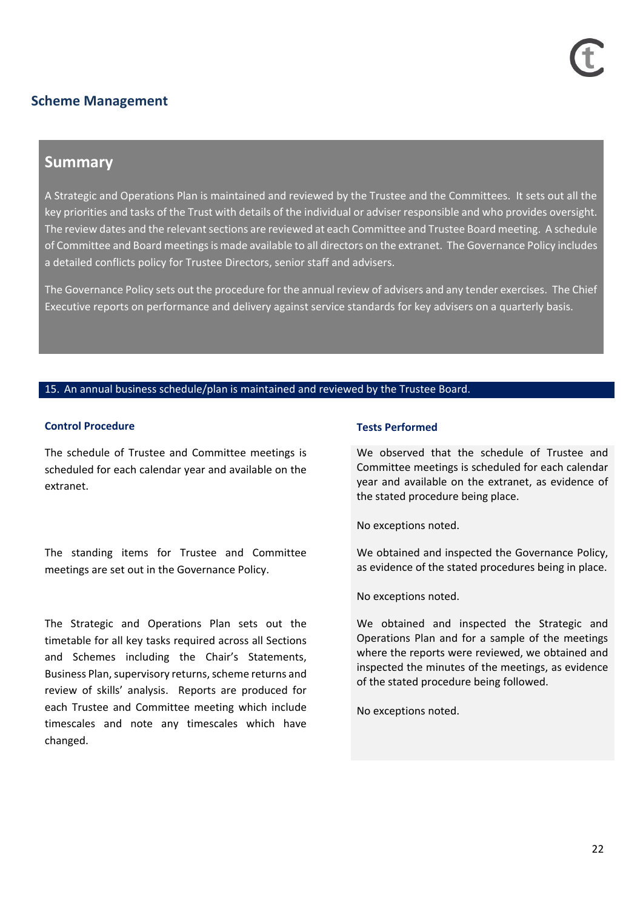## Scheme Management

### Summary

A Strategic and Operations Plan is maintained and reviewed by the Trustee and the Committees. It sets out all the key priorities and tasks of the Trust with details of the individual or adviser responsible and who provides oversight. The review dates and the relevant sections are reviewed at each Committee and Trustee Board meeting. A schedule of Committee and Board meetings is made available to all directors on the extranet. The Governance Policy includes a detailed conflicts policy for Trustee Directors, senior staff and advisers.

The Governance Policy sets out the procedure for the annual review of advisers and any tender exercises. The Chief Executive reports on performance and delivery against service standards for key advisers on a quarterly basis.

### 15. An annual business schedule/plan is maintained and reviewed by the Trustee Board.

| Control Procedure | Tests Performed |
| --- | --- |
| The schedule of Trustee and Committee meetings is scheduled for each calendar year and available on the extranet. | We observed that the schedule of Trustee and Committee meetings is scheduled for each calendar year and available on the extranet, as evidence of the stated procedure being place.<br><br>No exceptions noted. |
| The standing items for Trustee and Committee meetings are set out in the Governance Policy. | We obtained and inspected the Governance Policy, as evidence of the stated procedures being in place.<br><br>No exceptions noted. |
| The Strategic and Operations Plan sets out the timetable for all key tasks required across all Sections and Schemes including the Chair's Statements, Business Plan, supervisory returns, scheme returns and review of skills' analysis. Reports are produced for each Trustee and Committee meeting which include timescales and note any timescales which have changed. | We obtained and inspected the Strategic and Operations Plan and for a sample of the meetings where the reports were reviewed, we obtained and inspected the minutes of the meetings, as evidence of the stated procedure being followed.<br><br>No exceptions noted. |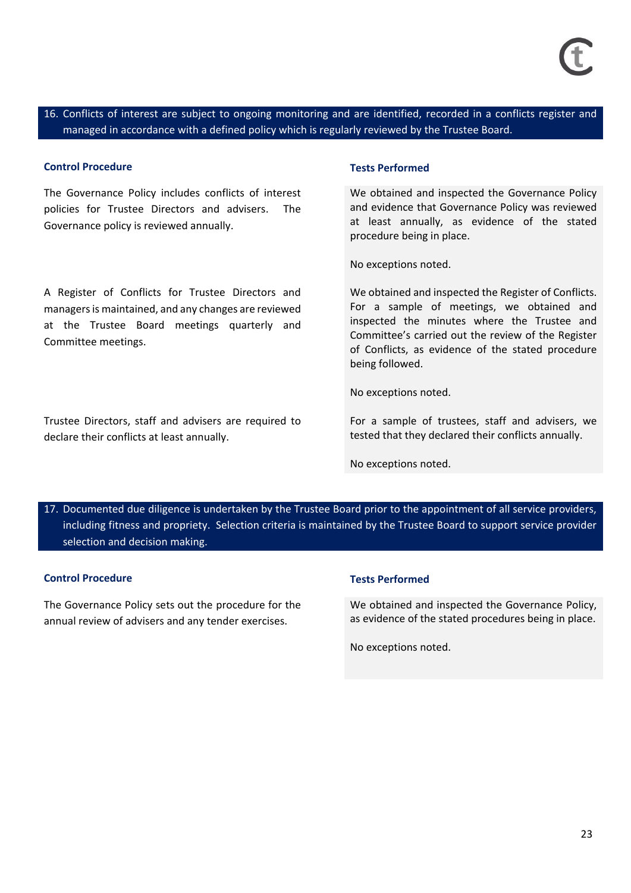**16. Conflicts of interest are subject to ongoing monitoring and are identified, recorded in a conflicts register and managed in accordance with a defined policy which is regularly reviewed by the Trustee Board.**

| Control Procedure | Tests Performed |
| --- | --- |
| The Governance Policy includes conflicts of interest policies for Trustee Directors and advisers. The Governance policy is reviewed annually. | We obtained and inspected the Governance Policy and evidence that Governance Policy was reviewed at least annually, as evidence of the stated procedure being in place.<br><br>No exceptions noted. |
| A Register of Conflicts for Trustee Directors and managers is maintained, and any changes are reviewed at the Trustee Board meetings quarterly and Committee meetings. | We obtained and inspected the Register of Conflicts. For a sample of meetings, we obtained and inspected the minutes where the Trustee and Committee's carried out the review of the Register of Conflicts, as evidence of the stated procedure being followed.<br><br>No exceptions noted. |
| Trustee Directors, staff and advisers are required to declare their conflicts at least annually. | For a sample of trustees, staff and advisers, we tested that they declared their conflicts annually.<br><br>No exceptions noted. |

**17. Documented due diligence is undertaken by the Trustee Board prior to the appointment of all service providers, including fitness and propriety. Selection criteria is maintained by the Trustee Board to support service provider selection and decision making.**

| Control Procedure | Tests Performed |
| --- | --- |
| The Governance Policy sets out the procedure for the annual review of advisers and any tender exercises. | We obtained and inspected the Governance Policy, as evidence of the stated procedures being in place.<br><br>No exceptions noted. |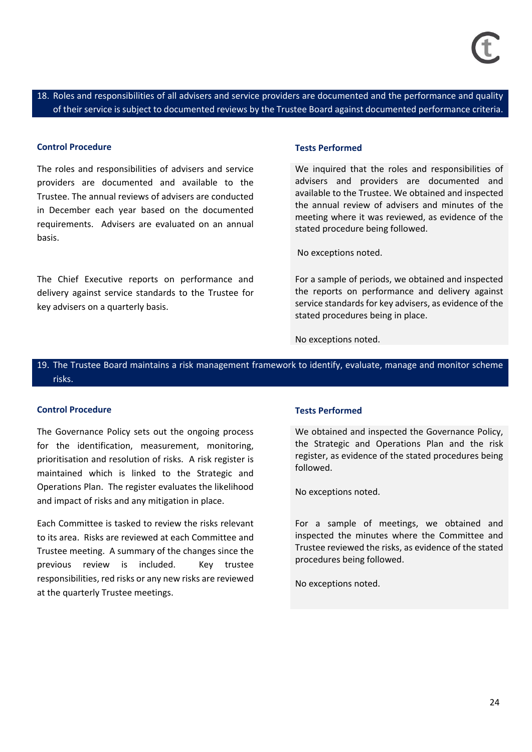## 18. Roles and responsibilities of all advisers and service providers are documented and the performance and quality of their service is subject to documented reviews by the Trustee Board against documented performance criteria.

| Control Procedure | Tests Performed |
|---|---|
| The roles and responsibilities of advisers and service providers are documented and available to the Trustee. The annual reviews of advisers are conducted in December each year based on the documented requirements. Advisers are evaluated on an annual basis. | We inquired that the roles and responsibilities of advisers and providers are documented and available to the Trustee. We obtained and inspected the annual review of advisers and minutes of the meeting where it was reviewed, as evidence of the stated procedure being followed.<br><br>No exceptions noted. |
| The Chief Executive reports on performance and delivery against service standards to the Trustee for key advisers on a quarterly basis. | For a sample of periods, we obtained and inspected the reports on performance and delivery against service standards for key advisers, as evidence of the stated procedures being in place.<br><br>No exceptions noted. |

## 19. The Trustee Board maintains a risk management framework to identify, evaluate, manage and monitor scheme risks.

| Control Procedure | Tests Performed |
|---|---|
| The Governance Policy sets out the ongoing process for the identification, measurement, monitoring, prioritisation and resolution of risks. A risk register is maintained which is linked to the Strategic and Operations Plan. The register evaluates the likelihood and impact of risks and any mitigation in place. | We obtained and inspected the Governance Policy, the Strategic and Operations Plan and the risk register, as evidence of the stated procedures being followed.<br><br>No exceptions noted. |
| Each Committee is tasked to review the risks relevant to its area. Risks are reviewed at each Committee and Trustee meeting. A summary of the changes since the previous review is included. Key trustee responsibilities, red risks or any new risks are reviewed at the quarterly Trustee meetings. | For a sample of meetings, we obtained and inspected the minutes where the Committee and Trustee reviewed the risks, as evidence of the stated procedures being followed.<br><br>No exceptions noted. |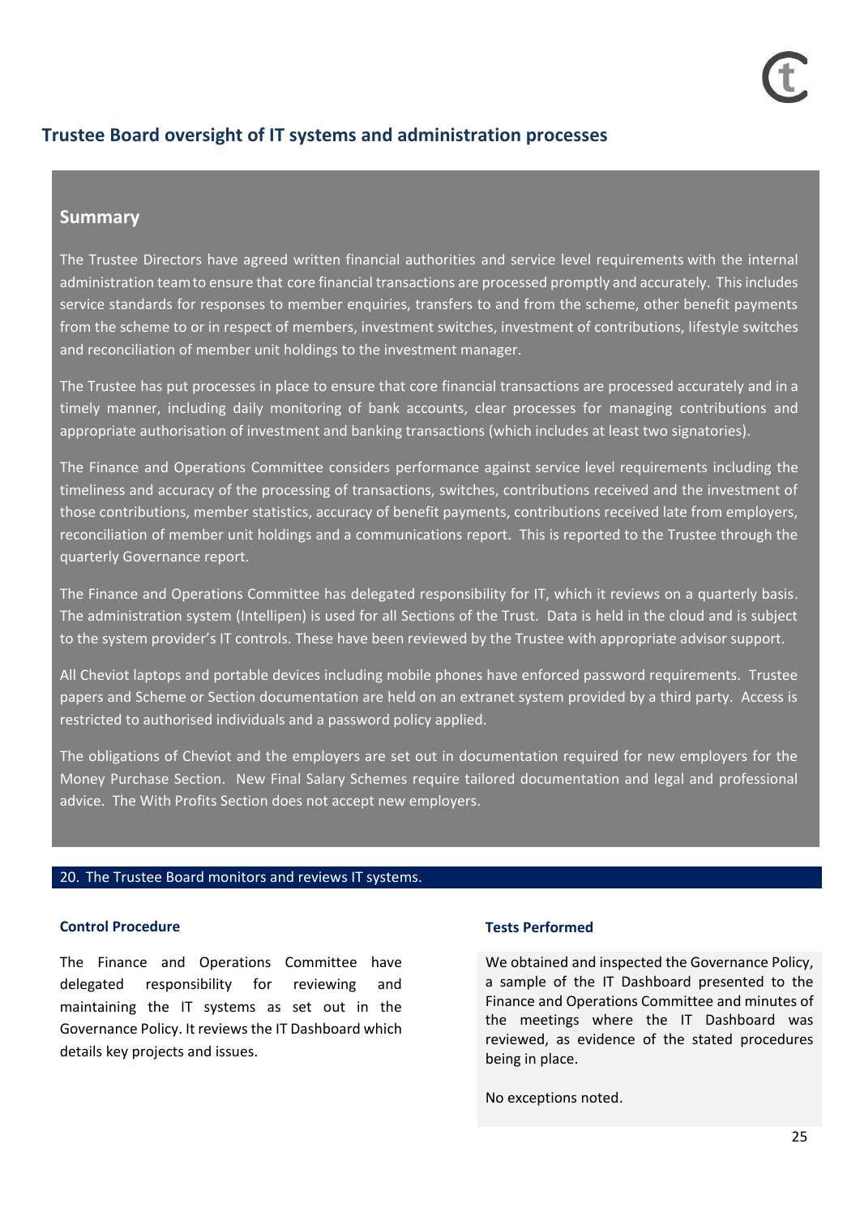## Trustee Board oversight of IT systems and administration processes

### Summary

The Trustee Directors have agreed written financial authorities and service level requirements with the internal administration team to ensure that core financial transactions are processed promptly and accurately. This includes service standards for responses to member enquiries, transfers to and from the scheme, other benefit payments from the scheme to or in respect of members, investment switches, investment of contributions, lifestyle switches and reconciliation of member unit holdings to the investment manager.

The Trustee has put processes in place to ensure that core financial transactions are processed accurately and in a timely manner, including daily monitoring of bank accounts, clear processes for managing contributions and appropriate authorisation of investment and banking transactions (which includes at least two signatories).

The Finance and Operations Committee considers performance against service level requirements including the timeliness and accuracy of the processing of transactions, switches, contributions received and the investment of those contributions, member statistics, accuracy of benefit payments, contributions received late from employers, reconciliation of member unit holdings and a communications report. This is reported to the Trustee through the quarterly Governance report.

The Finance and Operations Committee has delegated responsibility for IT, which it reviews on a quarterly basis. The administration system (Intellipen) is used for all Sections of the Trust. Data is held in the cloud and is subject to the system provider's IT controls. These have been reviewed by the Trustee with appropriate advisor support.

All Cheviot laptops and portable devices including mobile phones have enforced password requirements. Trustee papers and Scheme or Section documentation are held on an extranet system provided by a third party. Access is restricted to authorised individuals and a password policy applied.

The obligations of Cheviot and the employers are set out in documentation required for new employers for the Money Purchase Section. New Final Salary Schemes require tailored documentation and legal and professional advice. The With Profits Section does not accept new employers.

**20. The Trustee Board monitors and reviews IT systems.**

| Control Procedure | Tests Performed |
| --- | --- |
| The Finance and Operations Committee have delegated responsibility for reviewing and maintaining the IT systems as set out in the Governance Policy. It reviews the IT Dashboard which details key projects and issues. | We obtained and inspected the Governance Policy, a sample of the IT Dashboard presented to the Finance and Operations Committee and minutes of the meetings where the IT Dashboard was reviewed, as evidence of the stated procedures being in place.<br><br>No exceptions noted. |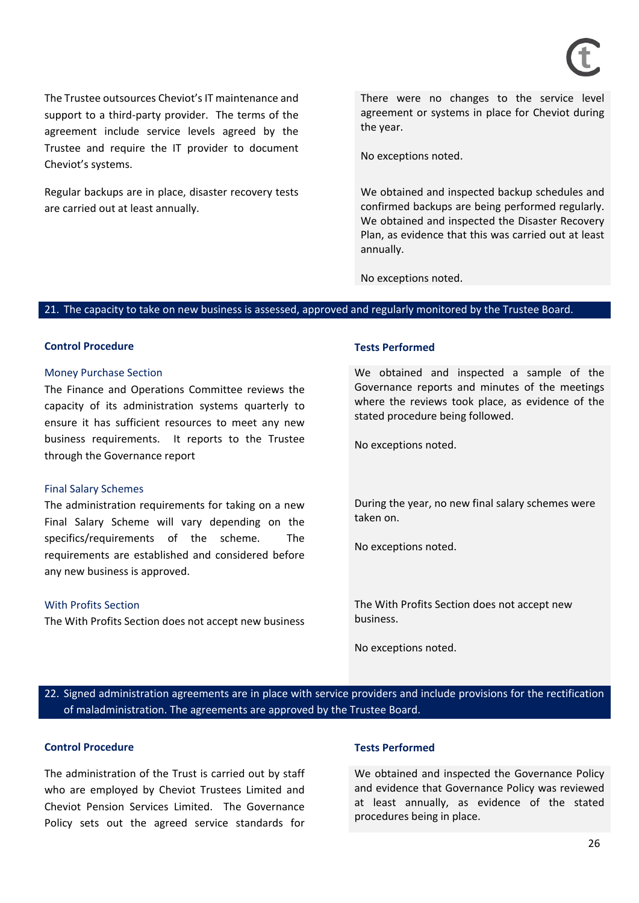| Control Procedure | Tests Performed |
|---|---|
| The Trustee outsources Cheviot's IT maintenance and support to a third-party provider. The terms of the agreement include service levels agreed by the Trustee and require the IT provider to document Cheviot's systems. | There were no changes to the service level agreement or systems in place for Cheviot during the year.<br><br>No exceptions noted. |
| Regular backups are in place, disaster recovery tests are carried out at least annually. | We obtained and inspected backup schedules and confirmed backups are being performed regularly. We obtained and inspected the Disaster Recovery Plan, as evidence that this was carried out at least annually.<br><br>No exceptions noted. |

## 21. The capacity to take on new business is assessed, approved and regularly monitored by the Trustee Board.

| Control Procedure | Tests Performed |
|---|---|
| **Money Purchase Section**<br>The Finance and Operations Committee reviews the capacity of its administration systems quarterly to ensure it has sufficient resources to meet any new business requirements. It reports to the Trustee through the Governance report | We obtained and inspected a sample of the Governance reports and minutes of the meetings where the reviews took place, as evidence of the stated procedure being followed.<br><br>No exceptions noted. |
| **Final Salary Schemes**<br>The administration requirements for taking on a new Final Salary Scheme will vary depending on the specifics/requirements of the scheme. The requirements are established and considered before any new business is approved. | During the year, no new final salary schemes were taken on.<br><br>No exceptions noted. |
| **With Profits Section**<br>The With Profits Section does not accept new business | The With Profits Section does not accept new business.<br><br>No exceptions noted. |

## 22. Signed administration agreements are in place with service providers and include provisions for the rectification of maladministration. The agreements are approved by the Trustee Board.

| Control Procedure | Tests Performed |
|---|---|
| The administration of the Trust is carried out by staff who are employed by Cheviot Trustees Limited and Cheviot Pension Services Limited. The Governance Policy sets out the agreed service standards for | We obtained and inspected the Governance Policy and evidence that Governance Policy was reviewed at least annually, as evidence of the stated procedures being in place. |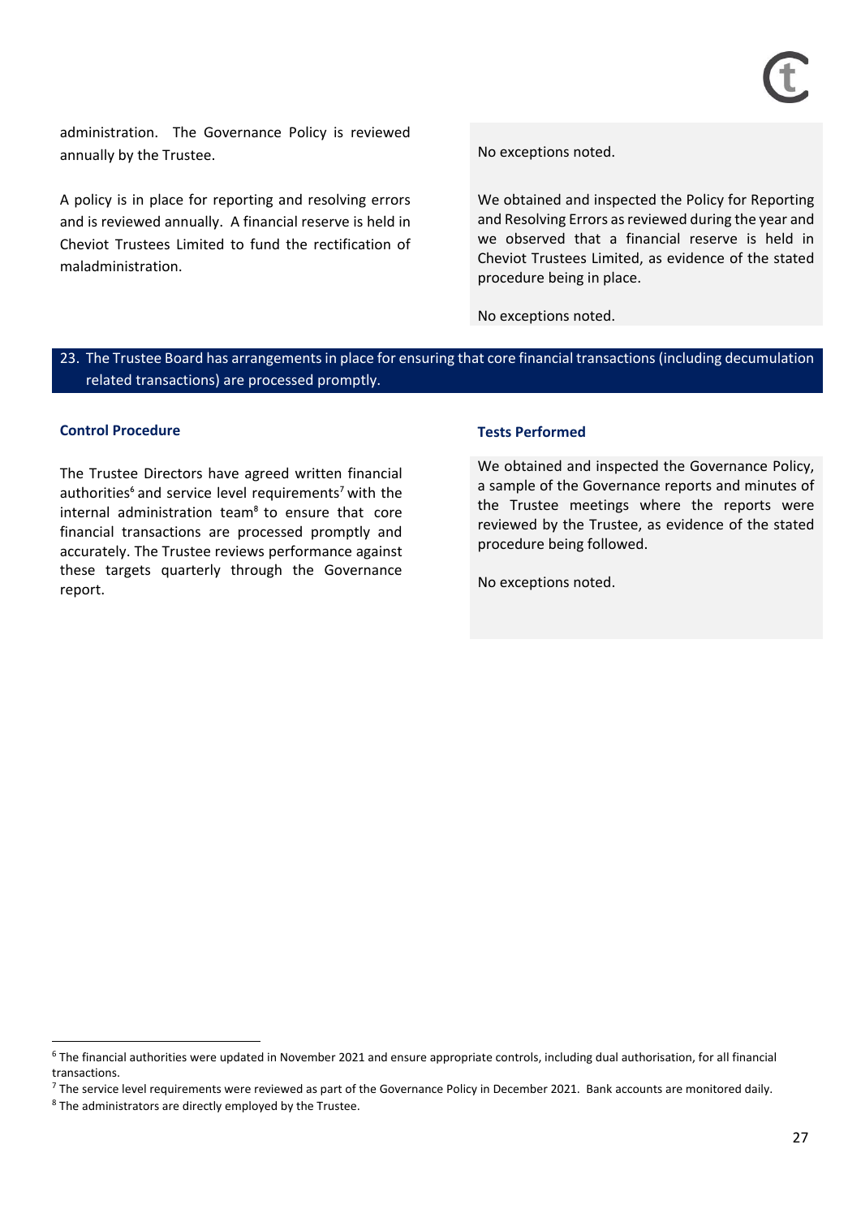| | |
|---|---|
| administration. The Governance Policy is reviewed annually by the Trustee. | No exceptions noted. |
| A policy is in place for reporting and resolving errors and is reviewed annually. A financial reserve is held in Cheviot Trustees Limited to fund the rectification of maladministration. | We obtained and inspected the Policy for Reporting and Resolving Errors as reviewed during the year and we observed that a financial reserve is held in Cheviot Trustees Limited, as evidence of the stated procedure being in place.<br><br>No exceptions noted. |

## 23. The Trustee Board has arrangements in place for ensuring that core financial transactions (including decumulation related transactions) are processed promptly.

| Control Procedure | Tests Performed |
|---|---|
| The Trustee Directors have agreed written financial authorities[6] and service level requirements[7] with the internal administration team[8] to ensure that core financial transactions are processed promptly and accurately. The Trustee reviews performance against these targets quarterly through the Governance report. | We obtained and inspected the Governance Policy, a sample of the Governance reports and minutes of the Trustee meetings where the reports were reviewed by the Trustee, as evidence of the stated procedure being followed.<br><br>No exceptions noted. |

---

[6] The financial authorities were updated in November 2021 and ensure appropriate controls, including dual authorisation, for all financial transactions.

[7] The service level requirements were reviewed as part of the Governance Policy in December 2021. Bank accounts are monitored daily.

[8] The administrators are directly employed by the Trustee.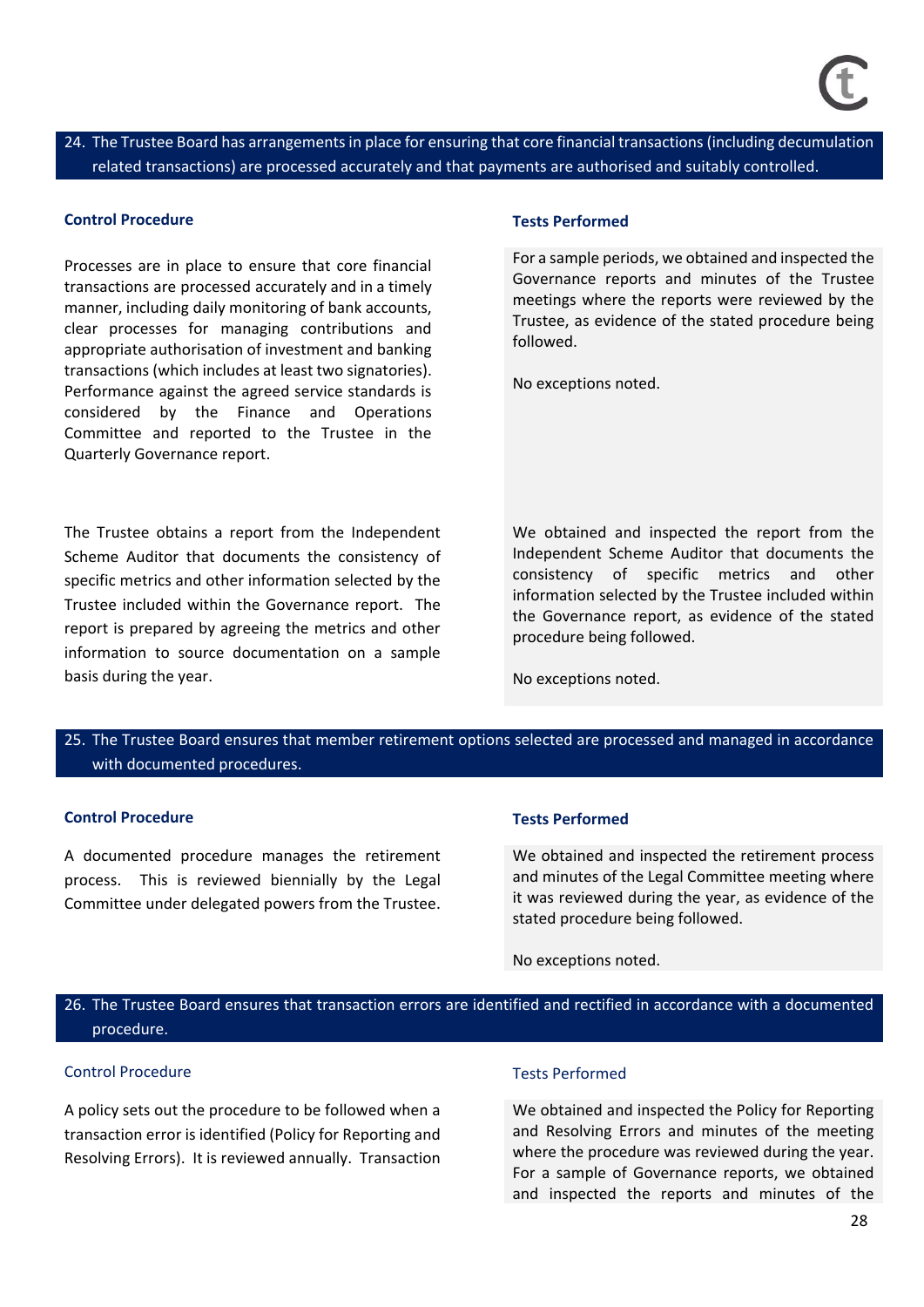## 24. The Trustee Board has arrangements in place for ensuring that core financial transactions (including decumulation related transactions) are processed accurately and that payments are authorised and suitably controlled.

| Control Procedure | Tests Performed |
| --- | --- |
| Processes are in place to ensure that core financial transactions are processed accurately and in a timely manner, including daily monitoring of bank accounts, clear processes for managing contributions and appropriate authorisation of investment and banking transactions (which includes at least two signatories). Performance against the agreed service standards is considered by the Finance and Operations Committee and reported to the Trustee in the Quarterly Governance report. | For a sample periods, we obtained and inspected the Governance reports and minutes of the Trustee meetings where the reports were reviewed by the Trustee, as evidence of the stated procedure being followed.<br><br>No exceptions noted. |
| The Trustee obtains a report from the Independent Scheme Auditor that documents the consistency of specific metrics and other information selected by the Trustee included within the Governance report. The report is prepared by agreeing the metrics and other information to source documentation on a sample basis during the year. | We obtained and inspected the report from the Independent Scheme Auditor that documents the consistency of specific metrics and other information selected by the Trustee included within the Governance report, as evidence of the stated procedure being followed.<br><br>No exceptions noted. |

## 25. The Trustee Board ensures that member retirement options selected are processed and managed in accordance with documented procedures.

| Control Procedure | Tests Performed |
| --- | --- |
| A documented procedure manages the retirement process. This is reviewed biennially by the Legal Committee under delegated powers from the Trustee. | We obtained and inspected the retirement process and minutes of the Legal Committee meeting where it was reviewed during the year, as evidence of the stated procedure being followed.<br><br>No exceptions noted. |

## 26. The Trustee Board ensures that transaction errors are identified and rectified in accordance with a documented procedure.

| Control Procedure | Tests Performed |
| --- | --- |
| A policy sets out the procedure to be followed when a transaction error is identified (Policy for Reporting and Resolving Errors). It is reviewed annually. Transaction | We obtained and inspected the Policy for Reporting and Resolving Errors and minutes of the meeting where the procedure was reviewed during the year. For a sample of Governance reports, we obtained and inspected the reports and minutes of the |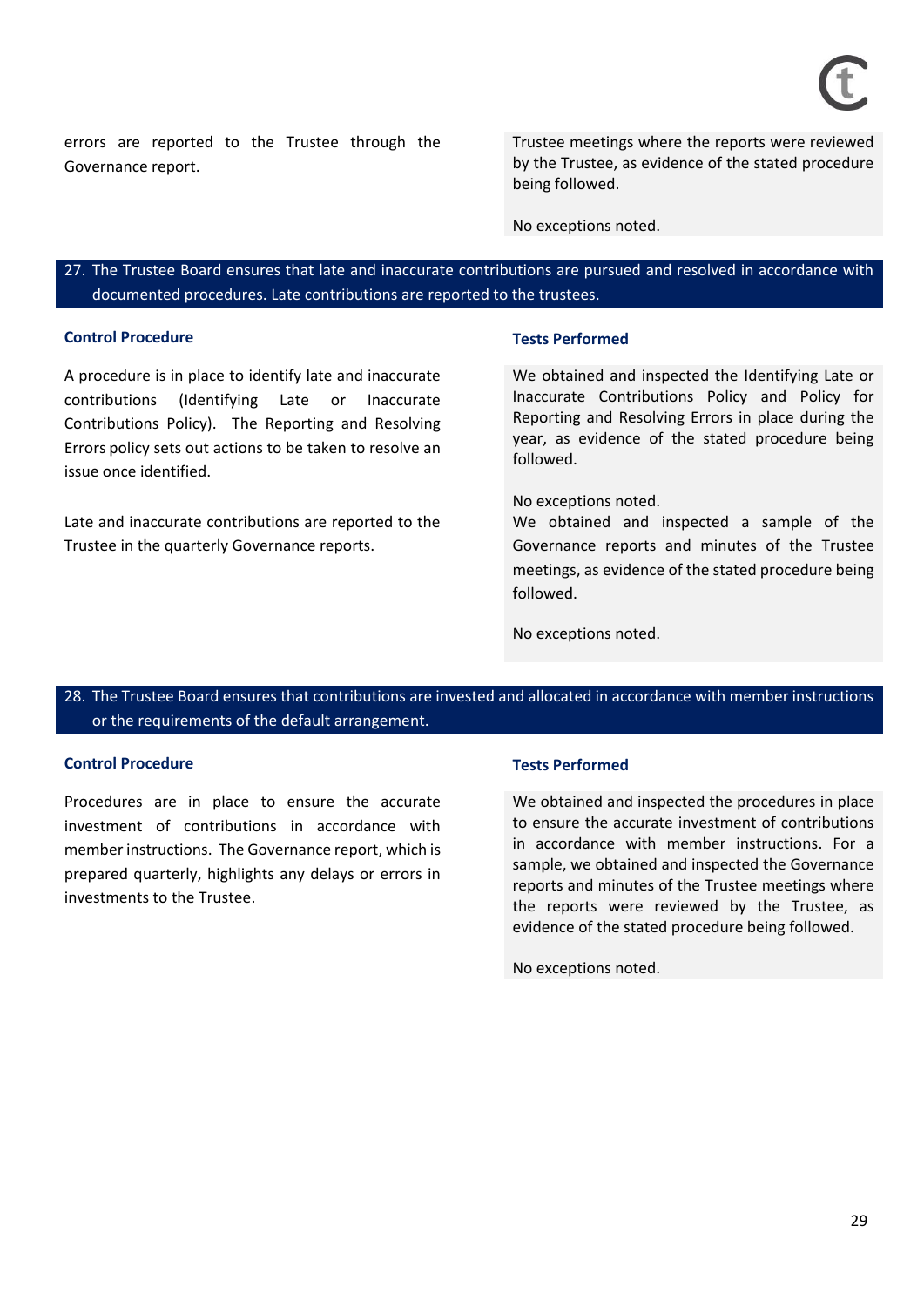| | |
|---|---|
| errors are reported to the Trustee through the Governance report. | Trustee meetings where the reports were reviewed by the Trustee, as evidence of the stated procedure being followed.<br><br>No exceptions noted. |

**27. The Trustee Board ensures that late and inaccurate contributions are pursued and resolved in accordance with documented procedures. Late contributions are reported to the trustees.**

| Control Procedure | Tests Performed |
|---|---|
| A procedure is in place to identify late and inaccurate contributions (Identifying Late or Inaccurate Contributions Policy). The Reporting and Resolving Errors policy sets out actions to be taken to resolve an issue once identified. | We obtained and inspected the Identifying Late or Inaccurate Contributions Policy and Policy for Reporting and Resolving Errors in place during the year, as evidence of the stated procedure being followed.<br><br>No exceptions noted. |
| Late and inaccurate contributions are reported to the Trustee in the quarterly Governance reports. | We obtained and inspected a sample of the Governance reports and minutes of the Trustee meetings, as evidence of the stated procedure being followed.<br><br>No exceptions noted. |

**28. The Trustee Board ensures that contributions are invested and allocated in accordance with member instructions or the requirements of the default arrangement.**

| Control Procedure | Tests Performed |
|---|---|
| Procedures are in place to ensure the accurate investment of contributions in accordance with member instructions. The Governance report, which is prepared quarterly, highlights any delays or errors in investments to the Trustee. | We obtained and inspected the procedures in place to ensure the accurate investment of contributions in accordance with member instructions. For a sample, we obtained and inspected the Governance reports and minutes of the Trustee meetings where the reports were reviewed by the Trustee, as evidence of the stated procedure being followed.<br><br>No exceptions noted. |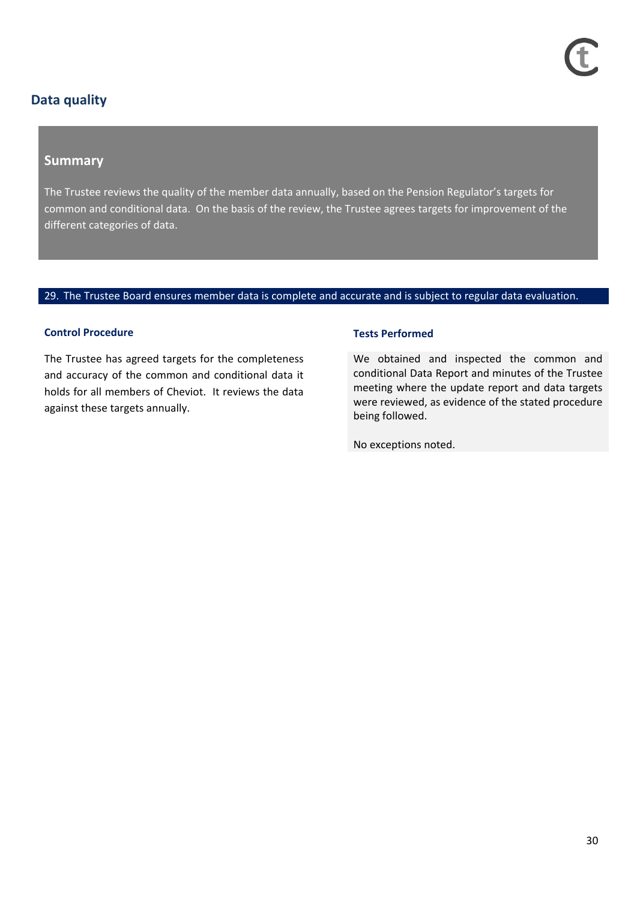## Data quality

### Summary

The Trustee reviews the quality of the member data annually, based on the Pension Regulator's targets for common and conditional data. On the basis of the review, the Trustee agrees targets for improvement of the different categories of data.

**29. The Trustee Board ensures member data is complete and accurate and is subject to regular data evaluation.**

| Control Procedure | Tests Performed |
| --- | --- |
| The Trustee has agreed targets for the completeness and accuracy of the common and conditional data it holds for all members of Cheviot. It reviews the data against these targets annually. | We obtained and inspected the common and conditional Data Report and minutes of the Trustee meeting where the update report and data targets were reviewed, as evidence of the stated procedure being followed.<br><br>No exceptions noted. |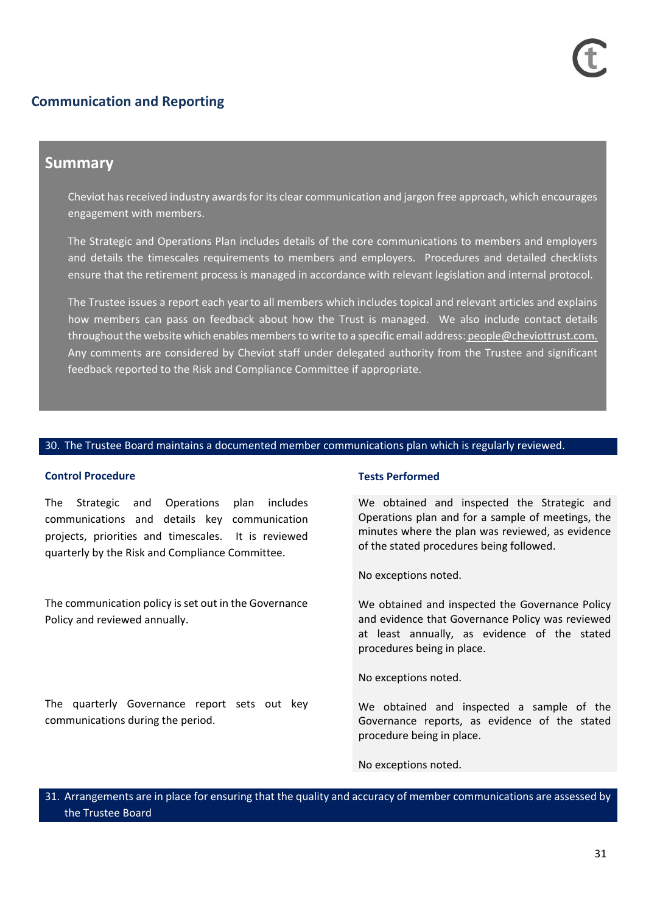## Communication and Reporting

### Summary

Cheviot has received industry awards for its clear communication and jargon free approach, which encourages engagement with members.

The Strategic and Operations Plan includes details of the core communications to members and employers and details the timescales requirements to members and employers. Procedures and detailed checklists ensure that the retirement process is managed in accordance with relevant legislation and internal protocol.

The Trustee issues a report each year to all members which includes topical and relevant articles and explains how members can pass on feedback about how the Trust is managed. We also include contact details throughout the website which enables members to write to a specific email address: people@cheviottrust.com. Any comments are considered by Cheviot staff under delegated authority from the Trustee and significant feedback reported to the Risk and Compliance Committee if appropriate.

**30. The Trustee Board maintains a documented member communications plan which is regularly reviewed.**

| Control Procedure | Tests Performed |
|---|---|
| The Strategic and Operations plan includes communications and details key communication projects, priorities and timescales. It is reviewed quarterly by the Risk and Compliance Committee. | We obtained and inspected the Strategic and Operations plan and for a sample of meetings, the minutes where the plan was reviewed, as evidence of the stated procedures being followed.<br><br>No exceptions noted. |
| The communication policy is set out in the Governance Policy and reviewed annually. | We obtained and inspected the Governance Policy and evidence that Governance Policy was reviewed at least annually, as evidence of the stated procedures being in place.<br><br>No exceptions noted. |
| The quarterly Governance report sets out key communications during the period. | We obtained and inspected a sample of the Governance reports, as evidence of the stated procedure being in place.<br><br>No exceptions noted. |

**31. Arrangements are in place for ensuring that the quality and accuracy of member communications are assessed by the Trustee Board**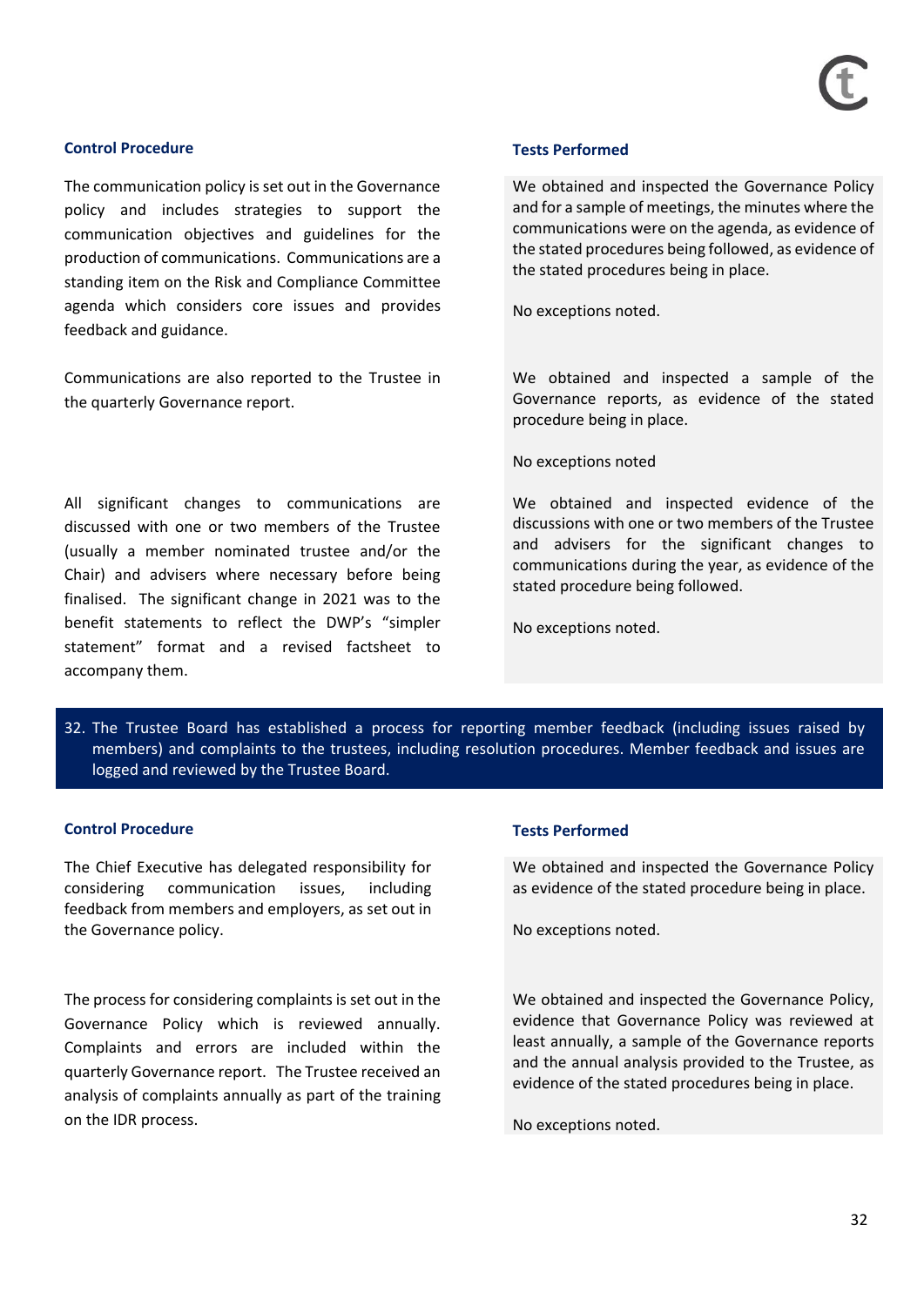| Control Procedure | Tests Performed |
| --- | --- |
| The communication policy is set out in the Governance policy and includes strategies to support the communication objectives and guidelines for the production of communications. Communications are a standing item on the Risk and Compliance Committee agenda which considers core issues and provides feedback and guidance. | We obtained and inspected the Governance Policy and for a sample of meetings, the minutes where the communications were on the agenda, as evidence of the stated procedures being followed, as evidence of the stated procedures being in place.<br><br>No exceptions noted. |
| Communications are also reported to the Trustee in the quarterly Governance report. | We obtained and inspected a sample of the Governance reports, as evidence of the stated procedure being in place.<br><br>No exceptions noted |
| All significant changes to communications are discussed with one or two members of the Trustee (usually a member nominated trustee and/or the Chair) and advisers where necessary before being finalised. The significant change in 2021 was to the benefit statements to reflect the DWP's "simpler statement" format and a revised factsheet to accompany them. | We obtained and inspected evidence of the discussions with one or two members of the Trustee and advisers for the significant changes to communications during the year, as evidence of the stated procedure being followed.<br><br>No exceptions noted. |

**32. The Trustee Board has established a process for reporting member feedback (including issues raised by members) and complaints to the trustees, including resolution procedures. Member feedback and issues are logged and reviewed by the Trustee Board.**

| Control Procedure | Tests Performed |
| --- | --- |
| The Chief Executive has delegated responsibility for considering communication issues, including feedback from members and employers, as set out in the Governance policy. | We obtained and inspected the Governance Policy as evidence of the stated procedure being in place.<br><br>No exceptions noted. |
| The process for considering complaints is set out in the Governance Policy which is reviewed annually. Complaints and errors are included within the quarterly Governance report. The Trustee received an analysis of complaints annually as part of the training on the IDR process. | We obtained and inspected the Governance Policy, evidence that Governance Policy was reviewed at least annually, a sample of the Governance reports and the annual analysis provided to the Trustee, as evidence of the stated procedures being in place.<br><br>No exceptions noted. |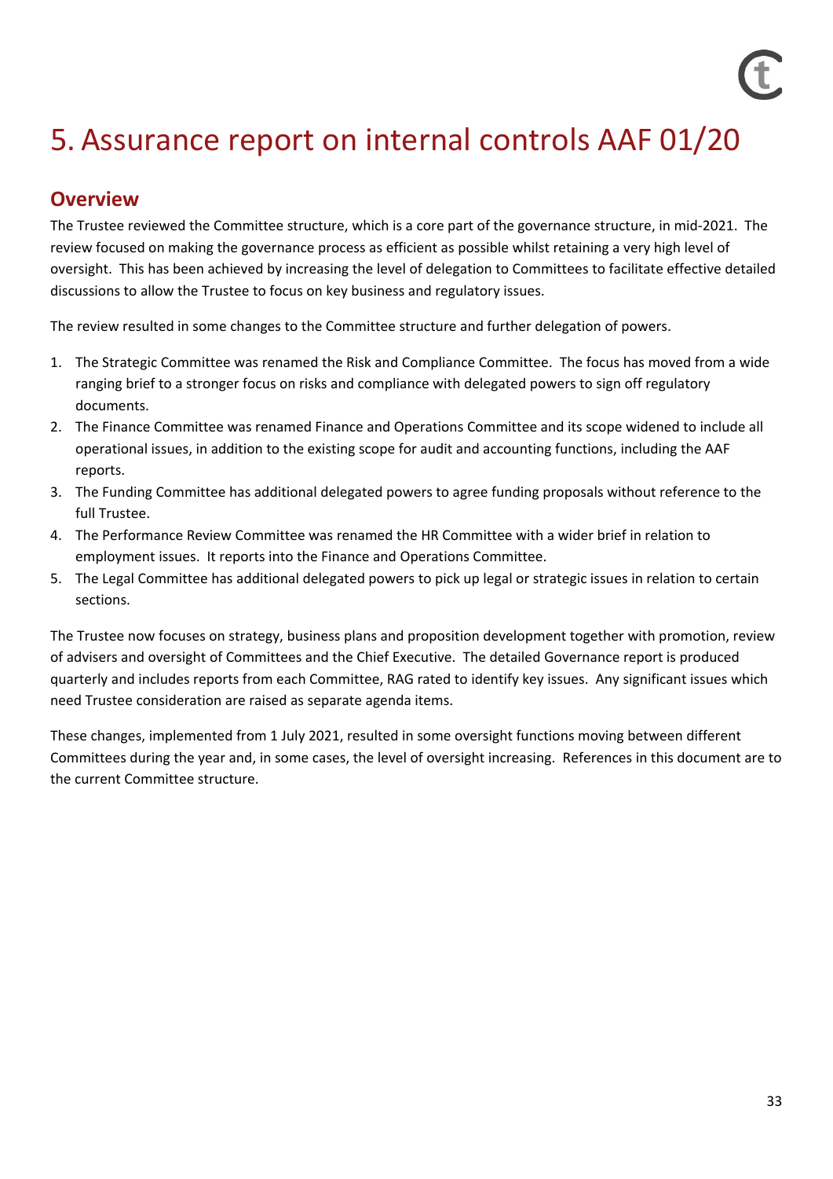# 5. Assurance report on internal controls AAF 01/20

## Overview

The Trustee reviewed the Committee structure, which is a core part of the governance structure, in mid-2021. The review focused on making the governance process as efficient as possible whilst retaining a very high level of oversight. This has been achieved by increasing the level of delegation to Committees to facilitate effective detailed discussions to allow the Trustee to focus on key business and regulatory issues.

The review resulted in some changes to the Committee structure and further delegation of powers.

1. The Strategic Committee was renamed the Risk and Compliance Committee. The focus has moved from a wide ranging brief to a stronger focus on risks and compliance with delegated powers to sign off regulatory documents.
2. The Finance Committee was renamed Finance and Operations Committee and its scope widened to include all operational issues, in addition to the existing scope for audit and accounting functions, including the AAF reports.
3. The Funding Committee has additional delegated powers to agree funding proposals without reference to the full Trustee.
4. The Performance Review Committee was renamed the HR Committee with a wider brief in relation to employment issues. It reports into the Finance and Operations Committee.
5. The Legal Committee has additional delegated powers to pick up legal or strategic issues in relation to certain sections.

The Trustee now focuses on strategy, business plans and proposition development together with promotion, review of advisers and oversight of Committees and the Chief Executive. The detailed Governance report is produced quarterly and includes reports from each Committee, RAG rated to identify key issues. Any significant issues which need Trustee consideration are raised as separate agenda items.

These changes, implemented from 1 July 2021, resulted in some oversight functions moving between different Committees during the year and, in some cases, the level of oversight increasing. References in this document are to the current Committee structure.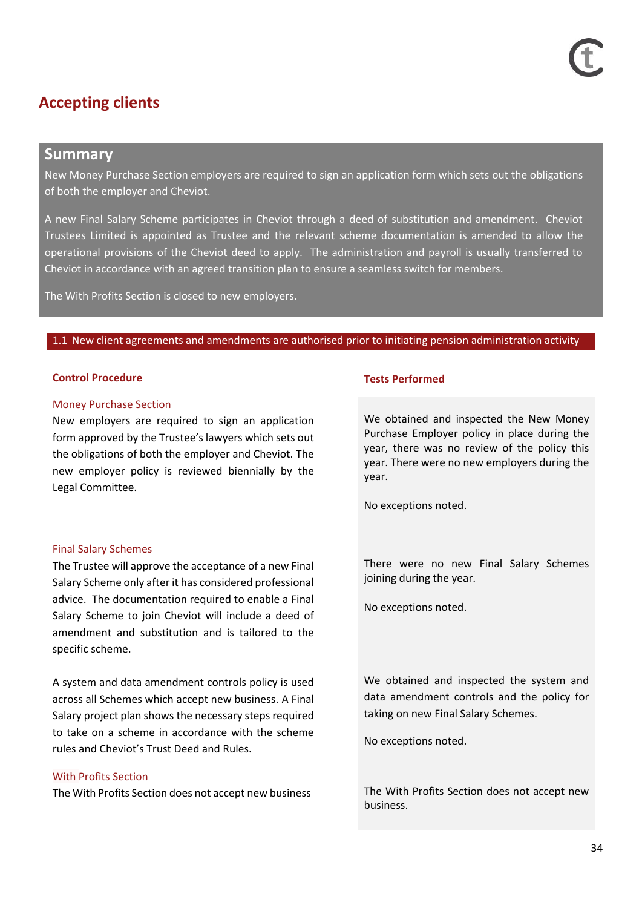# Accepting clients

## Summary

New Money Purchase Section employers are required to sign an application form which sets out the obligations of both the employer and Cheviot.

A new Final Salary Scheme participates in Cheviot through a deed of substitution and amendment. Cheviot Trustees Limited is appointed as Trustee and the relevant scheme documentation is amended to allow the operational provisions of the Cheviot deed to apply. The administration and payroll is usually transferred to Cheviot in accordance with an agreed transition plan to ensure a seamless switch for members.

The With Profits Section is closed to new employers.

### 1.1 New client agreements and amendments are authorised prior to initiating pension administration activity

| Control Procedure | Tests Performed |
|---|---|
| **Money Purchase Section**<br>New employers are required to sign an application form approved by the Trustee's lawyers which sets out the obligations of both the employer and Cheviot. The new employer policy is reviewed biennially by the Legal Committee. | We obtained and inspected the New Money Purchase Employer policy in place during the year, there was no review of the policy this year. There were no new employers during the year.<br><br>No exceptions noted. |
| **Final Salary Schemes**<br>The Trustee will approve the acceptance of a new Final Salary Scheme only after it has considered professional advice. The documentation required to enable a Final Salary Scheme to join Cheviot will include a deed of amendment and substitution and is tailored to the specific scheme. | There were no new Final Salary Schemes joining during the year.<br><br>No exceptions noted. |
| A system and data amendment controls policy is used across all Schemes which accept new business. A Final Salary project plan shows the necessary steps required to take on a scheme in accordance with the scheme rules and Cheviot's Trust Deed and Rules. | We obtained and inspected the system and data amendment controls and the policy for taking on new Final Salary Schemes.<br><br>No exceptions noted. |
| **With Profits Section**<br>The With Profits Section does not accept new business | The With Profits Section does not accept new business. |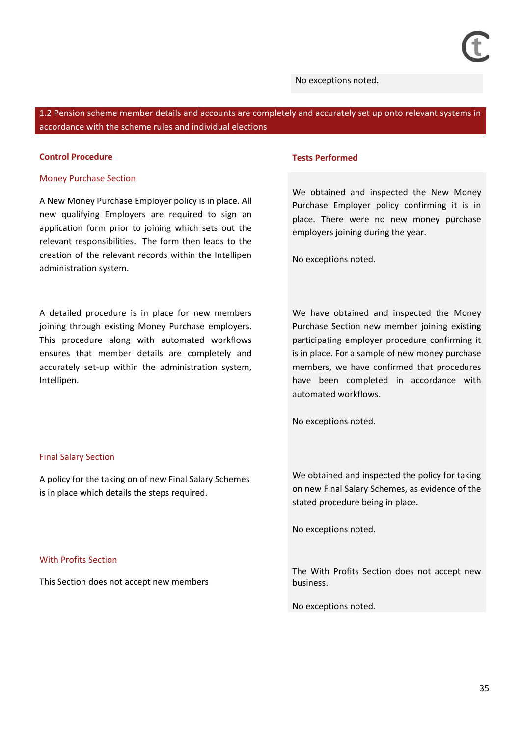No exceptions noted.

## 1.2 Pension scheme member details and accounts are completely and accurately set up onto relevant systems in accordance with the scheme rules and individual elections

| Control Procedure | Tests Performed |
|---|---|
| **Money Purchase Section** | |
| A New Money Purchase Employer policy is in place. All new qualifying Employers are required to sign an application form prior to joining which sets out the relevant responsibilities. The form then leads to the creation of the relevant records within the Intellipen administration system. | We obtained and inspected the New Money Purchase Employer policy confirming it is in place. There were no new money purchase employers joining during the year.<br><br>No exceptions noted. |
| A detailed procedure is in place for new members joining through existing Money Purchase employers. This procedure along with automated workflows ensures that member details are completely and accurately set-up within the administration system, Intellipen. | We have obtained and inspected the Money Purchase Section new member joining existing participating employer procedure confirming it is in place. For a sample of new money purchase members, we have confirmed that procedures have been completed in accordance with automated workflows.<br><br>No exceptions noted. |
| **Final Salary Section** | |
| A policy for the taking on of new Final Salary Schemes is in place which details the steps required. | We obtained and inspected the policy for taking on new Final Salary Schemes, as evidence of the stated procedure being in place.<br><br>No exceptions noted. |
| **With Profits Section** | |
| This Section does not accept new members | The With Profits Section does not accept new business.<br><br>No exceptions noted. |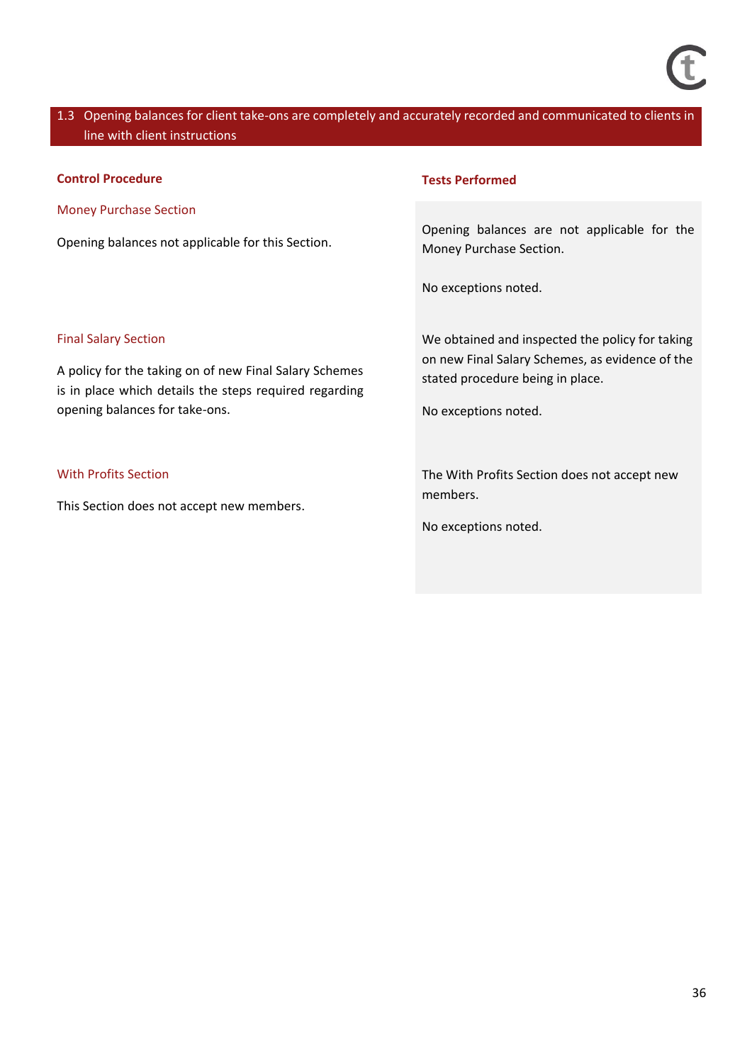## 1.3 Opening balances for client take-ons are completely and accurately recorded and communicated to clients in line with client instructions

| Control Procedure | Tests Performed |
|---|---|
| **Money Purchase Section**<br><br>Opening balances not applicable for this Section. | Opening balances are not applicable for the Money Purchase Section.<br><br>No exceptions noted. |
| **Final Salary Section**<br><br>A policy for the taking on of new Final Salary Schemes is in place which details the steps required regarding opening balances for take-ons. | We obtained and inspected the policy for taking on new Final Salary Schemes, as evidence of the stated procedure being in place.<br><br>No exceptions noted. |
| **With Profits Section**<br><br>This Section does not accept new members. | The With Profits Section does not accept new members.<br><br>No exceptions noted. |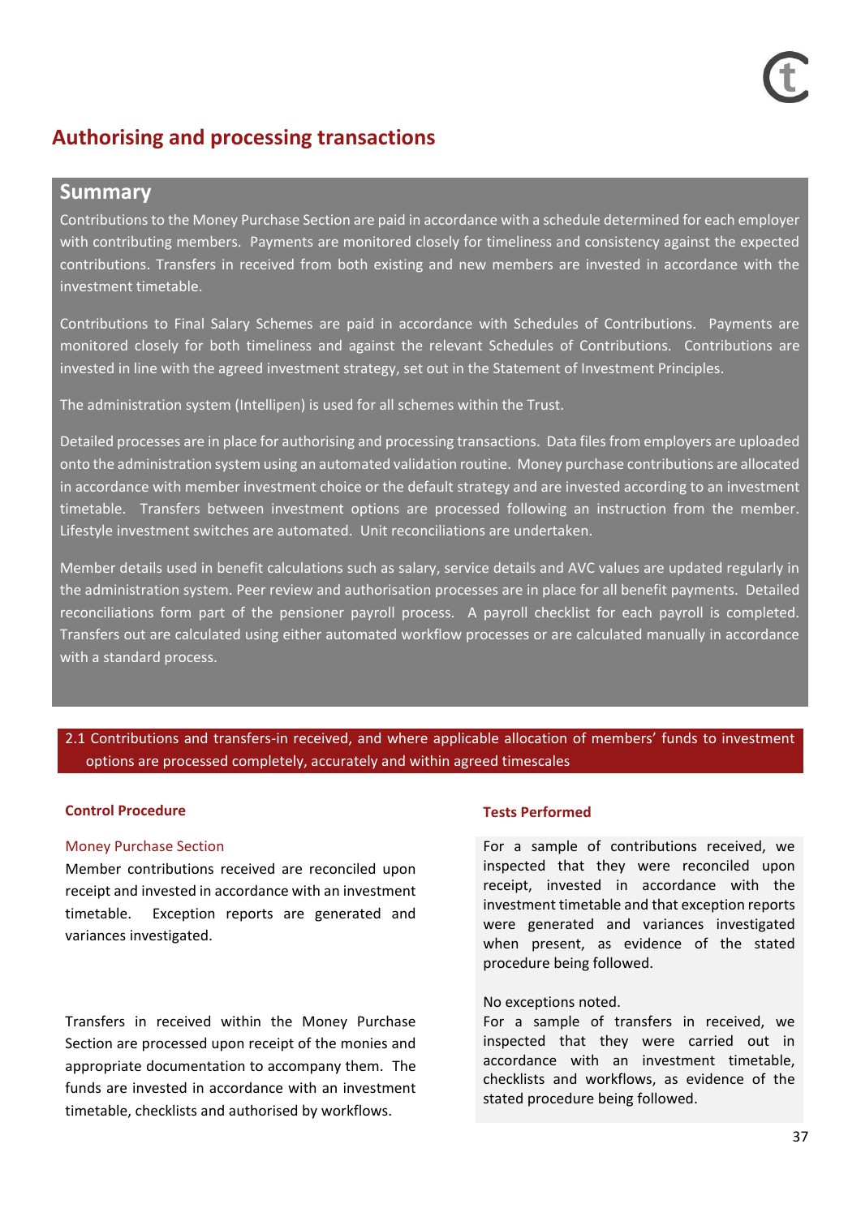# Authorising and processing transactions

## Summary

Contributions to the Money Purchase Section are paid in accordance with a schedule determined for each employer with contributing members. Payments are monitored closely for timeliness and consistency against the expected contributions. Transfers in received from both existing and new members are invested in accordance with the investment timetable.

Contributions to Final Salary Schemes are paid in accordance with Schedules of Contributions. Payments are monitored closely for both timeliness and against the relevant Schedules of Contributions. Contributions are invested in line with the agreed investment strategy, set out in the Statement of Investment Principles.

The administration system (Intellipen) is used for all schemes within the Trust.

Detailed processes are in place for authorising and processing transactions. Data files from employers are uploaded onto the administration system using an automated validation routine. Money purchase contributions are allocated in accordance with member investment choice or the default strategy and are invested according to an investment timetable. Transfers between investment options are processed following an instruction from the member. Lifestyle investment switches are automated. Unit reconciliations are undertaken.

Member details used in benefit calculations such as salary, service details and AVC values are updated regularly in the administration system. Peer review and authorisation processes are in place for all benefit payments. Detailed reconciliations form part of the pensioner payroll process. A payroll checklist for each payroll is completed. Transfers out are calculated using either automated workflow processes or are calculated manually in accordance with a standard process.

### 2.1 Contributions and transfers-in received, and where applicable allocation of members' funds to investment options are processed completely, accurately and within agreed timescales

| Control Procedure | Tests Performed |
|---|---|
| **Money Purchase Section**<br>Member contributions received are reconciled upon receipt and invested in accordance with an investment timetable. Exception reports are generated and variances investigated. | For a sample of contributions received, we inspected that they were reconciled upon receipt, invested in accordance with the investment timetable and that exception reports were generated and variances investigated when present, as evidence of the stated procedure being followed.<br><br>No exceptions noted. |
| Transfers in received within the Money Purchase Section are processed upon receipt of the monies and appropriate documentation to accompany them. The funds are invested in accordance with an investment timetable, checklists and authorised by workflows. | For a sample of transfers in received, we inspected that they were carried out in accordance with an investment timetable, checklists and workflows, as evidence of the stated procedure being followed. |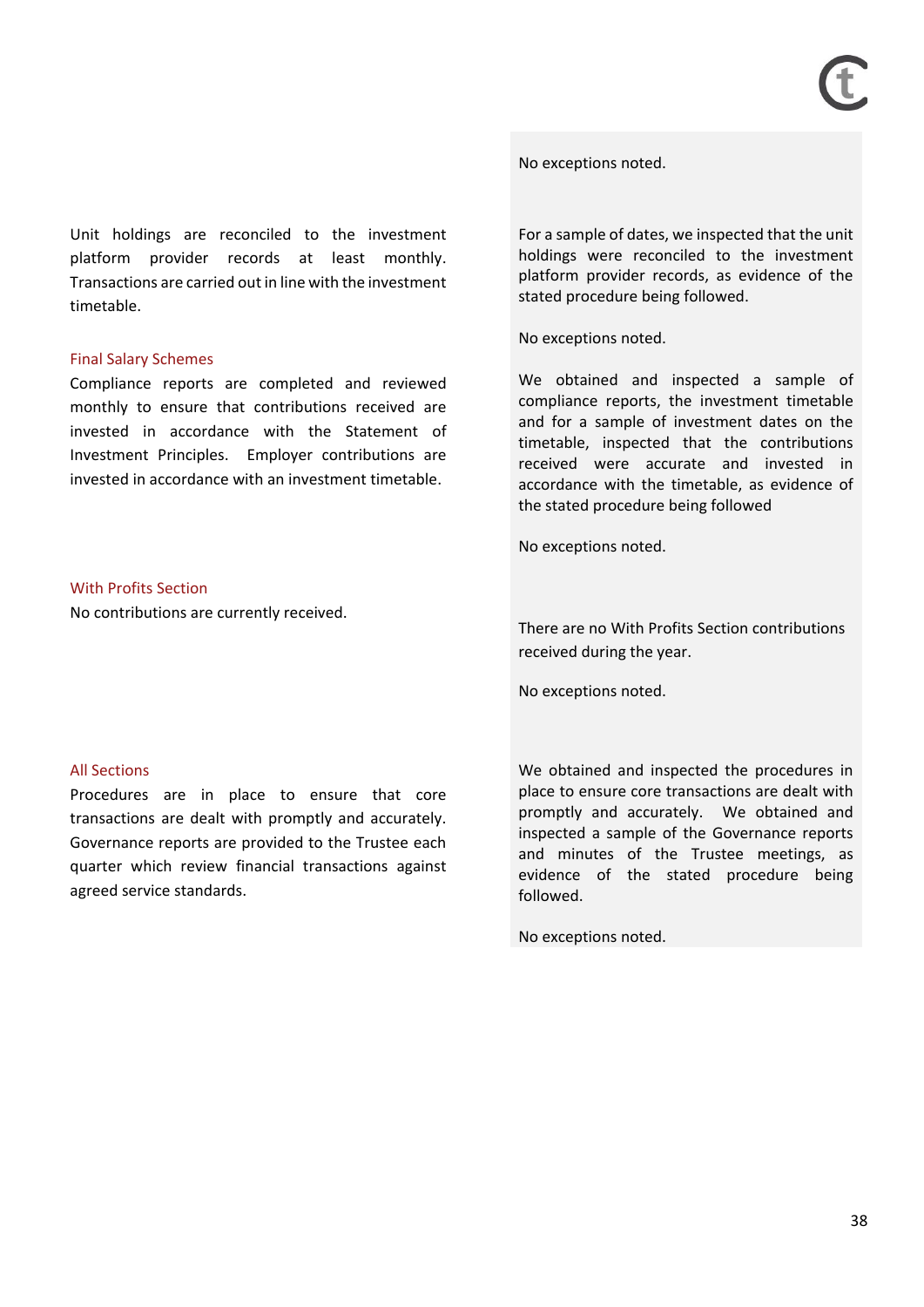| Control | Test performed and results |
|---|---|
| | No exceptions noted. |
| Unit holdings are reconciled to the investment platform provider records at least monthly. Transactions are carried out in line with the investment timetable. | For a sample of dates, we inspected that the unit holdings were reconciled to the investment platform provider records, as evidence of the stated procedure being followed.<br><br>No exceptions noted. |
| **Final Salary Schemes**<br>Compliance reports are completed and reviewed monthly to ensure that contributions received are invested in accordance with the Statement of Investment Principles. Employer contributions are invested in accordance with an investment timetable. | We obtained and inspected a sample of compliance reports, the investment timetable and for a sample of investment dates on the timetable, inspected that the contributions received were accurate and invested in accordance with the timetable, as evidence of the stated procedure being followed<br><br>No exceptions noted. |
| **With Profits Section**<br>No contributions are currently received. | There are no With Profits Section contributions received during the year.<br><br>No exceptions noted. |
| **All Sections**<br>Procedures are in place to ensure that core transactions are dealt with promptly and accurately. Governance reports are provided to the Trustee each quarter which review financial transactions against agreed service standards. | We obtained and inspected the procedures in place to ensure core transactions are dealt with promptly and accurately. We obtained and inspected a sample of the Governance reports and minutes of the Trustee meetings, as evidence of the stated procedure being followed.<br><br>No exceptions noted. |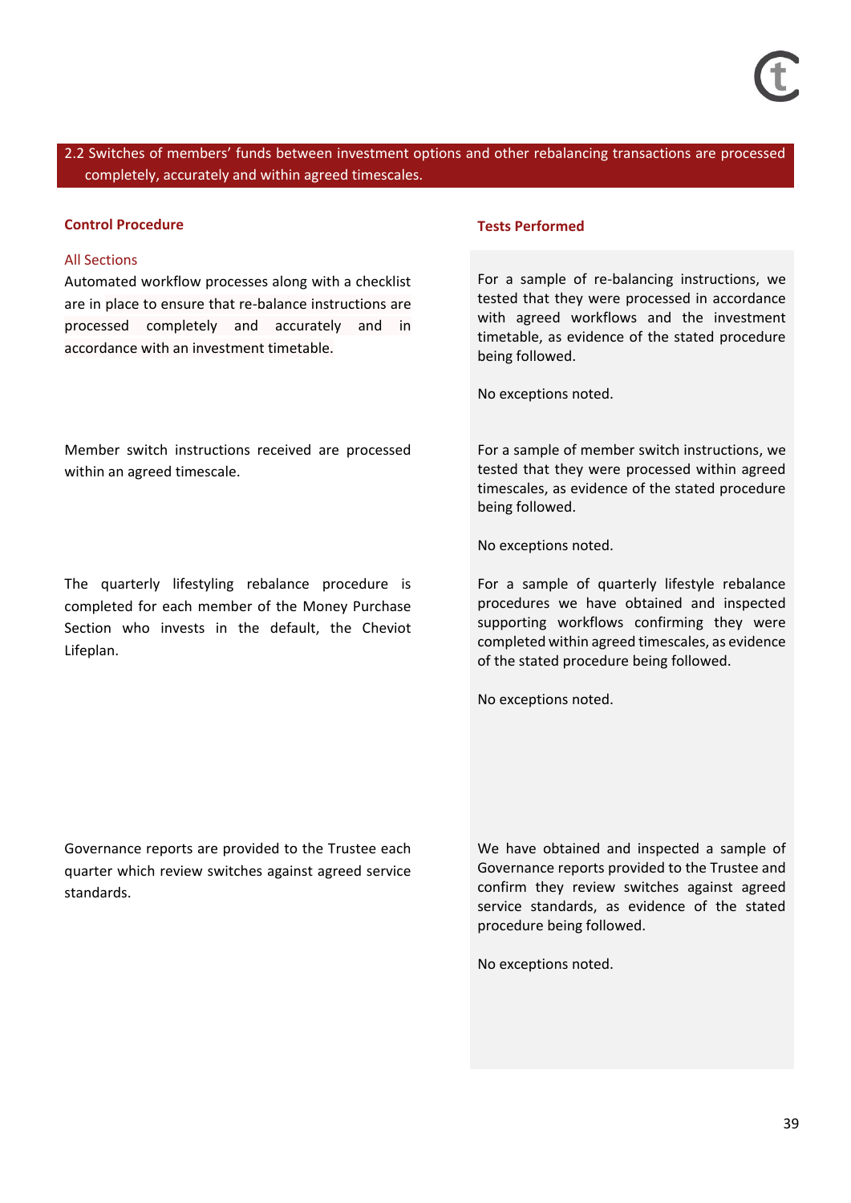## 2.2 Switches of members' funds between investment options and other rebalancing transactions are processed completely, accurately and within agreed timescales.

| Control Procedure | Tests Performed |
|---|---|
| All Sections<br>Automated workflow processes along with a checklist are in place to ensure that re-balance instructions are processed completely and accurately and in accordance with an investment timetable. | For a sample of re-balancing instructions, we tested that they were processed in accordance with agreed workflows and the investment timetable, as evidence of the stated procedure being followed.<br><br>No exceptions noted. |
| Member switch instructions received are processed within an agreed timescale. | For a sample of member switch instructions, we tested that they were processed within agreed timescales, as evidence of the stated procedure being followed.<br><br>No exceptions noted. |
| The quarterly lifestyling rebalance procedure is completed for each member of the Money Purchase Section who invests in the default, the Cheviot Lifeplan. | For a sample of quarterly lifestyle rebalance procedures we have obtained and inspected supporting workflows confirming they were completed within agreed timescales, as evidence of the stated procedure being followed.<br><br>No exceptions noted. |
| Governance reports are provided to the Trustee each quarter which review switches against agreed service standards. | We have obtained and inspected a sample of Governance reports provided to the Trustee and confirm they review switches against agreed service standards, as evidence of the stated procedure being followed.<br><br>No exceptions noted. |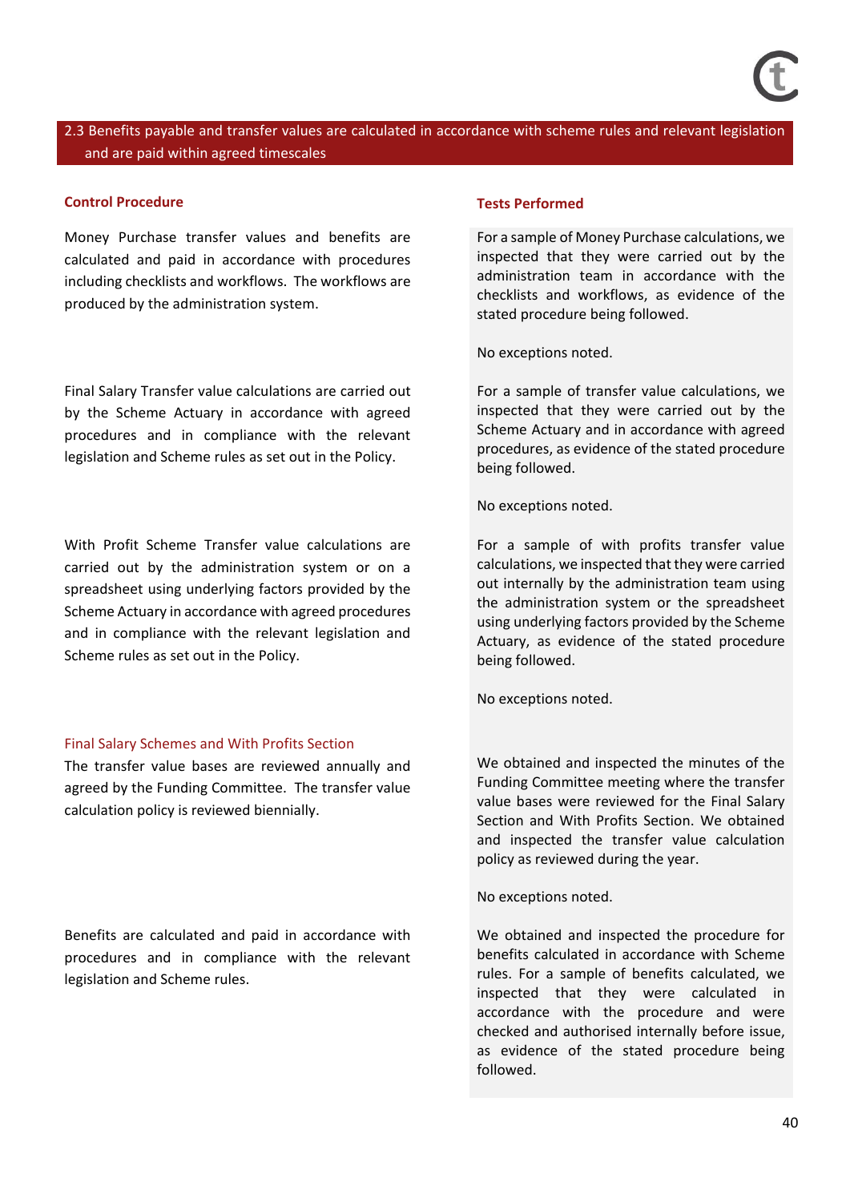## 2.3 Benefits payable and transfer values are calculated in accordance with scheme rules and relevant legislation and are paid within agreed timescales

| Control Procedure | Tests Performed |
|---|---|
| Money Purchase transfer values and benefits are calculated and paid in accordance with procedures including checklists and workflows. The workflows are produced by the administration system. | For a sample of Money Purchase calculations, we inspected that they were carried out by the administration team in accordance with the checklists and workflows, as evidence of the stated procedure being followed.<br><br>No exceptions noted. |
| Final Salary Transfer value calculations are carried out by the Scheme Actuary in accordance with agreed procedures and in compliance with the relevant legislation and Scheme rules as set out in the Policy. | For a sample of transfer value calculations, we inspected that they were carried out by the Scheme Actuary and in accordance with agreed procedures, as evidence of the stated procedure being followed.<br><br>No exceptions noted. |
| With Profit Scheme Transfer value calculations are carried out by the administration system or on a spreadsheet using underlying factors provided by the Scheme Actuary in accordance with agreed procedures and in compliance with the relevant legislation and Scheme rules as set out in the Policy. | For a sample of with profits transfer value calculations, we inspected that they were carried out internally by the administration team using the administration system or the spreadsheet using underlying factors provided by the Scheme Actuary, as evidence of the stated procedure being followed.<br><br>No exceptions noted. |
| **Final Salary Schemes and With Profits Section**<br>The transfer value bases are reviewed annually and agreed by the Funding Committee. The transfer value calculation policy is reviewed biennially. | We obtained and inspected the minutes of the Funding Committee meeting where the transfer value bases were reviewed for the Final Salary Section and With Profits Section. We obtained and inspected the transfer value calculation policy as reviewed during the year.<br><br>No exceptions noted. |
| Benefits are calculated and paid in accordance with procedures and in compliance with the relevant legislation and Scheme rules. | We obtained and inspected the procedure for benefits calculated in accordance with Scheme rules. For a sample of benefits calculated, we inspected that they were calculated in accordance with the procedure and were checked and authorised internally before issue, as evidence of the stated procedure being followed. |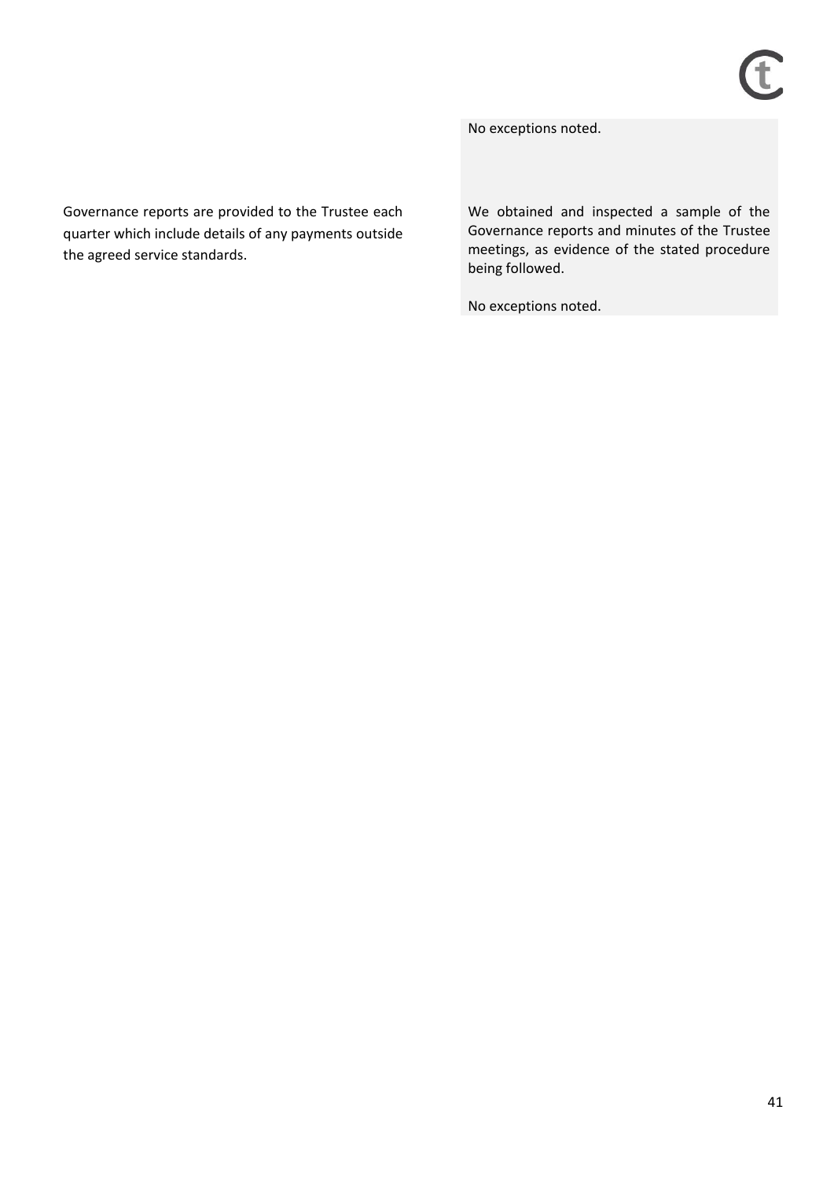| | |
|---|---|
| | No exceptions noted. |
| Governance reports are provided to the Trustee each quarter which include details of any payments outside the agreed service standards. | We obtained and inspected a sample of the Governance reports and minutes of the Trustee meetings, as evidence of the stated procedure being followed.<br><br>No exceptions noted. |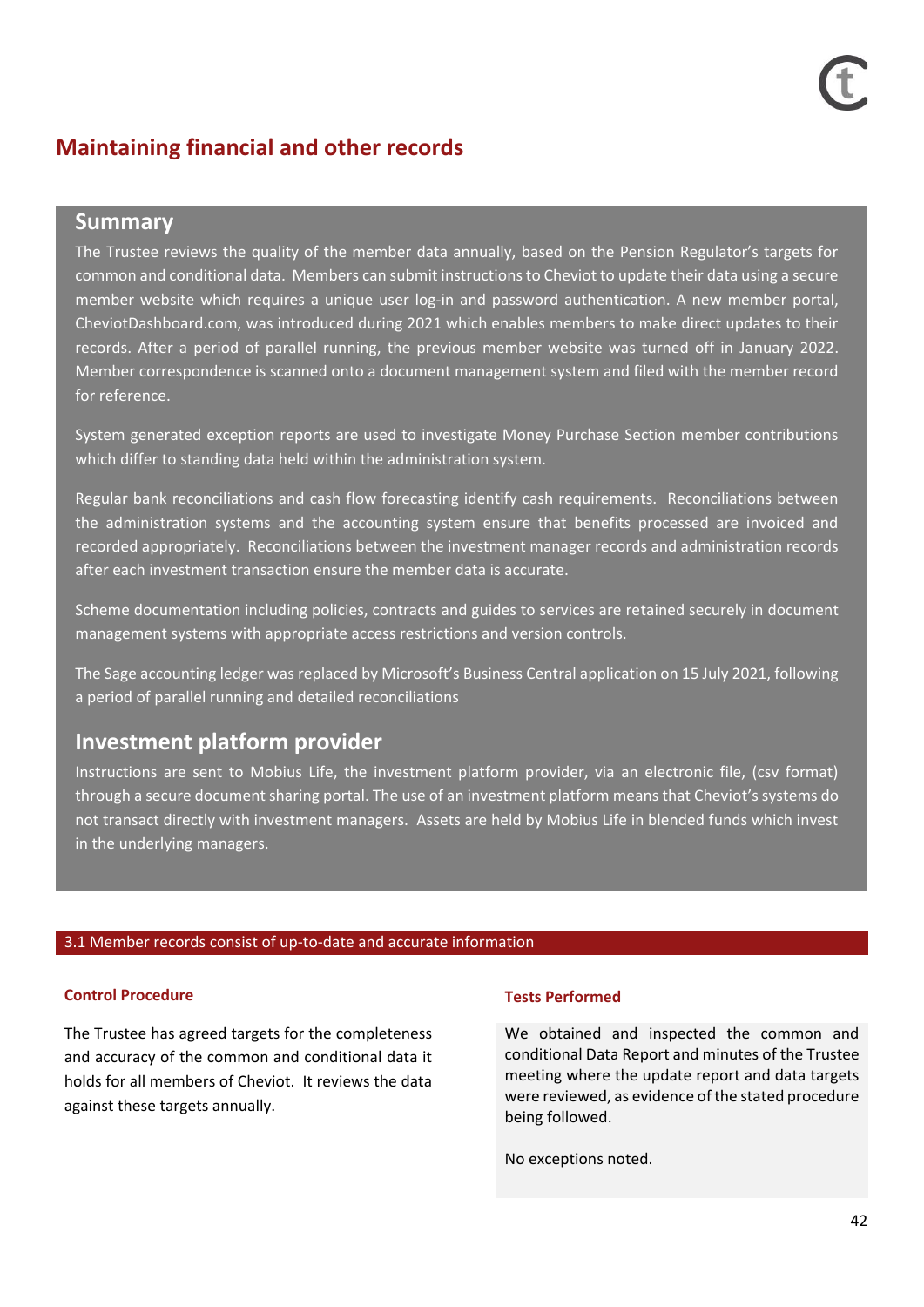# Maintaining financial and other records

## Summary

The Trustee reviews the quality of the member data annually, based on the Pension Regulator's targets for common and conditional data. Members can submit instructions to Cheviot to update their data using a secure member website which requires a unique user log-in and password authentication. A new member portal, CheviotDashboard.com, was introduced during 2021 which enables members to make direct updates to their records. After a period of parallel running, the previous member website was turned off in January 2022. Member correspondence is scanned onto a document management system and filed with the member record for reference.

System generated exception reports are used to investigate Money Purchase Section member contributions which differ to standing data held within the administration system.

Regular bank reconciliations and cash flow forecasting identify cash requirements. Reconciliations between the administration systems and the accounting system ensure that benefits processed are invoiced and recorded appropriately. Reconciliations between the investment manager records and administration records after each investment transaction ensure the member data is accurate.

Scheme documentation including policies, contracts and guides to services are retained securely in document management systems with appropriate access restrictions and version controls.

The Sage accounting ledger was replaced by Microsoft's Business Central application on 15 July 2021, following a period of parallel running and detailed reconciliations

## Investment platform provider

Instructions are sent to Mobius Life, the investment platform provider, via an electronic file, (csv format) through a secure document sharing portal. The use of an investment platform means that Cheviot's systems do not transact directly with investment managers. Assets are held by Mobius Life in blended funds which invest in the underlying managers.

### 3.1 Member records consist of up-to-date and accurate information

| Control Procedure | Tests Performed |
|---|---|
| The Trustee has agreed targets for the completeness and accuracy of the common and conditional data it holds for all members of Cheviot. It reviews the data against these targets annually. | We obtained and inspected the common and conditional Data Report and minutes of the Trustee meeting where the update report and data targets were reviewed, as evidence of the stated procedure being followed.<br><br>No exceptions noted. |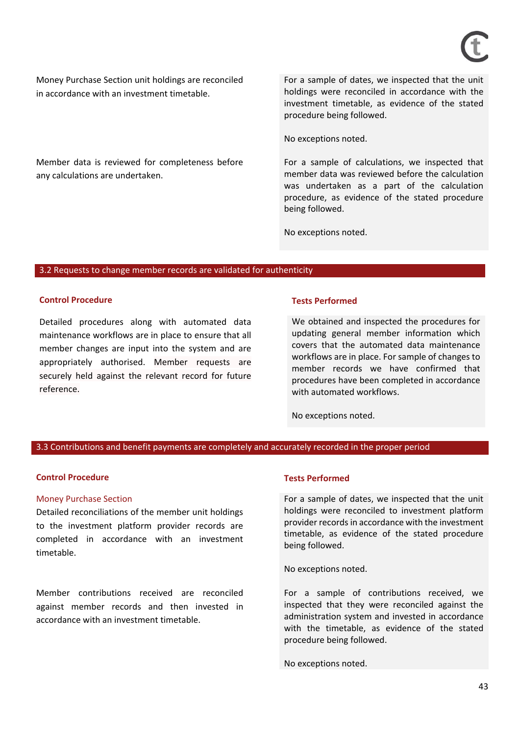| Control Procedure | Tests Performed |
| --- | --- |
| Money Purchase Section unit holdings are reconciled in accordance with an investment timetable. | For a sample of dates, we inspected that the unit holdings were reconciled in accordance with the investment timetable, as evidence of the stated procedure being followed.<br><br>No exceptions noted. |
| Member data is reviewed for completeness before any calculations are undertaken. | For a sample of calculations, we inspected that member data was reviewed before the calculation was undertaken as a part of the calculation procedure, as evidence of the stated procedure being followed.<br><br>No exceptions noted. |

## 3.2 Requests to change member records are validated for authenticity

| Control Procedure | Tests Performed |
| --- | --- |
| Detailed procedures along with automated data maintenance workflows are in place to ensure that all member changes are input into the system and are appropriately authorised. Member requests are securely held against the relevant record for future reference. | We obtained and inspected the procedures for updating general member information which covers that the automated data maintenance workflows are in place. For sample of changes to member records we have confirmed that procedures have been completed in accordance with automated workflows.<br><br>No exceptions noted. |

## 3.3 Contributions and benefit payments are completely and accurately recorded in the proper period

| Control Procedure | Tests Performed |
| --- | --- |
| **Money Purchase Section**<br>Detailed reconciliations of the member unit holdings to the investment platform provider records are completed in accordance with an investment timetable. | For a sample of dates, we inspected that the unit holdings were reconciled to investment platform provider records in accordance with the investment timetable, as evidence of the stated procedure being followed.<br><br>No exceptions noted. |
| Member contributions received are reconciled against member records and then invested in accordance with an investment timetable. | For a sample of contributions received, we inspected that they were reconciled against the administration system and invested in accordance with the timetable, as evidence of the stated procedure being followed.<br><br>No exceptions noted. |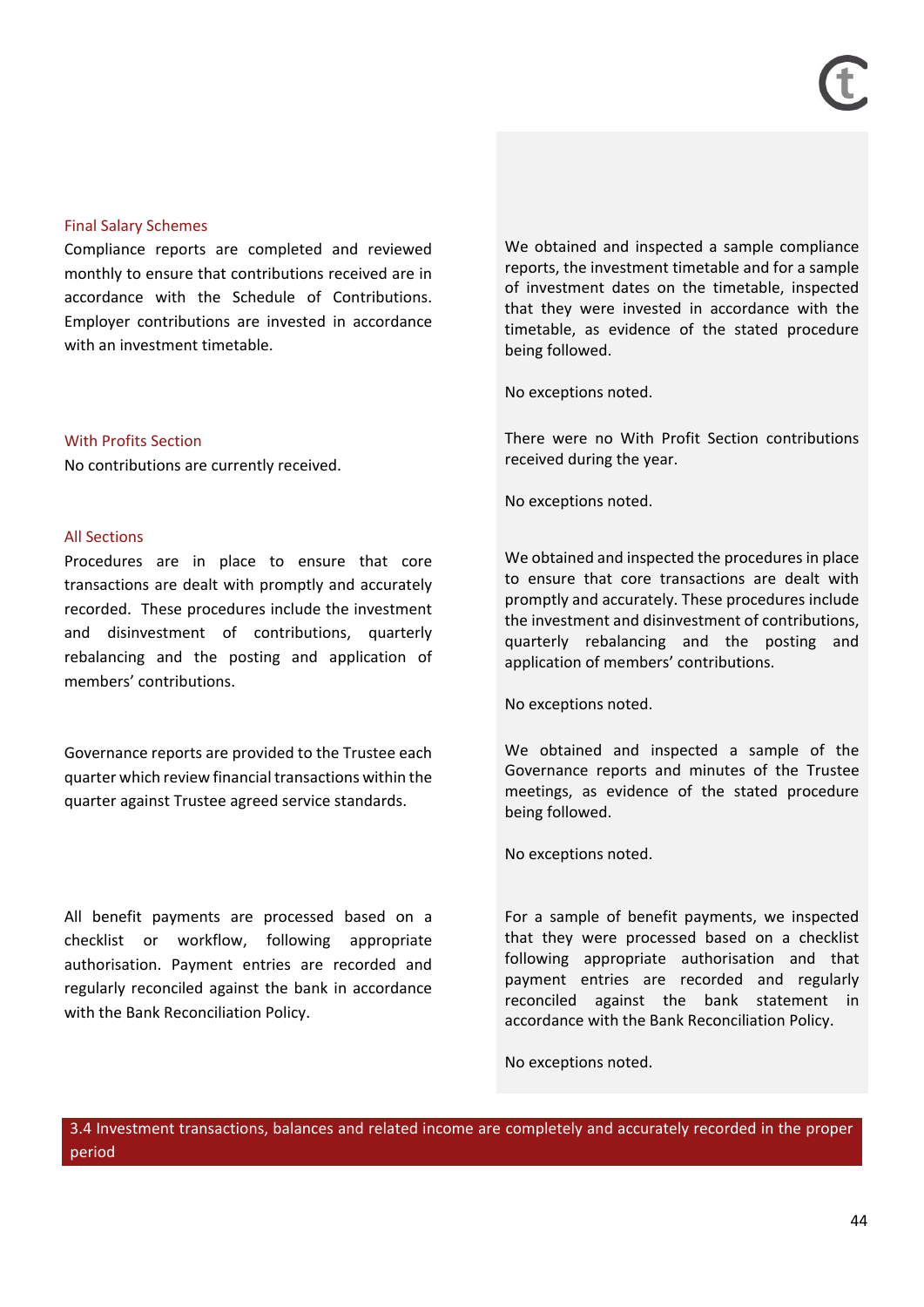| | |
|---|---|
| **Final Salary Schemes**<br>Compliance reports are completed and reviewed monthly to ensure that contributions received are in accordance with the Schedule of Contributions. Employer contributions are invested in accordance with an investment timetable. | We obtained and inspected a sample compliance reports, the investment timetable and for a sample of investment dates on the timetable, inspected that they were invested in accordance with the timetable, as evidence of the stated procedure being followed.<br><br>No exceptions noted. |
| **With Profits Section**<br>No contributions are currently received. | There were no With Profit Section contributions received during the year.<br><br>No exceptions noted. |
| **All Sections**<br>Procedures are in place to ensure that core transactions are dealt with promptly and accurately recorded. These procedures include the investment and disinvestment of contributions, quarterly rebalancing and the posting and application of members' contributions. | We obtained and inspected the procedures in place to ensure that core transactions are dealt with promptly and accurately. These procedures include the investment and disinvestment of contributions, quarterly rebalancing and the posting and application of members' contributions.<br><br>No exceptions noted. |
| Governance reports are provided to the Trustee each quarter which review financial transactions within the quarter against Trustee agreed service standards. | We obtained and inspected a sample of the Governance reports and minutes of the Trustee meetings, as evidence of the stated procedure being followed.<br><br>No exceptions noted. |
| All benefit payments are processed based on a checklist or workflow, following appropriate authorisation. Payment entries are recorded and regularly reconciled against the bank in accordance with the Bank Reconciliation Policy. | For a sample of benefit payments, we inspected that they were processed based on a checklist following appropriate authorisation and that payment entries are recorded and regularly reconciled against the bank statement in accordance with the Bank Reconciliation Policy.<br><br>No exceptions noted. |

## 3.4 Investment transactions, balances and related income are completely and accurately recorded in the proper period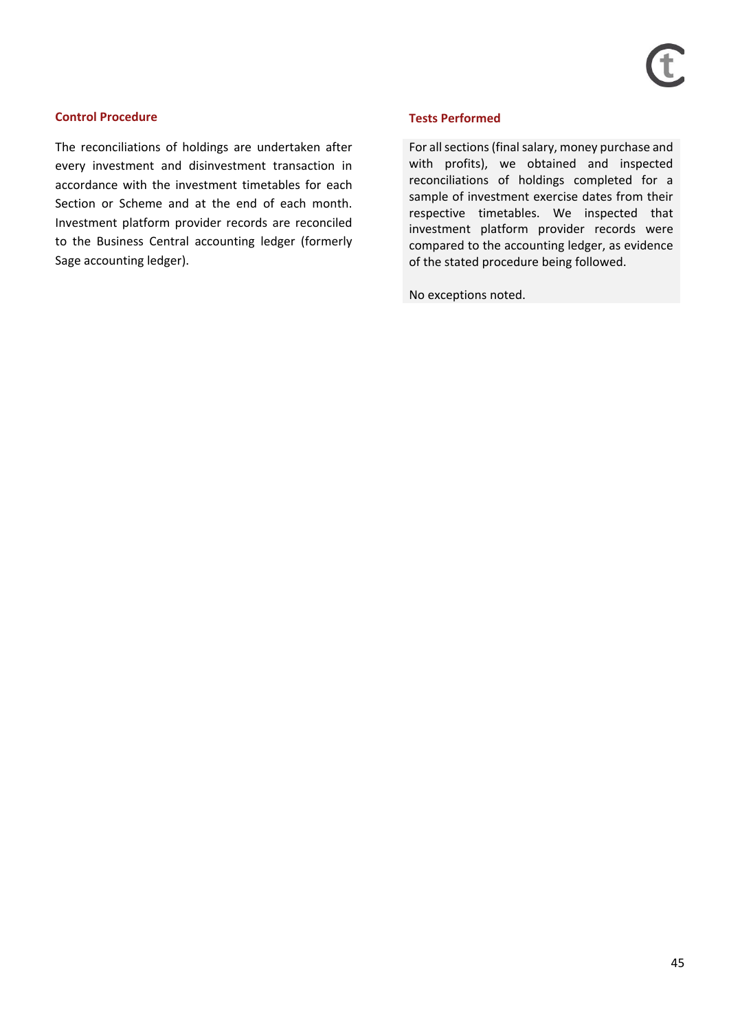| Control Procedure | Tests Performed |
| --- | --- |
| The reconciliations of holdings are undertaken after every investment and disinvestment transaction in accordance with the investment timetables for each Section or Scheme and at the end of each month. Investment platform provider records are reconciled to the Business Central accounting ledger (formerly Sage accounting ledger). | For all sections (final salary, money purchase and with profits), we obtained and inspected reconciliations of holdings completed for a sample of investment exercise dates from their respective timetables. We inspected that investment platform provider records were compared to the accounting ledger, as evidence of the stated procedure being followed.<br><br>No exceptions noted. |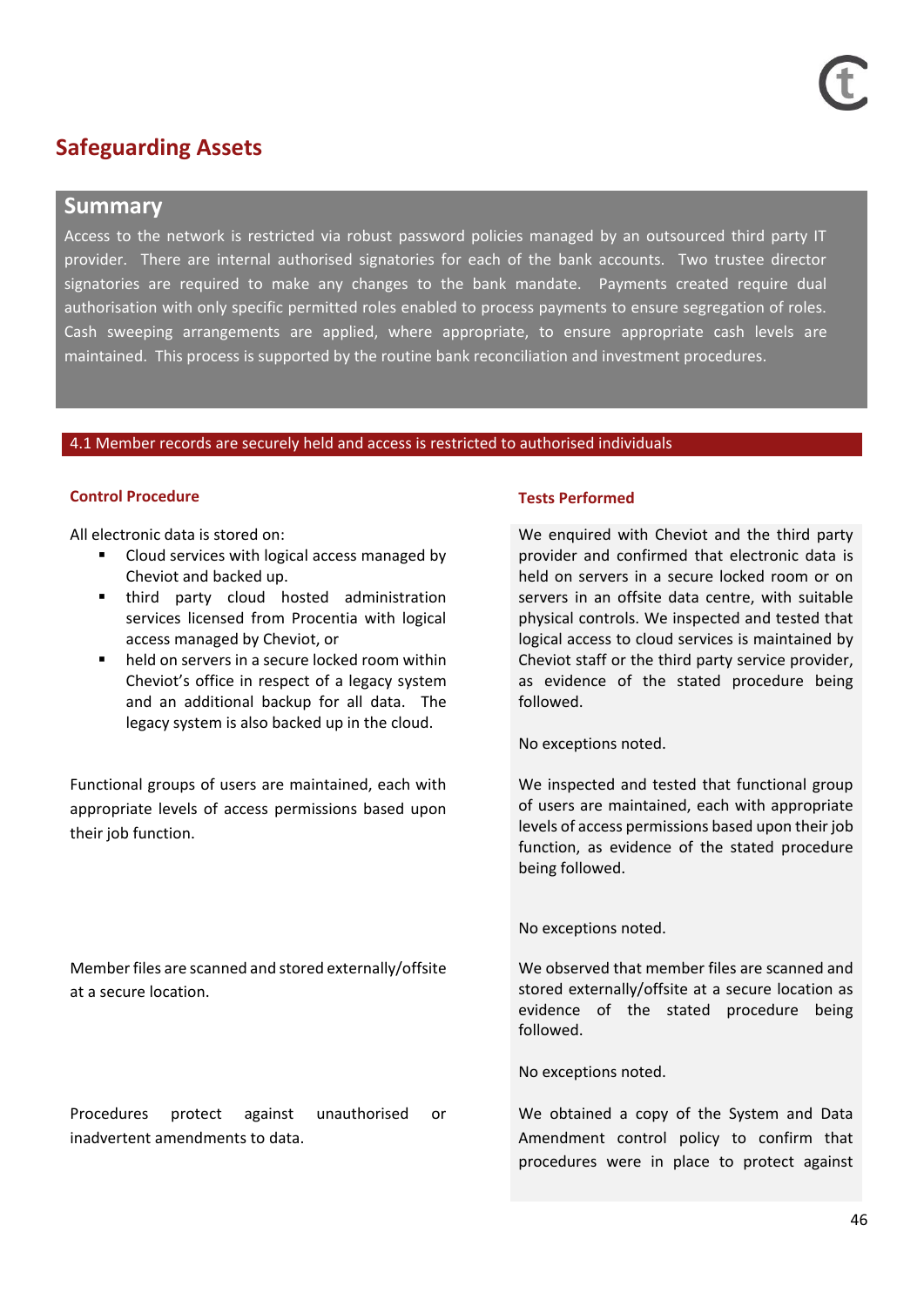# Safeguarding Assets

## Summary

Access to the network is restricted via robust password policies managed by an outsourced third party IT provider. There are internal authorised signatories for each of the bank accounts. Two trustee director signatories are required to make any changes to the bank mandate. Payments created require dual authorisation with only specific permitted roles enabled to process payments to ensure segregation of roles. Cash sweeping arrangements are applied, where appropriate, to ensure appropriate cash levels are maintained. This process is supported by the routine bank reconciliation and investment procedures.

### 4.1 Member records are securely held and access is restricted to authorised individuals

| Control Procedure | Tests Performed |
|---|---|
| All electronic data is stored on:<br>▪ Cloud services with logical access managed by Cheviot and backed up.<br>▪ third party cloud hosted administration services licensed from Procentia with logical access managed by Cheviot, or<br>▪ held on servers in a secure locked room within Cheviot's office in respect of a legacy system and an additional backup for all data. The legacy system is also backed up in the cloud. | We enquired with Cheviot and the third party provider and confirmed that electronic data is held on servers in a secure locked room or on servers in an offsite data centre, with suitable physical controls. We inspected and tested that logical access to cloud services is maintained by Cheviot staff or the third party service provider, as evidence of the stated procedure being followed.<br><br>No exceptions noted. |
| Functional groups of users are maintained, each with appropriate levels of access permissions based upon their job function. | We inspected and tested that functional group of users are maintained, each with appropriate levels of access permissions based upon their job function, as evidence of the stated procedure being followed.<br><br>No exceptions noted. |
| Member files are scanned and stored externally/offsite at a secure location. | We observed that member files are scanned and stored externally/offsite at a secure location as evidence of the stated procedure being followed.<br><br>No exceptions noted. |
| Procedures protect against unauthorised or inadvertent amendments to data. | We obtained a copy of the System and Data Amendment control policy to confirm that procedures were in place to protect against |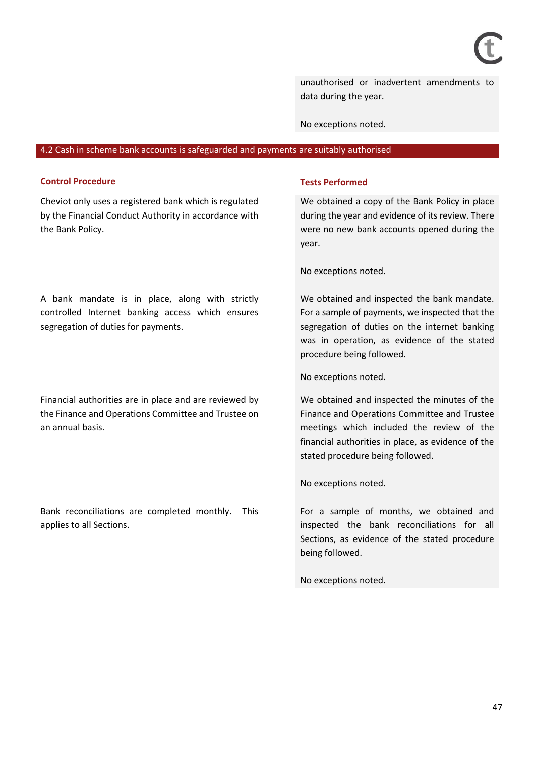| | |
|---|---|
| | unauthorised or inadvertent amendments to data during the year.<br><br>No exceptions noted. |

## 4.2 Cash in scheme bank accounts is safeguarded and payments are suitably authorised

| Control Procedure | Tests Performed |
|---|---|
| Cheviot only uses a registered bank which is regulated by the Financial Conduct Authority in accordance with the Bank Policy. | We obtained a copy of the Bank Policy in place during the year and evidence of its review. There were no new bank accounts opened during the year.<br><br>No exceptions noted. |
| A bank mandate is in place, along with strictly controlled Internet banking access which ensures segregation of duties for payments. | We obtained and inspected the bank mandate. For a sample of payments, we inspected that the segregation of duties on the internet banking was in operation, as evidence of the stated procedure being followed.<br><br>No exceptions noted. |
| Financial authorities are in place and are reviewed by the Finance and Operations Committee and Trustee on an annual basis. | We obtained and inspected the minutes of the Finance and Operations Committee and Trustee meetings which included the review of the financial authorities in place, as evidence of the stated procedure being followed.<br><br>No exceptions noted. |
| Bank reconciliations are completed monthly. This applies to all Sections. | For a sample of months, we obtained and inspected the bank reconciliations for all Sections, as evidence of the stated procedure being followed.<br><br>No exceptions noted. |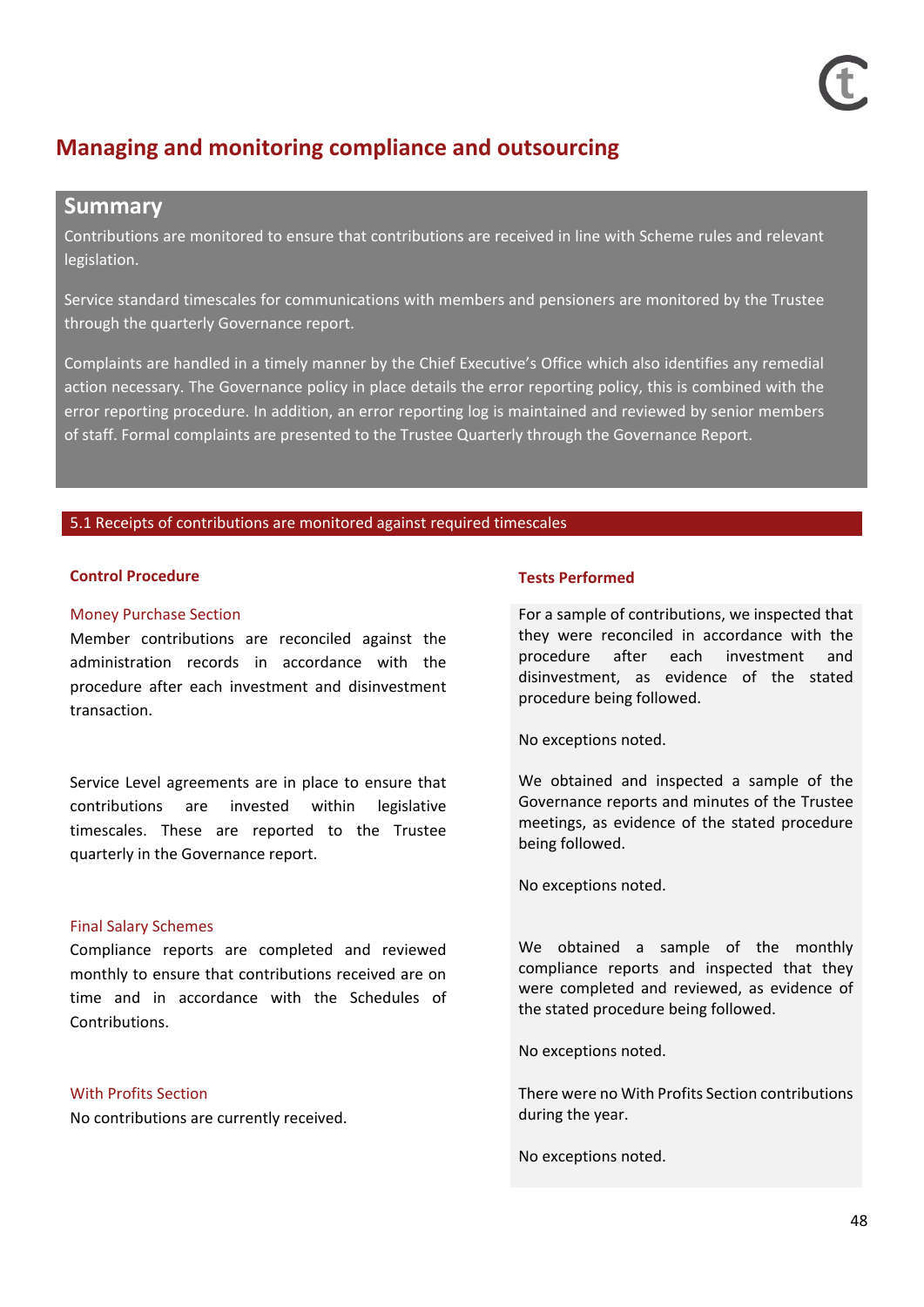# Managing and monitoring compliance and outsourcing

## Summary

Contributions are monitored to ensure that contributions are received in line with Scheme rules and relevant legislation.

Service standard timescales for communications with members and pensioners are monitored by the Trustee through the quarterly Governance report.

Complaints are handled in a timely manner by the Chief Executive's Office which also identifies any remedial action necessary. The Governance policy in place details the error reporting policy, this is combined with the error reporting procedure. In addition, an error reporting log is maintained and reviewed by senior members of staff. Formal complaints are presented to the Trustee Quarterly through the Governance Report.

### 5.1 Receipts of contributions are monitored against required timescales

| Control Procedure | Tests Performed |
|---|---|
| **Money Purchase Section**<br>Member contributions are reconciled against the administration records in accordance with the procedure after each investment and disinvestment transaction. | For a sample of contributions, we inspected that they were reconciled in accordance with the procedure after each investment and disinvestment, as evidence of the stated procedure being followed.<br><br>No exceptions noted. |
| Service Level agreements are in place to ensure that contributions are invested within legislative timescales. These are reported to the Trustee quarterly in the Governance report. | We obtained and inspected a sample of the Governance reports and minutes of the Trustee meetings, as evidence of the stated procedure being followed.<br><br>No exceptions noted. |
| **Final Salary Schemes**<br>Compliance reports are completed and reviewed monthly to ensure that contributions received are on time and in accordance with the Schedules of Contributions. | We obtained a sample of the monthly compliance reports and inspected that they were completed and reviewed, as evidence of the stated procedure being followed.<br><br>No exceptions noted. |
| **With Profits Section**<br>No contributions are currently received. | There were no With Profits Section contributions during the year.<br><br>No exceptions noted. |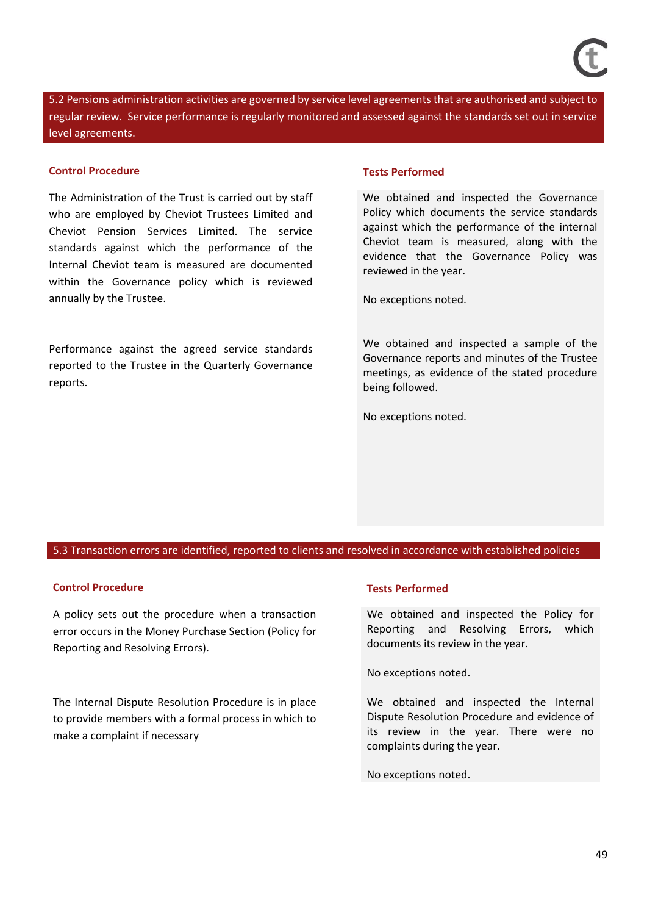**5.2 Pensions administration activities are governed by service level agreements that are authorised and subject to regular review. Service performance is regularly monitored and assessed against the standards set out in service level agreements.**

| Control Procedure | Tests Performed |
|---|---|
| The Administration of the Trust is carried out by staff who are employed by Cheviot Trustees Limited and Cheviot Pension Services Limited. The service standards against which the performance of the Internal Cheviot team is measured are documented within the Governance policy which is reviewed annually by the Trustee. | We obtained and inspected the Governance Policy which documents the service standards against which the performance of the internal Cheviot team is measured, along with the evidence that the Governance Policy was reviewed in the year.<br><br>No exceptions noted. |
| Performance against the agreed service standards reported to the Trustee in the Quarterly Governance reports. | We obtained and inspected a sample of the Governance reports and minutes of the Trustee meetings, as evidence of the stated procedure being followed.<br><br>No exceptions noted. |

**5.3 Transaction errors are identified, reported to clients and resolved in accordance with established policies**

| Control Procedure | Tests Performed |
|---|---|
| A policy sets out the procedure when a transaction error occurs in the Money Purchase Section (Policy for Reporting and Resolving Errors). | We obtained and inspected the Policy for Reporting and Resolving Errors, which documents its review in the year.<br><br>No exceptions noted. |
| The Internal Dispute Resolution Procedure is in place to provide members with a formal process in which to make a complaint if necessary | We obtained and inspected the Internal Dispute Resolution Procedure and evidence of its review in the year. There were no complaints during the year.<br><br>No exceptions noted. |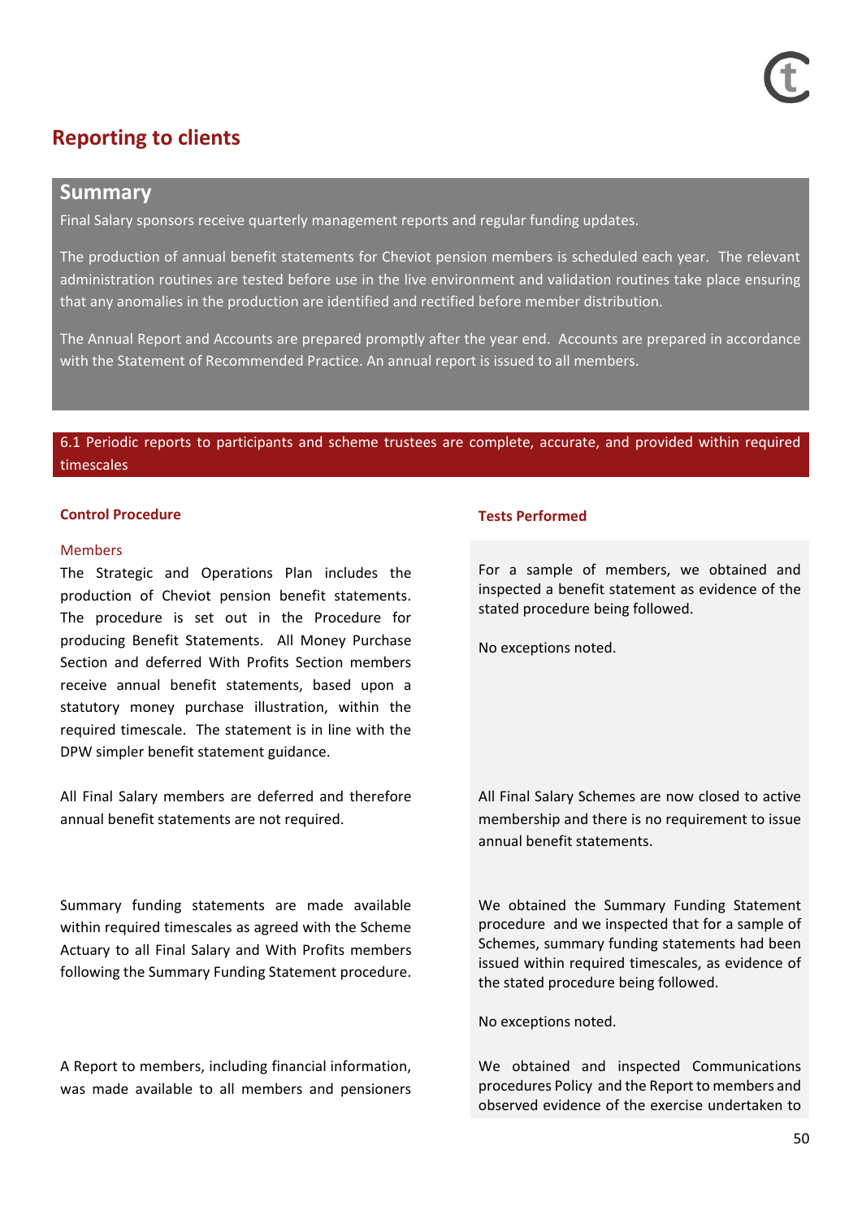# Reporting to clients

## Summary

Final Salary sponsors receive quarterly management reports and regular funding updates.

The production of annual benefit statements for Cheviot pension members is scheduled each year. The relevant administration routines are tested before use in the live environment and validation routines take place ensuring that any anomalies in the production are identified and rectified before member distribution.

The Annual Report and Accounts are prepared promptly after the year end. Accounts are prepared in accordance with the Statement of Recommended Practice. An annual report is issued to all members.

### 6.1 Periodic reports to participants and scheme trustees are complete, accurate, and provided within required timescales

| Control Procedure | Tests Performed |
|---|---|
| **Members**<br>The Strategic and Operations Plan includes the production of Cheviot pension benefit statements. The procedure is set out in the Procedure for producing Benefit Statements. All Money Purchase Section and deferred With Profits Section members receive annual benefit statements, based upon a statutory money purchase illustration, within the required timescale. The statement is in line with the DPW simpler benefit statement guidance. | For a sample of members, we obtained and inspected a benefit statement as evidence of the stated procedure being followed.<br><br>No exceptions noted. |
| All Final Salary members are deferred and therefore annual benefit statements are not required. | All Final Salary Schemes are now closed to active membership and there is no requirement to issue annual benefit statements. |
| Summary funding statements are made available within required timescales as agreed with the Scheme Actuary to all Final Salary and With Profits members following the Summary Funding Statement procedure. | We obtained the Summary Funding Statement procedure and we inspected that for a sample of Schemes, summary funding statements had been issued within required timescales, as evidence of the stated procedure being followed.<br><br>No exceptions noted. |
| A Report to members, including financial information, was made available to all members and pensioners | We obtained and inspected Communications procedures Policy and the Report to members and observed evidence of the exercise undertaken to |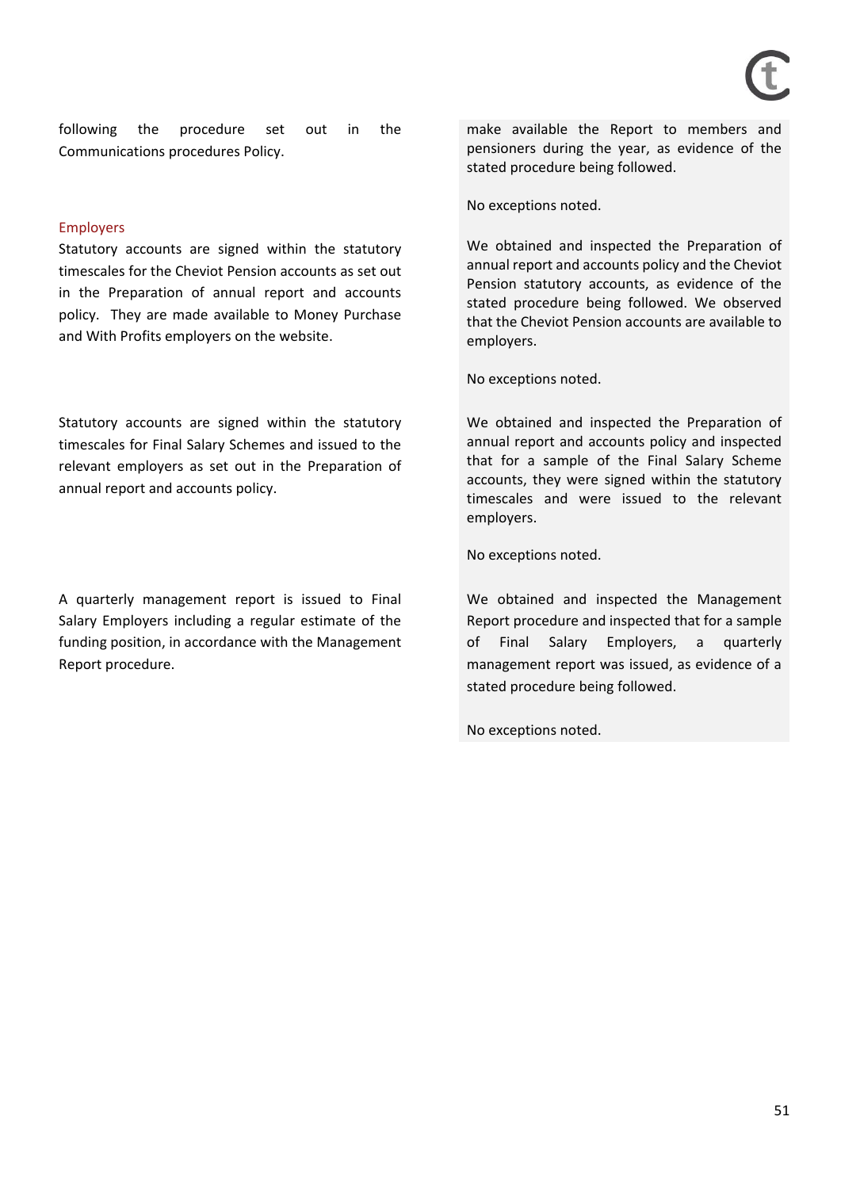| | |
|---|---|
| following the procedure set out in the Communications procedures Policy. | make available the Report to members and pensioners during the year, as evidence of the stated procedure being followed.<br><br>No exceptions noted. |
| **Employers**<br>Statutory accounts are signed within the statutory timescales for the Cheviot Pension accounts as set out in the Preparation of annual report and accounts policy. They are made available to Money Purchase and With Profits employers on the website. | We obtained and inspected the Preparation of annual report and accounts policy and the Cheviot Pension statutory accounts, as evidence of the stated procedure being followed. We observed that the Cheviot Pension accounts are available to employers.<br><br>No exceptions noted. |
| Statutory accounts are signed within the statutory timescales for Final Salary Schemes and issued to the relevant employers as set out in the Preparation of annual report and accounts policy. | We obtained and inspected the Preparation of annual report and accounts policy and inspected that for a sample of the Final Salary Scheme accounts, they were signed within the statutory timescales and were issued to the relevant employers.<br><br>No exceptions noted. |
| A quarterly management report is issued to Final Salary Employers including a regular estimate of the funding position, in accordance with the Management Report procedure. | We obtained and inspected the Management Report procedure and inspected that for a sample of Final Salary Employers, a quarterly management report was issued, as evidence of a stated procedure being followed.<br><br>No exceptions noted. |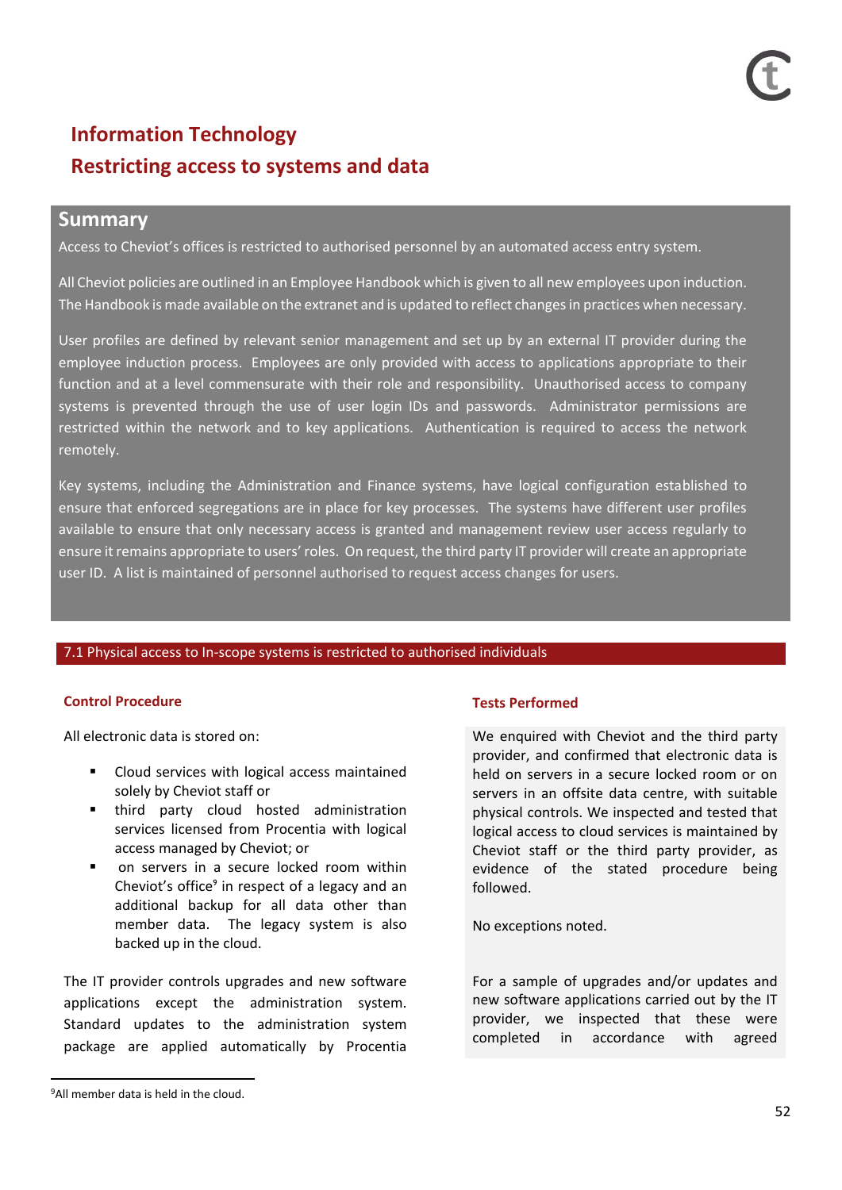# Information Technology

## Restricting access to systems and data

## Summary

Access to Cheviot's offices is restricted to authorised personnel by an automated access entry system.

All Cheviot policies are outlined in an Employee Handbook which is given to all new employees upon induction. The Handbook is made available on the extranet and is updated to reflect changes in practices when necessary.

User profiles are defined by relevant senior management and set up by an external IT provider during the employee induction process. Employees are only provided with access to applications appropriate to their function and at a level commensurate with their role and responsibility. Unauthorised access to company systems is prevented through the use of user login IDs and passwords. Administrator permissions are restricted within the network and to key applications. Authentication is required to access the network remotely.

Key systems, including the Administration and Finance systems, have logical configuration established to ensure that enforced segregations are in place for key processes. The systems have different user profiles available to ensure that only necessary access is granted and management review user access regularly to ensure it remains appropriate to users' roles. On request, the third party IT provider will create an appropriate user ID. A list is maintained of personnel authorised to request access changes for users.

### 7.1 Physical access to In-scope systems is restricted to authorised individuals

| Control Procedure | Tests Performed |
|---|---|
| All electronic data is stored on:<br>▪ Cloud services with logical access maintained solely by Cheviot staff or<br>▪ third party cloud hosted administration services licensed from Procentia with logical access managed by Cheviot; or<br>▪ on servers in a secure locked room within Cheviot's office[9] in respect of a legacy and an additional backup for all data other than member data. The legacy system is also backed up in the cloud. | We enquired with Cheviot and the third party provider, and confirmed that electronic data is held on servers in a secure locked room or on servers in an offsite data centre, with suitable physical controls. We inspected and tested that logical access to cloud services is maintained by Cheviot staff or the third party provider, as evidence of the stated procedure being followed.<br><br>No exceptions noted. |
| The IT provider controls upgrades and new software applications except the administration system. Standard updates to the administration system package are applied automatically by Procentia | For a sample of upgrades and/or updates and new software applications carried out by the IT provider, we inspected that these were completed in accordance with agreed |

[9] All member data is held in the cloud.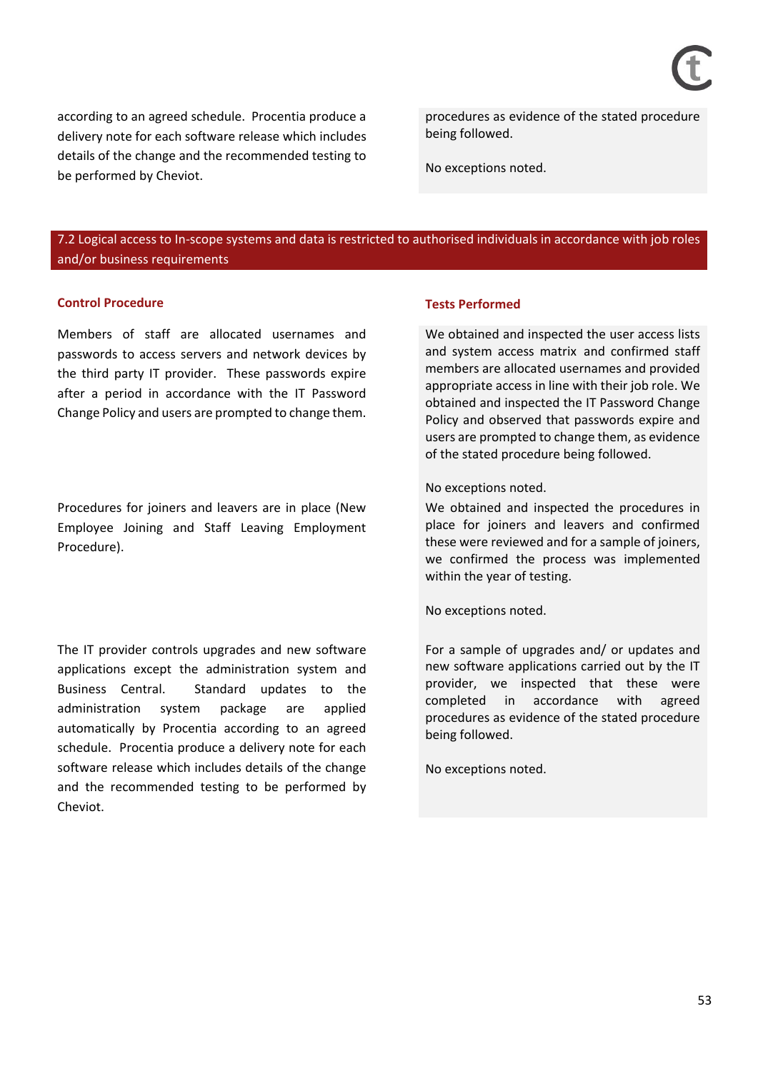| | |
|---|---|
| according to an agreed schedule. Procentia produce a delivery note for each software release which includes details of the change and the recommended testing to be performed by Cheviot. | procedures as evidence of the stated procedure being followed.<br><br>No exceptions noted. |

## 7.2 Logical access to In-scope systems and data is restricted to authorised individuals in accordance with job roles and/or business requirements

| Control Procedure | Tests Performed |
|---|---|
| Members of staff are allocated usernames and passwords to access servers and network devices by the third party IT provider. These passwords expire after a period in accordance with the IT Password Change Policy and users are prompted to change them. | We obtained and inspected the user access lists and system access matrix and confirmed staff members are allocated usernames and provided appropriate access in line with their job role. We obtained and inspected the IT Password Change Policy and observed that passwords expire and users are prompted to change them, as evidence of the stated procedure being followed.<br><br>No exceptions noted. |
| Procedures for joiners and leavers are in place (New Employee Joining and Staff Leaving Employment Procedure). | We obtained and inspected the procedures in place for joiners and leavers and confirmed these were reviewed and for a sample of joiners, we confirmed the process was implemented within the year of testing.<br><br>No exceptions noted. |
| The IT provider controls upgrades and new software applications except the administration system and Business Central. Standard updates to the administration system package are applied automatically by Procentia according to an agreed schedule. Procentia produce a delivery note for each software release which includes details of the change and the recommended testing to be performed by Cheviot. | For a sample of upgrades and/ or updates and new software applications carried out by the IT provider, we inspected that these were completed in accordance with agreed procedures as evidence of the stated procedure being followed.<br><br>No exceptions noted. |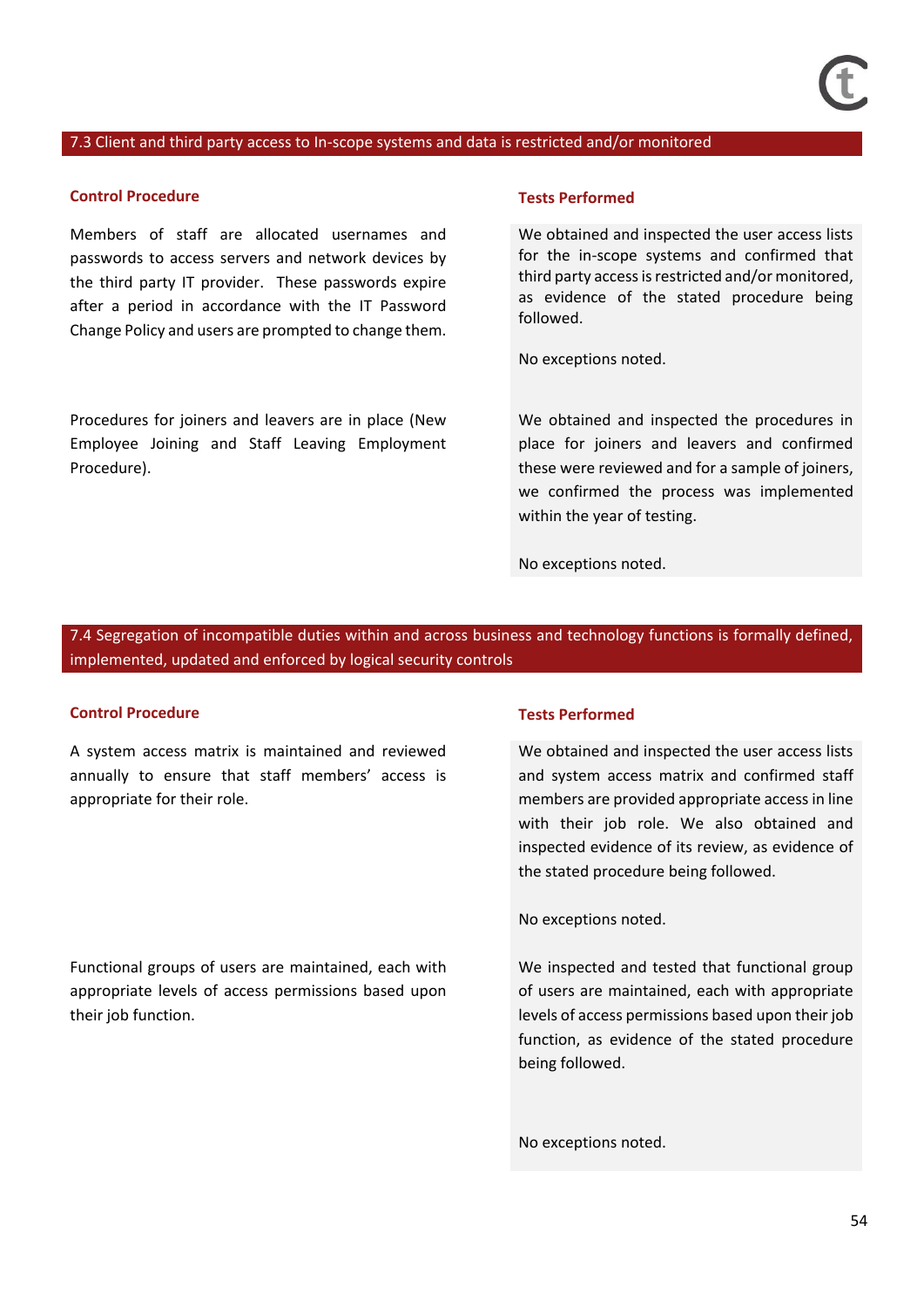## 7.3 Client and third party access to In-scope systems and data is restricted and/or monitored

| Control Procedure | Tests Performed |
| --- | --- |
| Members of staff are allocated usernames and passwords to access servers and network devices by the third party IT provider. These passwords expire after a period in accordance with the IT Password Change Policy and users are prompted to change them. | We obtained and inspected the user access lists for the in-scope systems and confirmed that third party access is restricted and/or monitored, as evidence of the stated procedure being followed.<br><br>No exceptions noted. |
| Procedures for joiners and leavers are in place (New Employee Joining and Staff Leaving Employment Procedure). | We obtained and inspected the procedures in place for joiners and leavers and confirmed these were reviewed and for a sample of joiners, we confirmed the process was implemented within the year of testing.<br><br>No exceptions noted. |

## 7.4 Segregation of incompatible duties within and across business and technology functions is formally defined, implemented, updated and enforced by logical security controls

| Control Procedure | Tests Performed |
| --- | --- |
| A system access matrix is maintained and reviewed annually to ensure that staff members' access is appropriate for their role. | We obtained and inspected the user access lists and system access matrix and confirmed staff members are provided appropriate access in line with their job role. We also obtained and inspected evidence of its review, as evidence of the stated procedure being followed.<br><br>No exceptions noted. |
| Functional groups of users are maintained, each with appropriate levels of access permissions based upon their job function. | We inspected and tested that functional group of users are maintained, each with appropriate levels of access permissions based upon their job function, as evidence of the stated procedure being followed.<br><br>No exceptions noted. |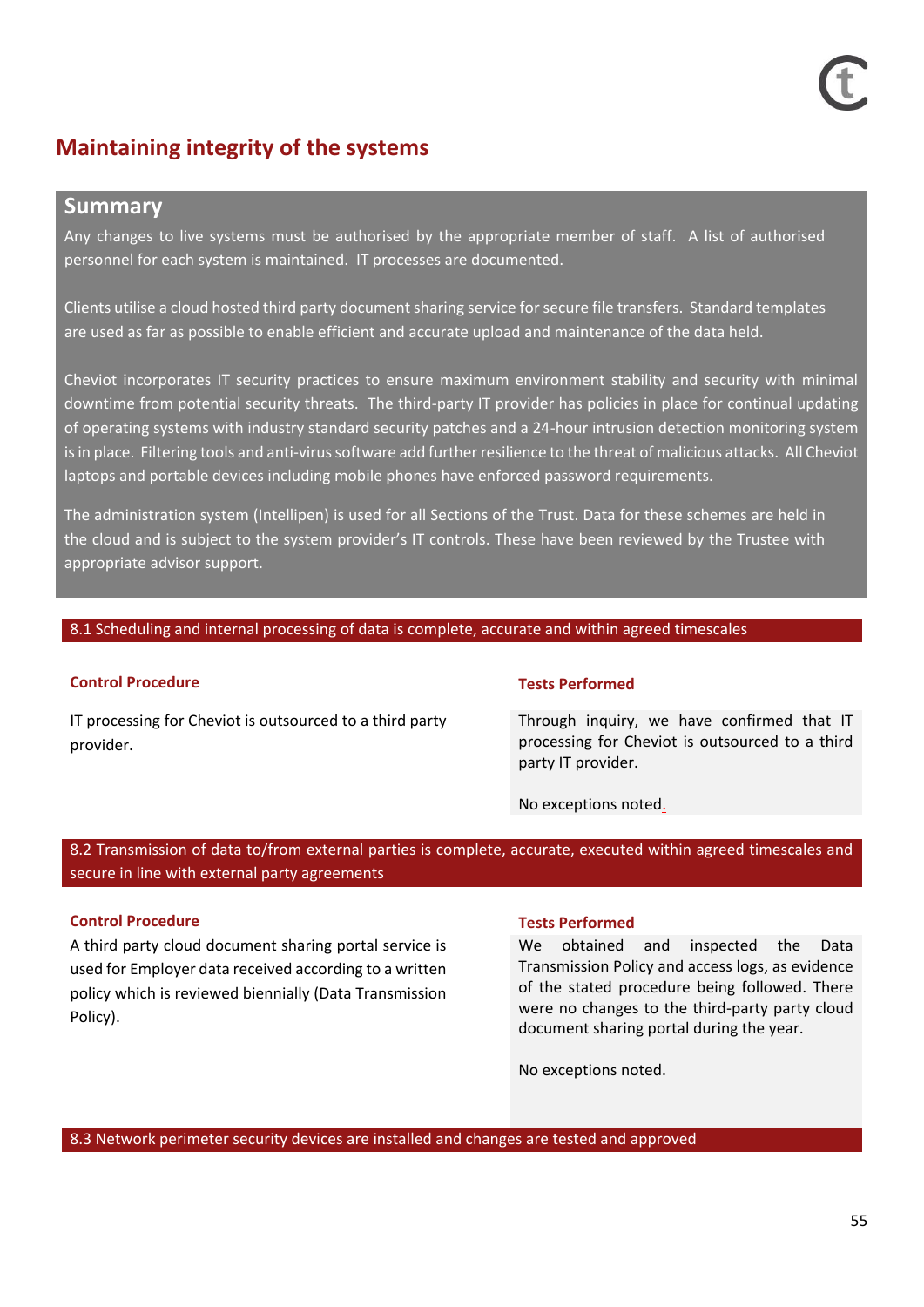# Maintaining integrity of the systems

## Summary

Any changes to live systems must be authorised by the appropriate member of staff. A list of authorised personnel for each system is maintained. IT processes are documented.

Clients utilise a cloud hosted third party document sharing service for secure file transfers. Standard templates are used as far as possible to enable efficient and accurate upload and maintenance of the data held.

Cheviot incorporates IT security practices to ensure maximum environment stability and security with minimal downtime from potential security threats. The third-party IT provider has policies in place for continual updating of operating systems with industry standard security patches and a 24-hour intrusion detection monitoring system is in place. Filtering tools and anti-virus software add further resilience to the threat of malicious attacks. All Cheviot laptops and portable devices including mobile phones have enforced password requirements.

The administration system (Intellipen) is used for all Sections of the Trust. Data for these schemes are held in the cloud and is subject to the system provider's IT controls. These have been reviewed by the Trustee with appropriate advisor support.

### 8.1 Scheduling and internal processing of data is complete, accurate and within agreed timescales

| Control Procedure | Tests Performed |
|---|---|
| IT processing for Cheviot is outsourced to a third party provider. | Through inquiry, we have confirmed that IT processing for Cheviot is outsourced to a third party IT provider.<br><br>No exceptions noted. |

### 8.2 Transmission of data to/from external parties is complete, accurate, executed within agreed timescales and secure in line with external party agreements

| Control Procedure | Tests Performed |
|---|---|
| A third party cloud document sharing portal service is used for Employer data received according to a written policy which is reviewed biennially (Data Transmission Policy). | We obtained and inspected the Data Transmission Policy and access logs, as evidence of the stated procedure being followed. There were no changes to the third-party party cloud document sharing portal during the year.<br><br>No exceptions noted. |

### 8.3 Network perimeter security devices are installed and changes are tested and approved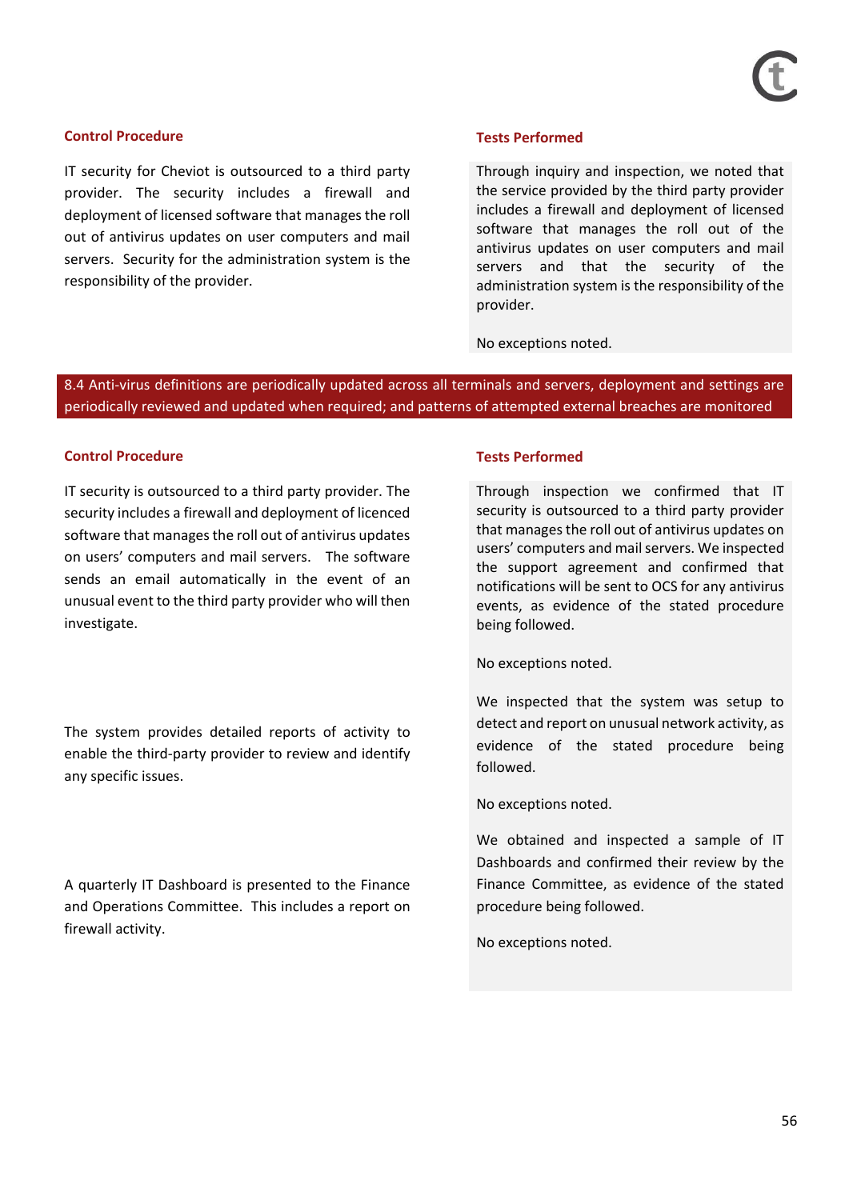| Control Procedure | Tests Performed |
| --- | --- |
| IT security for Cheviot is outsourced to a third party provider. The security includes a firewall and deployment of licensed software that manages the roll out of antivirus updates on user computers and mail servers. Security for the administration system is the responsibility of the provider. | Through inquiry and inspection, we noted that the service provided by the third party provider includes a firewall and deployment of licensed software that manages the roll out of the antivirus updates on user computers and mail servers and that the security of the administration system is the responsibility of the provider.<br><br>No exceptions noted. |

**8.4 Anti-virus definitions are periodically updated across all terminals and servers, deployment and settings are periodically reviewed and updated when required; and patterns of attempted external breaches are monitored**

| Control Procedure | Tests Performed |
| --- | --- |
| IT security is outsourced to a third party provider. The security includes a firewall and deployment of licenced software that manages the roll out of antivirus updates on users' computers and mail servers. The software sends an email automatically in the event of an unusual event to the third party provider who will then investigate. | Through inspection we confirmed that IT security is outsourced to a third party provider that manages the roll out of antivirus updates on users' computers and mail servers. We inspected the support agreement and confirmed that notifications will be sent to OCS for any antivirus events, as evidence of the stated procedure being followed.<br><br>No exceptions noted. |
| The system provides detailed reports of activity to enable the third-party provider to review and identify any specific issues. | We inspected that the system was setup to detect and report on unusual network activity, as evidence of the stated procedure being followed.<br><br>No exceptions noted. |
| A quarterly IT Dashboard is presented to the Finance and Operations Committee. This includes a report on firewall activity. | We obtained and inspected a sample of IT Dashboards and confirmed their review by the Finance Committee, as evidence of the stated procedure being followed.<br><br>No exceptions noted. |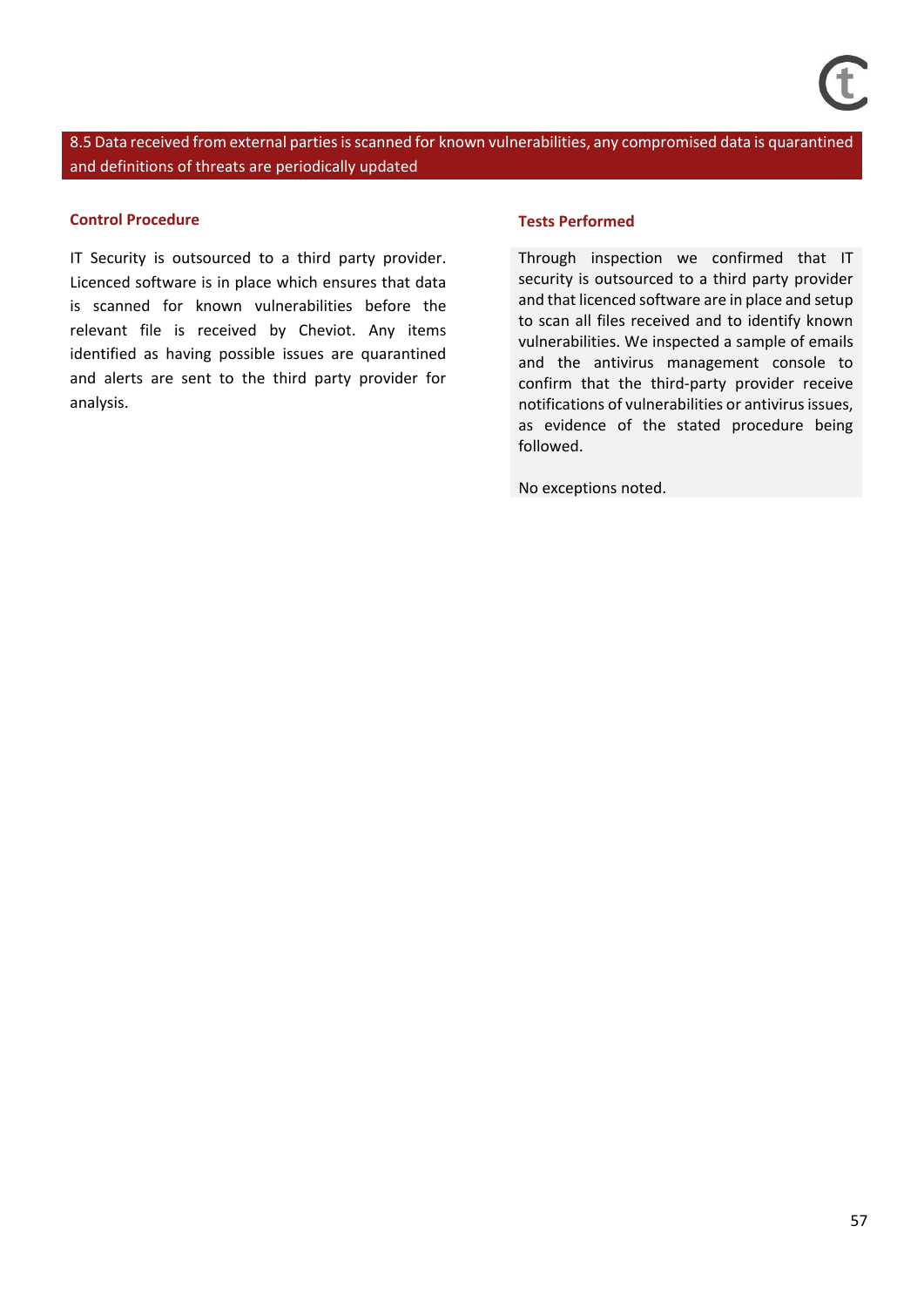## 8.5 Data received from external parties is scanned for known vulnerabilities, any compromised data is quarantined and definitions of threats are periodically updated

| Control Procedure | Tests Performed |
|---|---|
| IT Security is outsourced to a third party provider. Licenced software is in place which ensures that data is scanned for known vulnerabilities before the relevant file is received by Cheviot. Any items identified as having possible issues are quarantined and alerts are sent to the third party provider for analysis. | Through inspection we confirmed that IT security is outsourced to a third party provider and that licenced software are in place and setup to scan all files received and to identify known vulnerabilities. We inspected a sample of emails and the antivirus management console to confirm that the third-party provider receive notifications of vulnerabilities or antivirus issues, as evidence of the stated procedure being followed.<br><br>No exceptions noted. |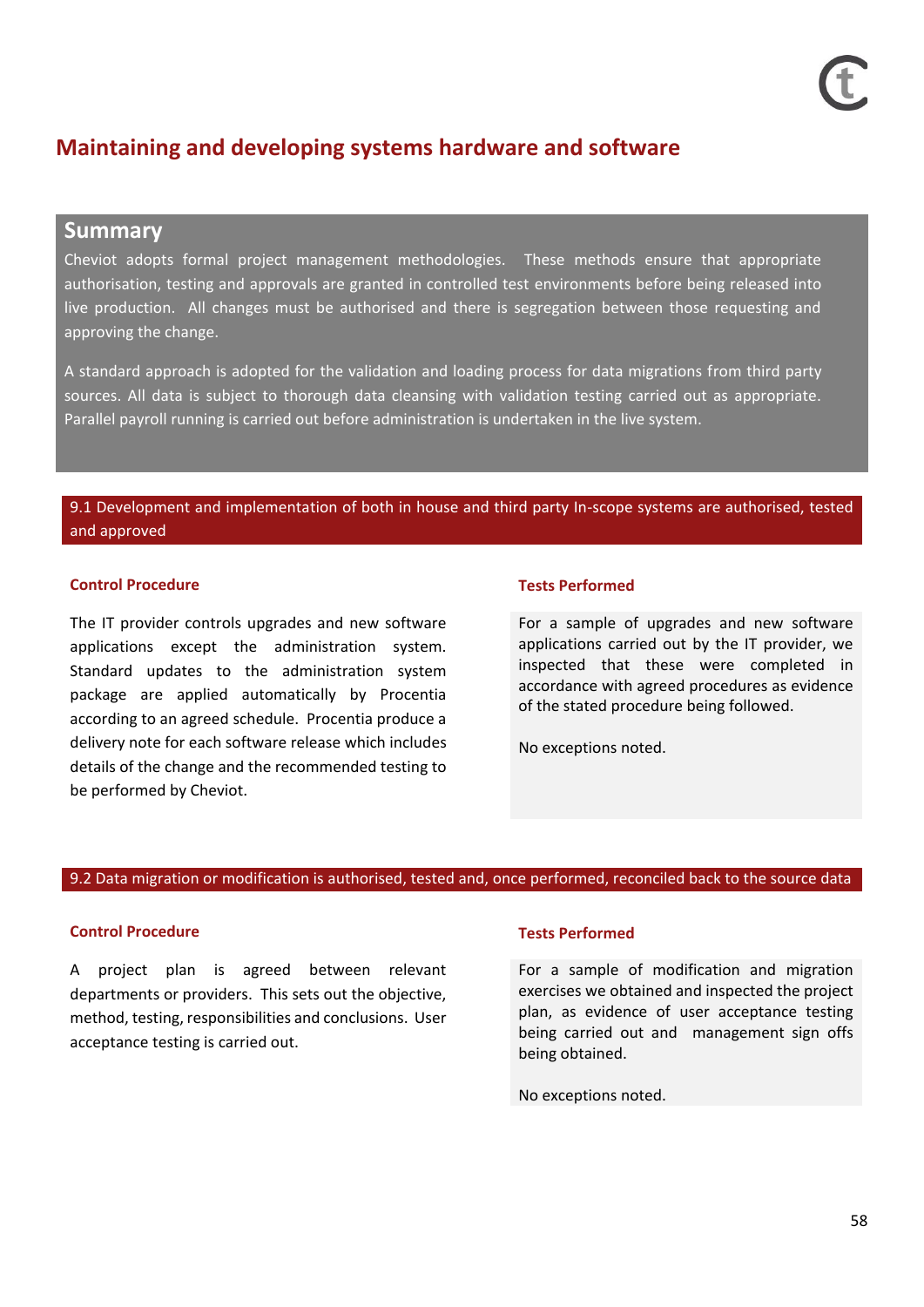# Maintaining and developing systems hardware and software

## Summary

Cheviot adopts formal project management methodologies. These methods ensure that appropriate authorisation, testing and approvals are granted in controlled test environments before being released into live production. All changes must be authorised and there is segregation between those requesting and approving the change.

A standard approach is adopted for the validation and loading process for data migrations from third party sources. All data is subject to thorough data cleansing with validation testing carried out as appropriate. Parallel payroll running is carried out before administration is undertaken in the live system.

### 9.1 Development and implementation of both in house and third party In-scope systems are authorised, tested and approved

**Control Procedure**

The IT provider controls upgrades and new software applications except the administration system. Standard updates to the administration system package are applied automatically by Procentia according to an agreed schedule. Procentia produce a delivery note for each software release which includes details of the change and the recommended testing to be performed by Cheviot.

**Tests Performed**

For a sample of upgrades and new software applications carried out by the IT provider, we inspected that these were completed in accordance with agreed procedures as evidence of the stated procedure being followed.

No exceptions noted.

### 9.2 Data migration or modification is authorised, tested and, once performed, reconciled back to the source data

**Control Procedure**

A project plan is agreed between relevant departments or providers. This sets out the objective, method, testing, responsibilities and conclusions. User acceptance testing is carried out.

**Tests Performed**

For a sample of modification and migration exercises we obtained and inspected the project plan, as evidence of user acceptance testing being carried out and management sign offs being obtained.

No exceptions noted.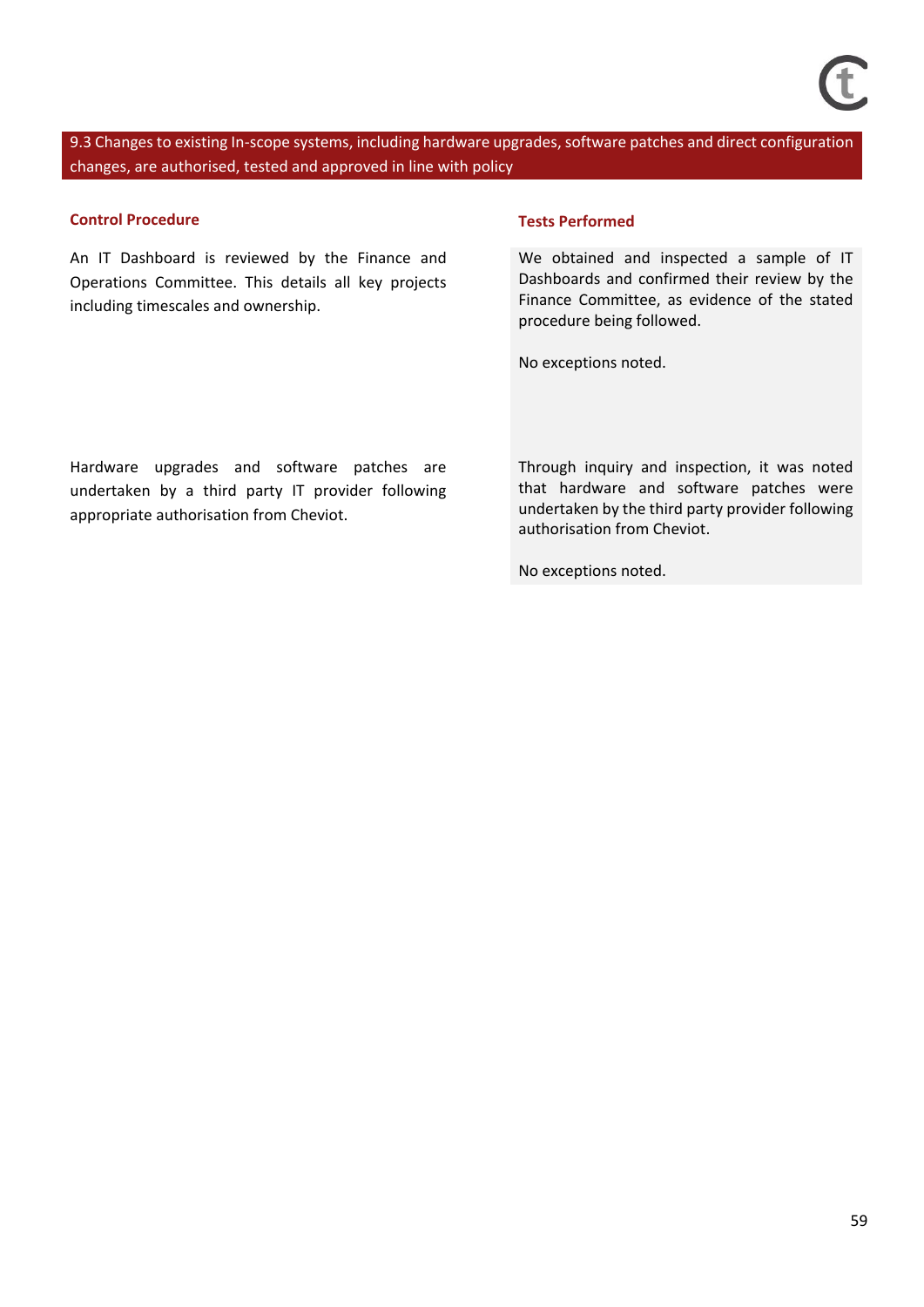## 9.3 Changes to existing In-scope systems, including hardware upgrades, software patches and direct configuration changes, are authorised, tested and approved in line with policy

| Control Procedure | Tests Performed |
| --- | --- |
| An IT Dashboard is reviewed by the Finance and Operations Committee. This details all key projects including timescales and ownership. | We obtained and inspected a sample of IT Dashboards and confirmed their review by the Finance Committee, as evidence of the stated procedure being followed.<br><br>No exceptions noted. |
| Hardware upgrades and software patches are undertaken by a third party IT provider following appropriate authorisation from Cheviot. | Through inquiry and inspection, it was noted that hardware and software patches were undertaken by the third party provider following authorisation from Cheviot.<br><br>No exceptions noted. |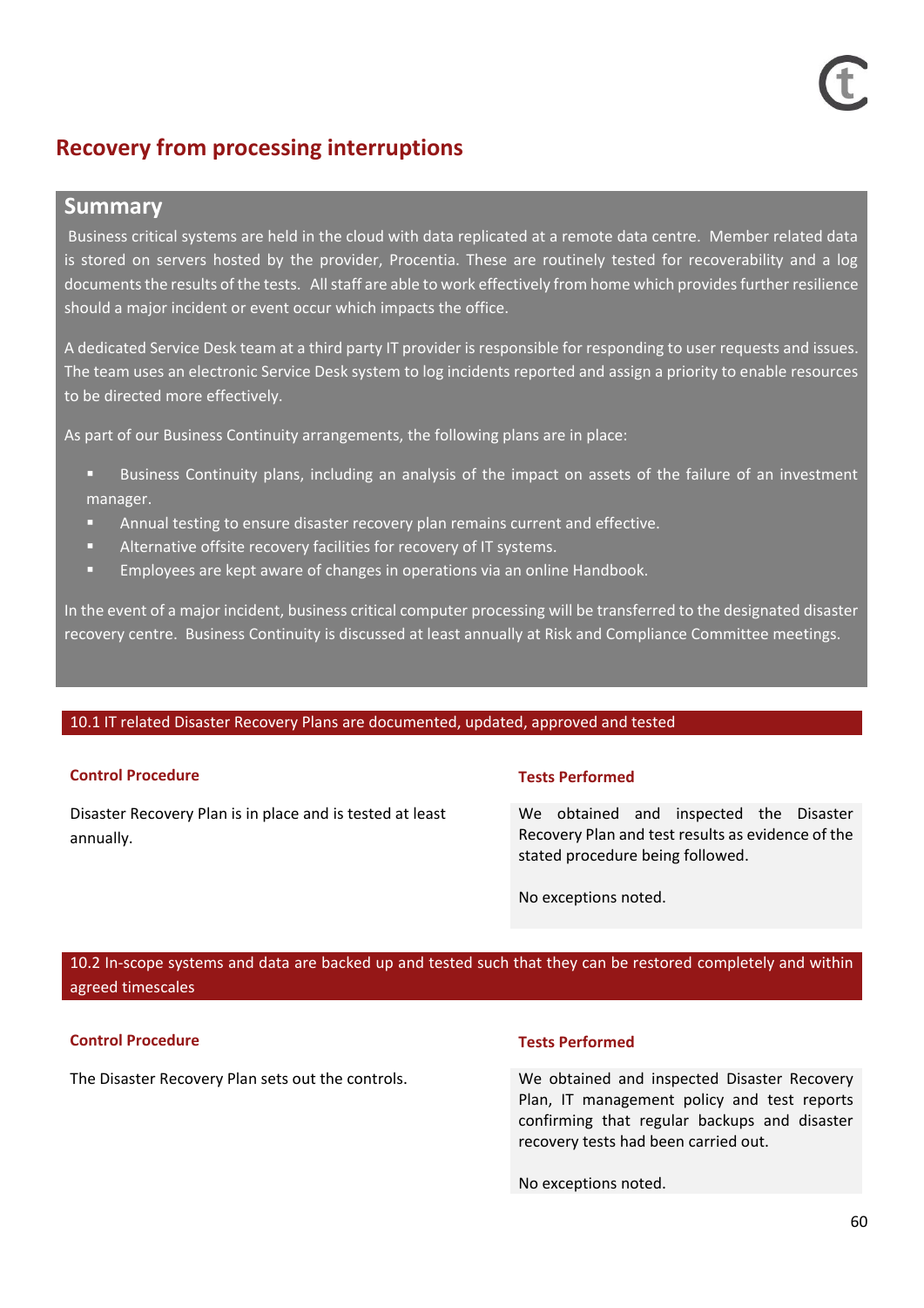# Recovery from processing interruptions

## Summary

Business critical systems are held in the cloud with data replicated at a remote data centre. Member related data is stored on servers hosted by the provider, Procentia. These are routinely tested for recoverability and a log documents the results of the tests. All staff are able to work effectively from home which provides further resilience should a major incident or event occur which impacts the office.

A dedicated Service Desk team at a third party IT provider is responsible for responding to user requests and issues. The team uses an electronic Service Desk system to log incidents reported and assign a priority to enable resources to be directed more effectively.

As part of our Business Continuity arrangements, the following plans are in place:

- Business Continuity plans, including an analysis of the impact on assets of the failure of an investment manager.
- Annual testing to ensure disaster recovery plan remains current and effective.
- Alternative offsite recovery facilities for recovery of IT systems.
- Employees are kept aware of changes in operations via an online Handbook.

In the event of a major incident, business critical computer processing will be transferred to the designated disaster recovery centre. Business Continuity is discussed at least annually at Risk and Compliance Committee meetings.

### 10.1 IT related Disaster Recovery Plans are documented, updated, approved and tested

| Control Procedure | Tests Performed |
|---|---|
| Disaster Recovery Plan is in place and is tested at least annually. | We obtained and inspected the Disaster Recovery Plan and test results as evidence of the stated procedure being followed.<br><br>No exceptions noted. |

### 10.2 In-scope systems and data are backed up and tested such that they can be restored completely and within agreed timescales

| Control Procedure | Tests Performed |
|---|---|
| The Disaster Recovery Plan sets out the controls. | We obtained and inspected Disaster Recovery Plan, IT management policy and test reports confirming that regular backups and disaster recovery tests had been carried out.<br><br>No exceptions noted. |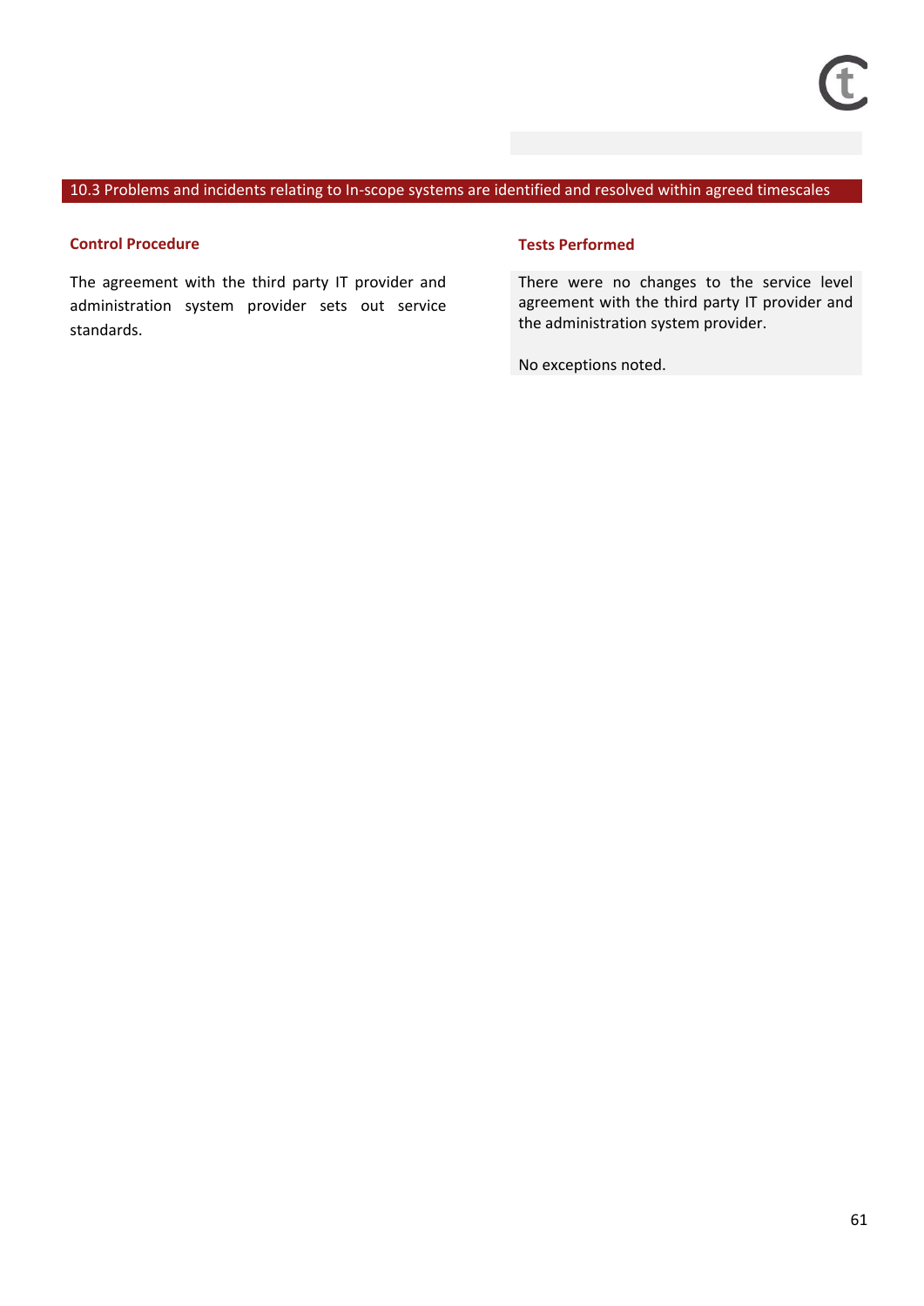## 10.3 Problems and incidents relating to In-scope systems are identified and resolved within agreed timescales

| Control Procedure | Tests Performed |
| --- | --- |
| The agreement with the third party IT provider and administration system provider sets out service standards. | There were no changes to the service level agreement with the third party IT provider and the administration system provider.<br><br>No exceptions noted. |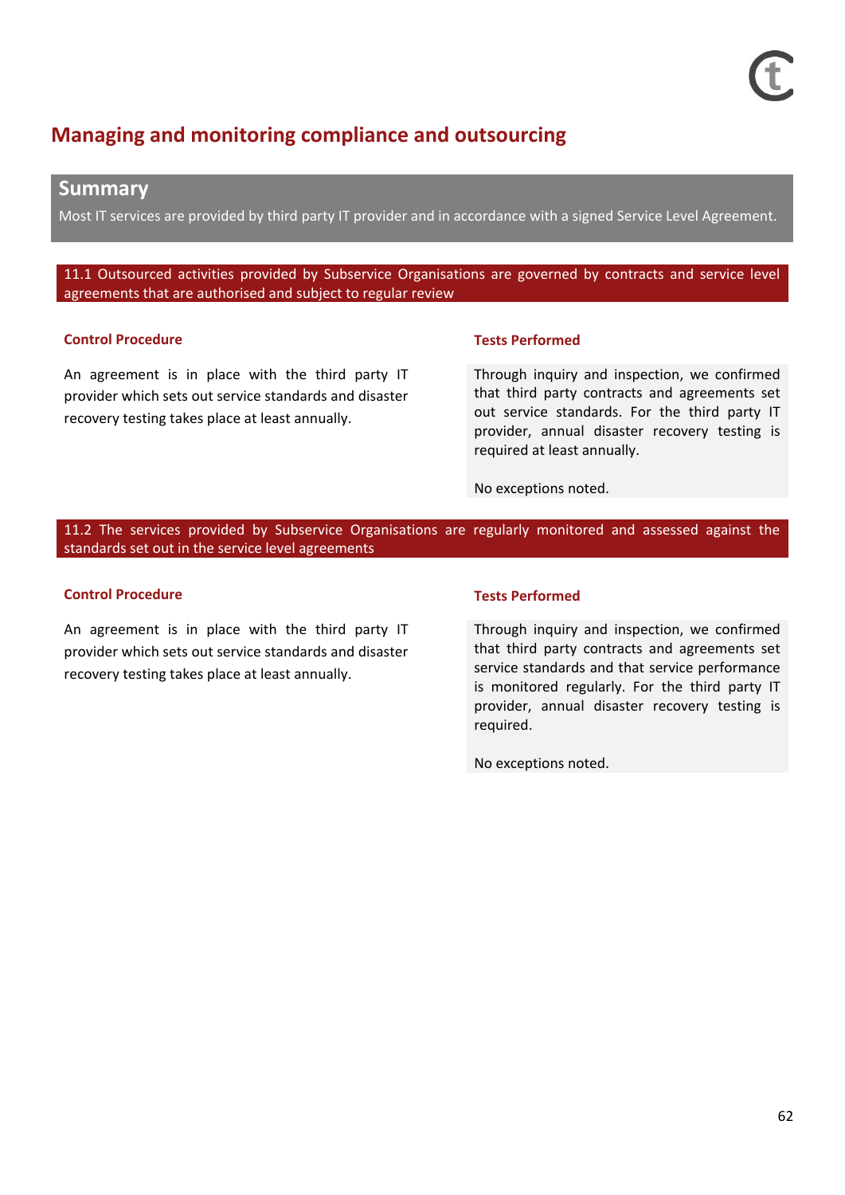# Managing and monitoring compliance and outsourcing

## Summary

Most IT services are provided by third party IT provider and in accordance with a signed Service Level Agreement.

### 11.1 Outsourced activities provided by Subservice Organisations are governed by contracts and service level agreements that are authorised and subject to regular review

| Control Procedure | Tests Performed |
| --- | --- |
| An agreement is in place with the third party IT provider which sets out service standards and disaster recovery testing takes place at least annually. | Through inquiry and inspection, we confirmed that third party contracts and agreements set out service standards. For the third party IT provider, annual disaster recovery testing is required at least annually.<br><br>No exceptions noted. |

### 11.2 The services provided by Subservice Organisations are regularly monitored and assessed against the standards set out in the service level agreements

| Control Procedure | Tests Performed |
| --- | --- |
| An agreement is in place with the third party IT provider which sets out service standards and disaster recovery testing takes place at least annually. | Through inquiry and inspection, we confirmed that third party contracts and agreements set service standards and that service performance is monitored regularly. For the third party IT provider, annual disaster recovery testing is required.<br><br>No exceptions noted. |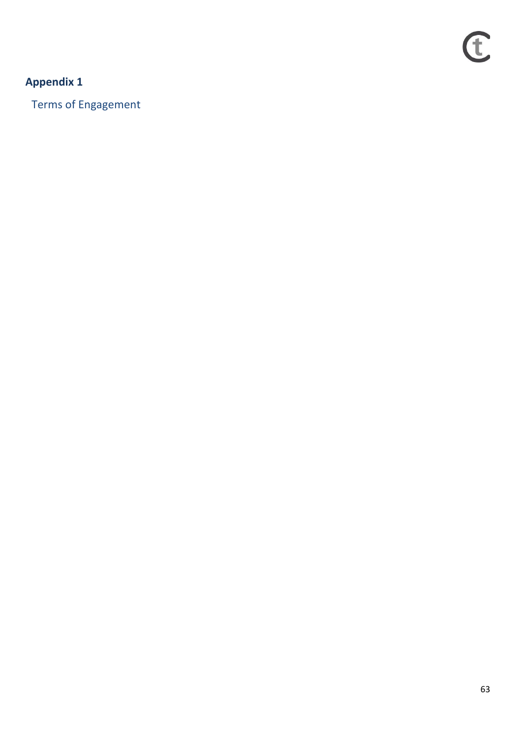## Appendix 1

Terms of Engagement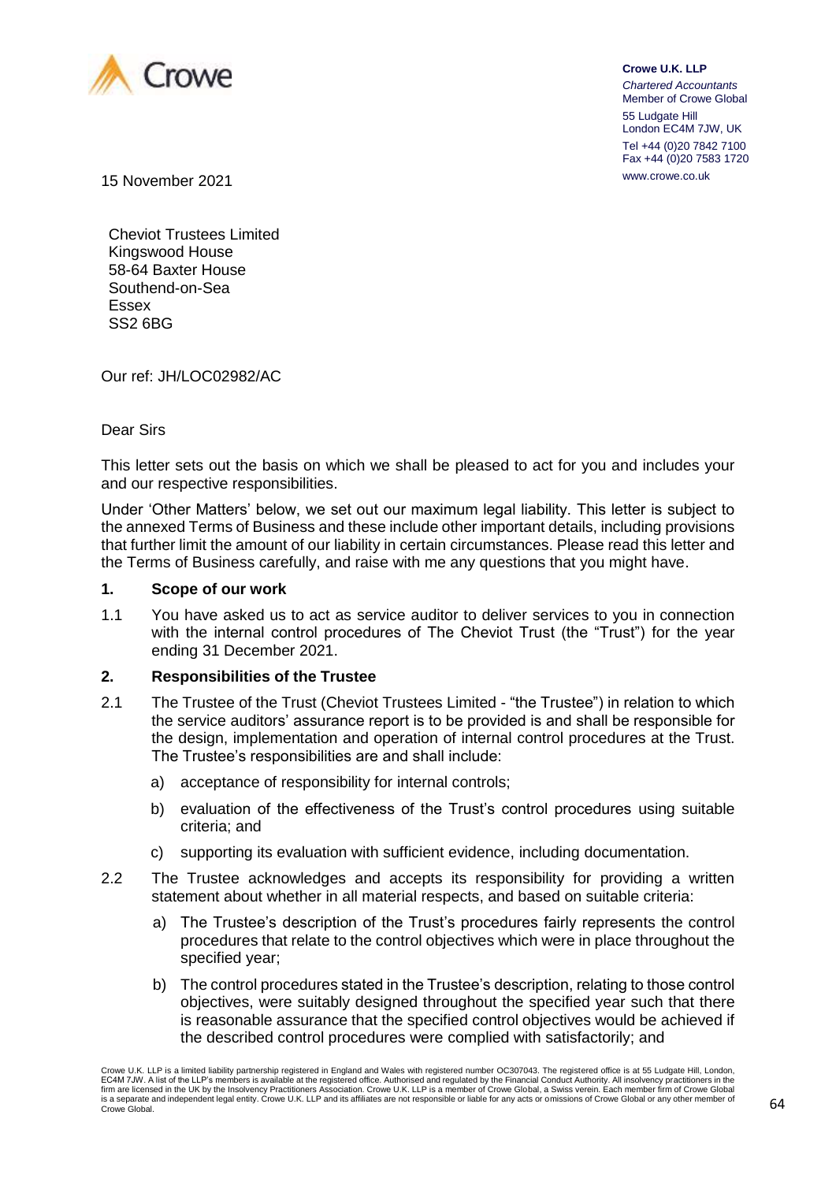**Crowe U.K. LLP**
*Chartered Accountants*
Member of Crowe Global
55 Ludgate Hill
London EC4M 7JW, UK
Tel +44 (0)20 7842 7100
Fax +44 (0)20 7583 1720
www.crowe.co.uk

15 November 2021

Cheviot Trustees Limited
Kingswood House
58-64 Baxter House
Southend-on-Sea
Essex
SS2 6BG

Our ref: JH/LOC02982/AC

Dear Sirs

This letter sets out the basis on which we shall be pleased to act for you and includes your and our respective responsibilities.

Under 'Other Matters' below, we set out our maximum legal liability. This letter is subject to the annexed Terms of Business and these include other important details, including provisions that further limit the amount of our liability in certain circumstances. Please read this letter and the Terms of Business carefully, and raise with me any questions that you might have.

## 1. Scope of our work

1.1 You have asked us to act as service auditor to deliver services to you in connection with the internal control procedures of The Cheviot Trust (the "Trust") for the year ending 31 December 2021.

## 2. Responsibilities of the Trustee

2.1 The Trustee of the Trust (Cheviot Trustees Limited - "the Trustee") in relation to which the service auditors' assurance report is to be provided is and shall be responsible for the design, implementation and operation of internal control procedures at the Trust. The Trustee's responsibilities are and shall include:

a) acceptance of responsibility for internal controls;

b) evaluation of the effectiveness of the Trust's control procedures using suitable criteria; and

c) supporting its evaluation with sufficient evidence, including documentation.

2.2 The Trustee acknowledges and accepts its responsibility for providing a written statement about whether in all material respects, and based on suitable criteria:

a) The Trustee's description of the Trust's procedures fairly represents the control procedures that relate to the control objectives which were in place throughout the specified year;

b) The control procedures stated in the Trustee's description, relating to those control objectives, were suitably designed throughout the specified year such that there is reasonable assurance that the specified control objectives would be achieved if the described control procedures were complied with satisfactorily; and

Crowe U.K. LLP is a limited liability partnership registered in England and Wales with registered number OC307043. The registered office is at 55 Ludgate Hill, London, EC4M 7JW. A list of the LLP's members is available at the registered office. Authorised and regulated by the Financial Conduct Authority. All insolvency practitioners in the firm are licensed in the UK by the Insolvency Practitioners Association. Crowe U.K. LLP is a member of Crowe Global, a Swiss verein. Each member firm of Crowe Global is a separate and independent legal entity. Crowe U.K. LLP and its affiliates are not responsible or liable for any acts or omissions of Crowe Global or any other member of Crowe Global.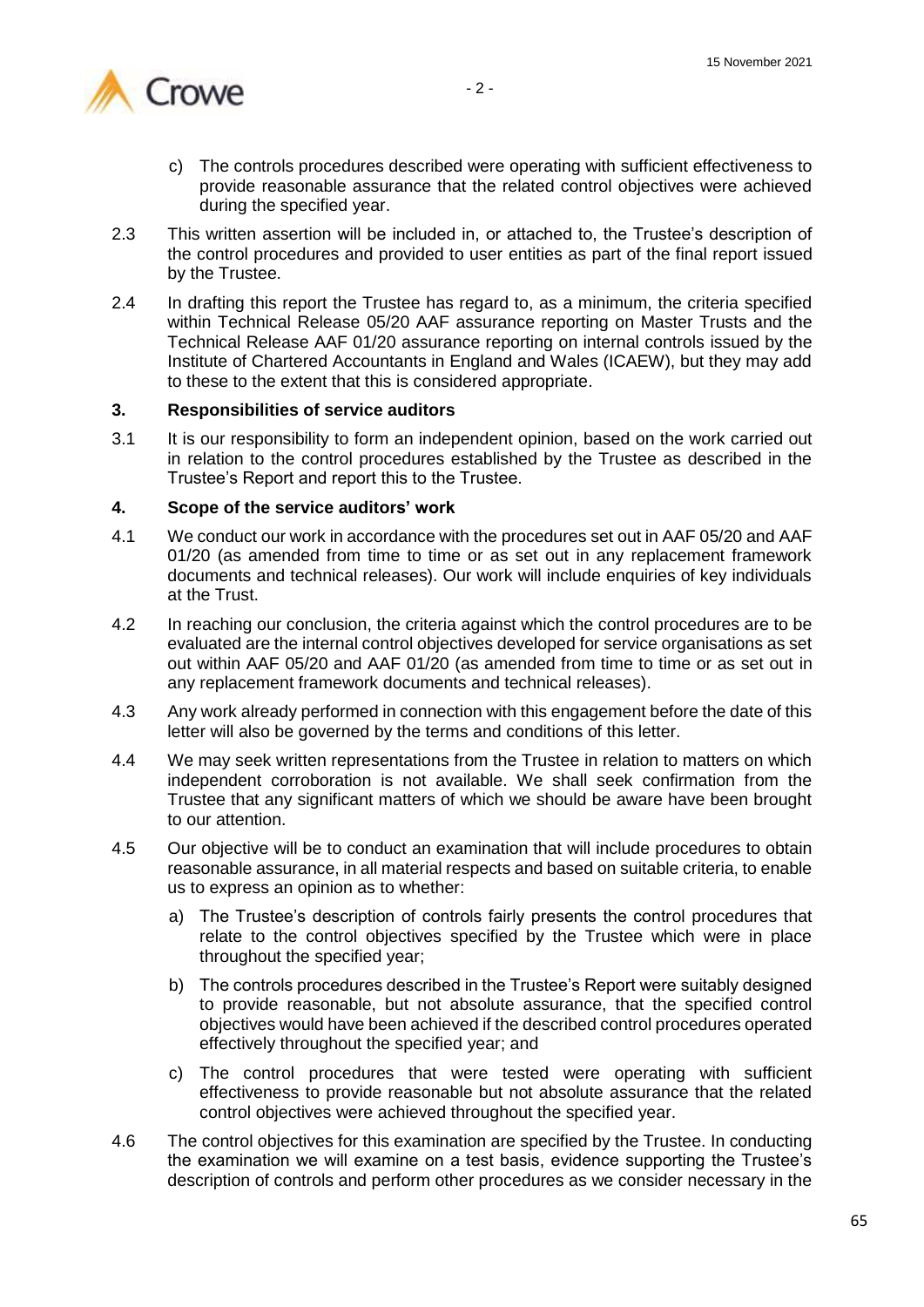c) The controls procedures described were operating with sufficient effectiveness to provide reasonable assurance that the related control objectives were achieved during the specified year.

2.3 This written assertion will be included in, or attached to, the Trustee's description of the control procedures and provided to user entities as part of the final report issued by the Trustee.

2.4 In drafting this report the Trustee has regard to, as a minimum, the criteria specified within Technical Release 05/20 AAF assurance reporting on Master Trusts and the Technical Release AAF 01/20 assurance reporting on internal controls issued by the Institute of Chartered Accountants in England and Wales (ICAEW), but they may add to these to the extent that this is considered appropriate.

**3. Responsibilities of service auditors**

3.1 It is our responsibility to form an independent opinion, based on the work carried out in relation to the control procedures established by the Trustee as described in the Trustee's Report and report this to the Trustee.

**4. Scope of the service auditors' work**

4.1 We conduct our work in accordance with the procedures set out in AAF 05/20 and AAF 01/20 (as amended from time to time or as set out in any replacement framework documents and technical releases). Our work will include enquiries of key individuals at the Trust.

4.2 In reaching our conclusion, the criteria against which the control procedures are to be evaluated are the internal control objectives developed for service organisations as set out within AAF 05/20 and AAF 01/20 (as amended from time to time or as set out in any replacement framework documents and technical releases).

4.3 Any work already performed in connection with this engagement before the date of this letter will also be governed by the terms and conditions of this letter.

4.4 We may seek written representations from the Trustee in relation to matters on which independent corroboration is not available. We shall seek confirmation from the Trustee that any significant matters of which we should be aware have been brought to our attention.

4.5 Our objective will be to conduct an examination that will include procedures to obtain reasonable assurance, in all material respects and based on suitable criteria, to enable us to express an opinion as to whether:

a) The Trustee's description of controls fairly presents the control procedures that relate to the control objectives specified by the Trustee which were in place throughout the specified year;

b) The controls procedures described in the Trustee's Report were suitably designed to provide reasonable, but not absolute assurance, that the specified control objectives would have been achieved if the described control procedures operated effectively throughout the specified year; and

c) The control procedures that were tested were operating with sufficient effectiveness to provide reasonable but not absolute assurance that the related control objectives were achieved throughout the specified year.

4.6 The control objectives for this examination are specified by the Trustee. In conducting the examination we will examine on a test basis, evidence supporting the Trustee's description of controls and perform other procedures as we consider necessary in the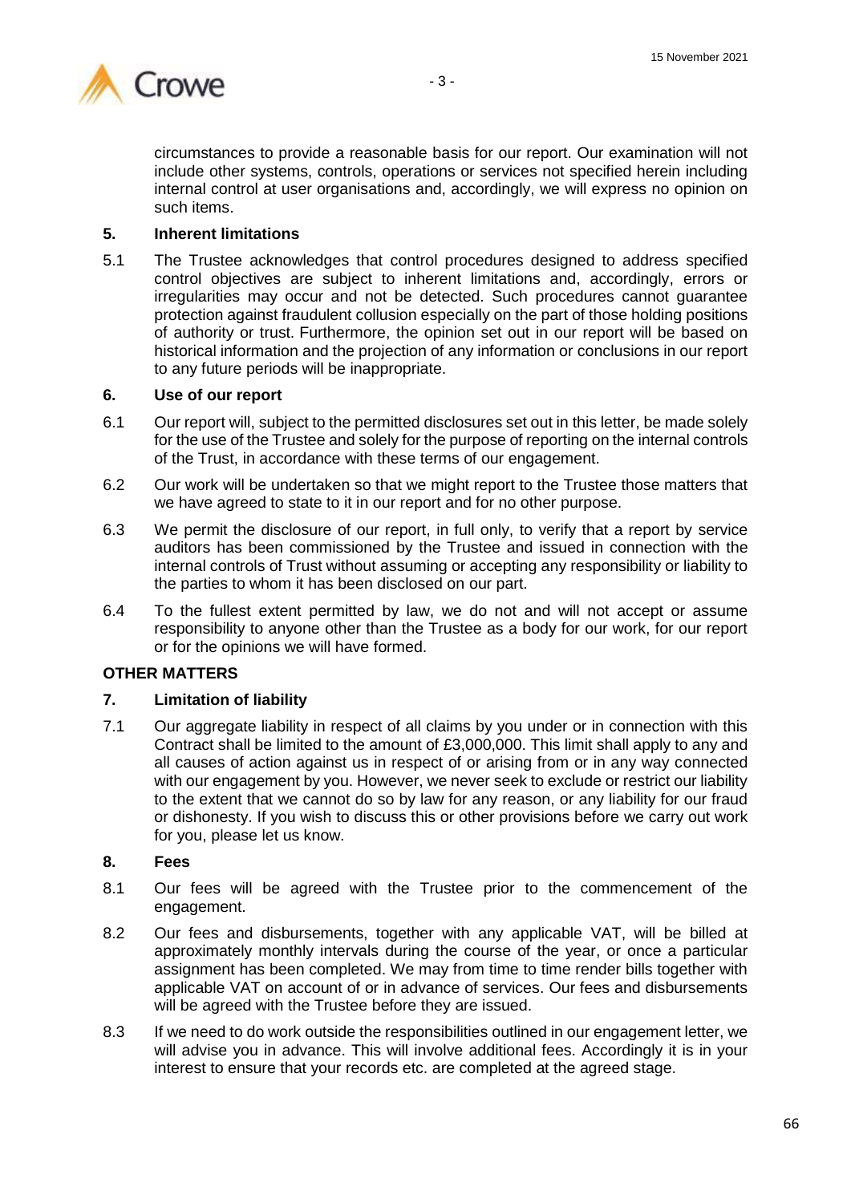circumstances to provide a reasonable basis for our report. Our examination will not include other systems, controls, operations or services not specified herein including internal control at user organisations and, accordingly, we will express no opinion on such items.

## 5. Inherent limitations

5.1 The Trustee acknowledges that control procedures designed to address specified control objectives are subject to inherent limitations and, accordingly, errors or irregularities may occur and not be detected. Such procedures cannot guarantee protection against fraudulent collusion especially on the part of those holding positions of authority or trust. Furthermore, the opinion set out in our report will be based on historical information and the projection of any information or conclusions in our report to any future periods will be inappropriate.

## 6. Use of our report

6.1 Our report will, subject to the permitted disclosures set out in this letter, be made solely for the use of the Trustee and solely for the purpose of reporting on the internal controls of the Trust, in accordance with these terms of our engagement.

6.2 Our work will be undertaken so that we might report to the Trustee those matters that we have agreed to state to it in our report and for no other purpose.

6.3 We permit the disclosure of our report, in full only, to verify that a report by service auditors has been commissioned by the Trustee and issued in connection with the internal controls of Trust without assuming or accepting any responsibility or liability to the parties to whom it has been disclosed on our part.

6.4 To the fullest extent permitted by law, we do not and will not accept or assume responsibility to anyone other than the Trustee as a body for our work, for our report or for the opinions we will have formed.

# OTHER MATTERS

## 7. Limitation of liability

7.1 Our aggregate liability in respect of all claims by you under or in connection with this Contract shall be limited to the amount of £3,000,000. This limit shall apply to any and all causes of action against us in respect of or arising from or in any way connected with our engagement by you. However, we never seek to exclude or restrict our liability to the extent that we cannot do so by law for any reason, or any liability for our fraud or dishonesty. If you wish to discuss this or other provisions before we carry out work for you, please let us know.

## 8. Fees

8.1 Our fees will be agreed with the Trustee prior to the commencement of the engagement.

8.2 Our fees and disbursements, together with any applicable VAT, will be billed at approximately monthly intervals during the course of the year, or once a particular assignment has been completed. We may from time to time render bills together with applicable VAT on account of or in advance of services. Our fees and disbursements will be agreed with the Trustee before they are issued.

8.3 If we need to do work outside the responsibilities outlined in our engagement letter, we will advise you in advance. This will involve additional fees. Accordingly it is in your interest to ensure that your records etc. are completed at the agreed stage.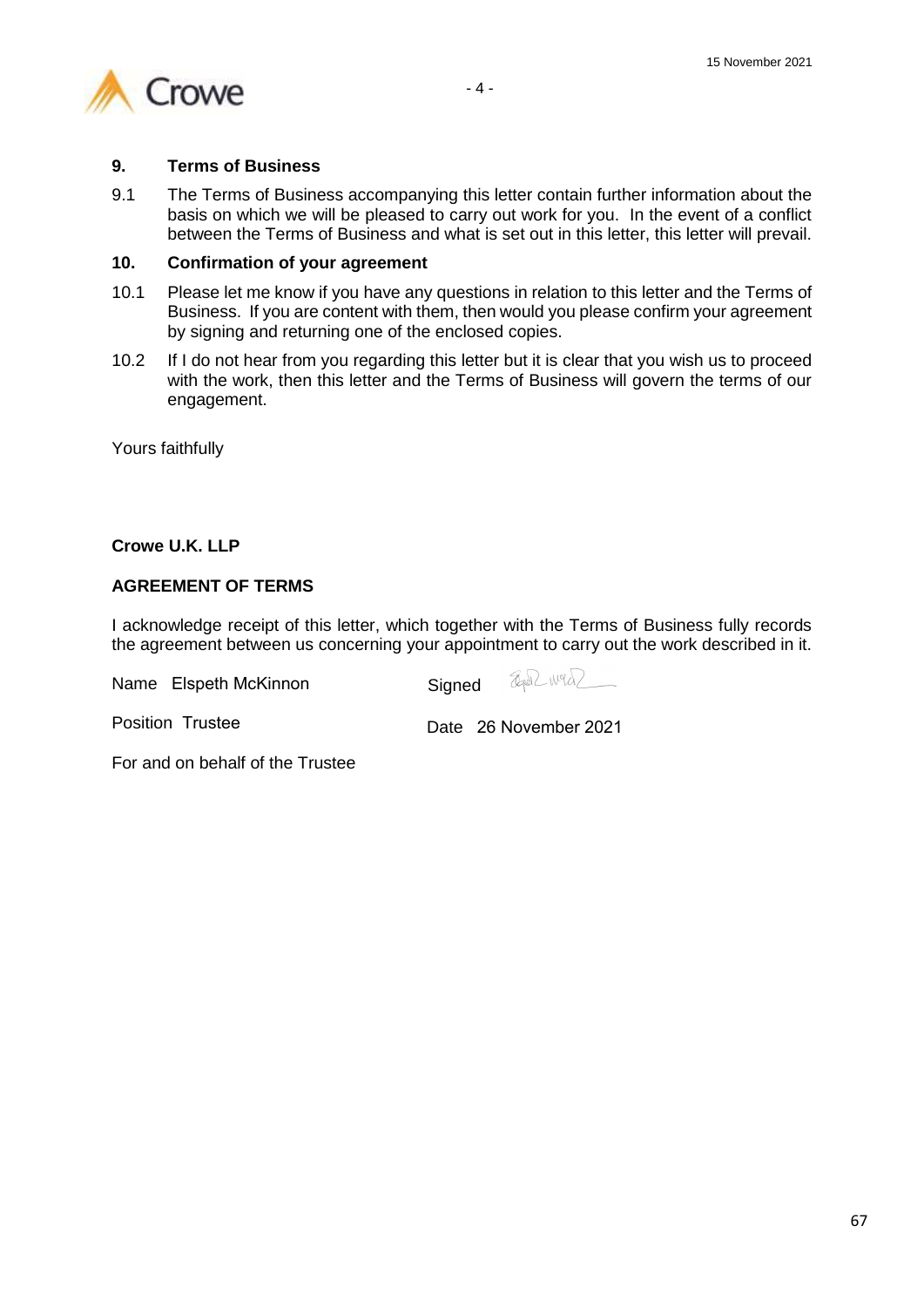15 November 2021

## 9. Terms of Business

9.1 The Terms of Business accompanying this letter contain further information about the basis on which we will be pleased to carry out work for you. In the event of a conflict between the Terms of Business and what is set out in this letter, this letter will prevail.

## 10. Confirmation of your agreement

10.1 Please let me know if you have any questions in relation to this letter and the Terms of Business. If you are content with them, then would you please confirm your agreement by signing and returning one of the enclosed copies.

10.2 If I do not hear from you regarding this letter but it is clear that you wish us to proceed with the work, then this letter and the Terms of Business will govern the terms of our engagement.

Yours faithfully

**Crowe U.K. LLP**

**AGREEMENT OF TERMS**

I acknowledge receipt of this letter, which together with the Terms of Business fully records the agreement between us concerning your appointment to carry out the work described in it.

Name Elspeth McKinnon Signed

Position Trustee Date 26 November 2021

For and on behalf of the Trustee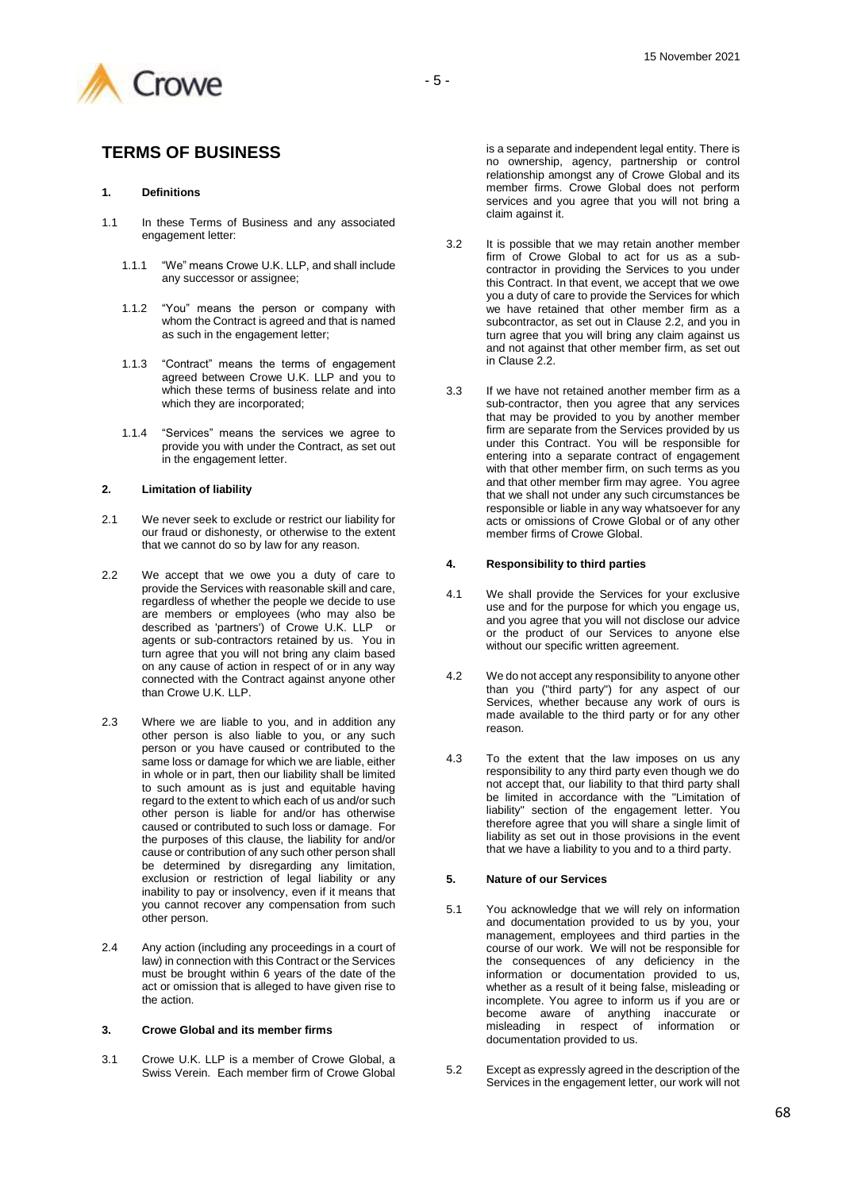# TERMS OF BUSINESS

**1. Definitions**

1.1 In these Terms of Business and any associated engagement letter:

1.1.1 "We" means Crowe U.K. LLP, and shall include any successor or assignee;

1.1.2 "You" means the person or company with whom the Contract is agreed and that is named as such in the engagement letter;

1.1.3 "Contract" means the terms of engagement agreed between Crowe U.K. LLP and you to which these terms of business relate and into which they are incorporated;

1.1.4 "Services" means the services we agree to provide you with under the Contract, as set out in the engagement letter.

**2. Limitation of liability**

2.1 We never seek to exclude or restrict our liability for our fraud or dishonesty, or otherwise to the extent that we cannot do so by law for any reason.

2.2 We accept that we owe you a duty of care to provide the Services with reasonable skill and care, regardless of whether the people we decide to use are members or employees (who may also be described as 'partners') of Crowe U.K. LLP or agents or sub-contractors retained by us. You in turn agree that you will not bring any claim based on any cause of action in respect of or in any way connected with the Contract against anyone other than Crowe U.K. LLP.

2.3 Where we are liable to you, and in addition any other person is also liable to you, or any such person or you have caused or contributed to the same loss or damage for which we are liable, either in whole or in part, then our liability shall be limited to such amount as is just and equitable having regard to the extent to which each of us and/or such other person is liable for and/or has otherwise caused or contributed to such loss or damage. For the purposes of this clause, the liability for and/or cause or contribution of any such other person shall be determined by disregarding any limitation, exclusion or restriction of legal liability or any inability to pay or insolvency, even if it means that you cannot recover any compensation from such other person.

2.4 Any action (including any proceedings in a court of law) in connection with this Contract or the Services must be brought within 6 years of the date of the act or omission that is alleged to have given rise to the action.

**3. Crowe Global and its member firms**

3.1 Crowe U.K. LLP is a member of Crowe Global, a Swiss Verein. Each member firm of Crowe Global is a separate and independent legal entity. There is no ownership, agency, partnership or control relationship amongst any of Crowe Global and its member firms. Crowe Global does not perform services and you agree that you will not bring a claim against it.

3.2 It is possible that we may retain another member firm of Crowe Global to act for us as a sub-contractor in providing the Services to you under this Contract. In that event, we accept that we owe you a duty of care to provide the Services for which we have retained that other member firm as a subcontractor, as set out in Clause 2.2, and you in turn agree that you will bring any claim against us and not against that other member firm, as set out in Clause 2.2.

3.3 If we have not retained another member firm as a sub-contractor, then you agree that any services that may be provided to you by another member firm are separate from the Services provided by us under this Contract. You will be responsible for entering into a separate contract of engagement with that other member firm, on such terms as you and that other member firm may agree. You agree that we shall not under any such circumstances be responsible or liable in any way whatsoever for any acts or omissions of Crowe Global or of any other member firms of Crowe Global.

**4. Responsibility to third parties**

4.1 We shall provide the Services for your exclusive use and for the purpose for which you engage us, and you agree that you will not disclose our advice or the product of our Services to anyone else without our specific written agreement.

4.2 We do not accept any responsibility to anyone other than you ("third party") for any aspect of our Services, whether because any work of ours is made available to the third party or for any other reason.

4.3 To the extent that the law imposes on us any responsibility to any third party even though we do not accept that, our liability to that third party shall be limited in accordance with the "Limitation of liability" section of the engagement letter. You therefore agree that you will share a single limit of liability as set out in those provisions in the event that we have a liability to you and to a third party.

**5. Nature of our Services**

5.1 You acknowledge that we will rely on information and documentation provided to us by you, your management, employees and third parties in the course of our work. We will not be responsible for the consequences of any deficiency in the information or documentation provided to us, whether as a result of it being false, misleading or incomplete. You agree to inform us if you are or become aware of anything inaccurate or misleading in respect of information or documentation provided to us.

5.2 Except as expressly agreed in the description of the Services in the engagement letter, our work will not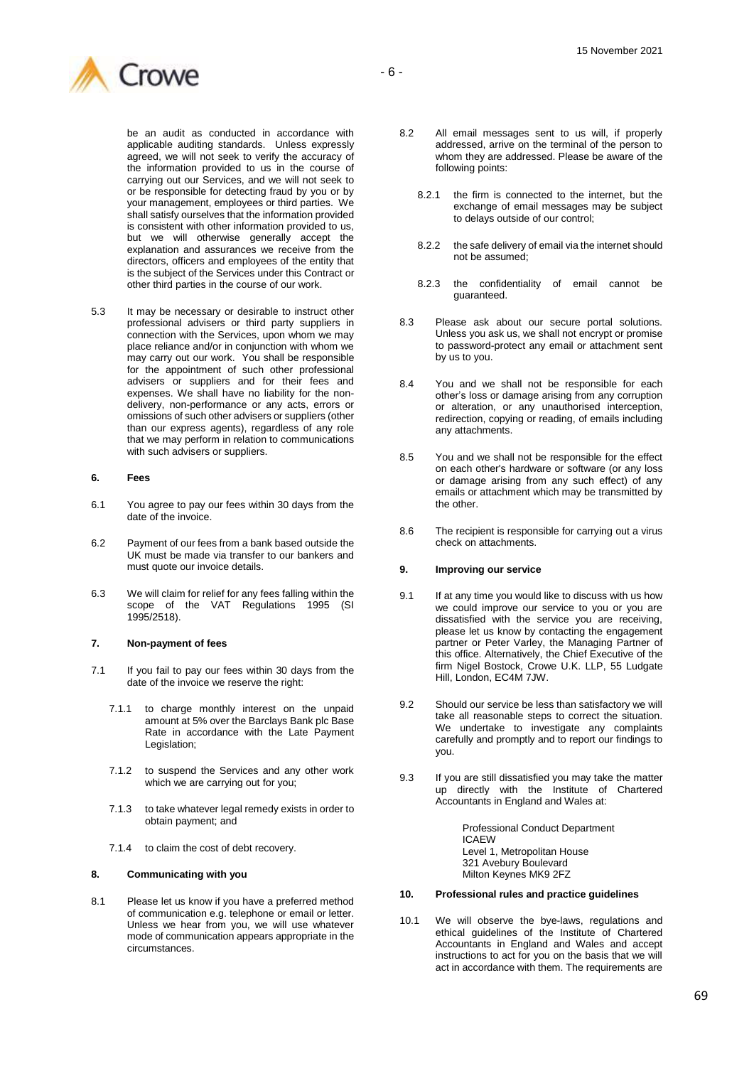be an audit as conducted in accordance with applicable auditing standards. Unless expressly agreed, we will not seek to verify the accuracy of the information provided to us in the course of carrying out our Services, and we will not seek to or be responsible for detecting fraud by you or by your management, employees or third parties. We shall satisfy ourselves that the information provided is consistent with other information provided to us, but we will otherwise generally accept the explanation and assurances we receive from the directors, officers and employees of the entity that is the subject of the Services under this Contract or other third parties in the course of our work.

5.3 It may be necessary or desirable to instruct other professional advisers or third party suppliers in connection with the Services, upon whom we may place reliance and/or in conjunction with whom we may carry out our work. You shall be responsible for the appointment of such other professional advisers or suppliers and for their fees and expenses. We shall have no liability for the non-delivery, non-performance or any acts, errors or omissions of such other advisers or suppliers (other than our express agents), regardless of any role that we may perform in relation to communications with such advisers or suppliers.

**6. Fees**

6.1 You agree to pay our fees within 30 days from the date of the invoice.

6.2 Payment of our fees from a bank based outside the UK must be made via transfer to our bankers and must quote our invoice details.

6.3 We will claim for relief for any fees falling within the scope of the VAT Regulations 1995 (SI 1995/2518).

**7. Non-payment of fees**

7.1 If you fail to pay our fees within 30 days from the date of the invoice we reserve the right:

7.1.1 to charge monthly interest on the unpaid amount at 5% over the Barclays Bank plc Base Rate in accordance with the Late Payment Legislation;

7.1.2 to suspend the Services and any other work which we are carrying out for you;

7.1.3 to take whatever legal remedy exists in order to obtain payment; and

7.1.4 to claim the cost of debt recovery.

**8. Communicating with you**

8.1 Please let us know if you have a preferred method of communication e.g. telephone or email or letter. Unless we hear from you, we will use whatever mode of communication appears appropriate in the circumstances.

8.2 All email messages sent to us will, if properly addressed, arrive on the terminal of the person to whom they are addressed. Please be aware of the following points:

8.2.1 the firm is connected to the internet, but the exchange of email messages may be subject to delays outside of our control;

8.2.2 the safe delivery of email via the internet should not be assumed;

8.2.3 the confidentiality of email cannot be guaranteed.

8.3 Please ask about our secure portal solutions. Unless you ask us, we shall not encrypt or promise to password-protect any email or attachment sent by us to you.

8.4 You and we shall not be responsible for each other's loss or damage arising from any corruption or alteration, or any unauthorised interception, redirection, copying or reading, of emails including any attachments.

8.5 You and we shall not be responsible for the effect on each other's hardware or software (or any loss or damage arising from any such effect) of any emails or attachment which may be transmitted by the other.

8.6 The recipient is responsible for carrying out a virus check on attachments.

**9. Improving our service**

9.1 If at any time you would like to discuss with us how we could improve our service to you or you are dissatisfied with the service you are receiving, please let us know by contacting the engagement partner or Peter Varley, the Managing Partner of this office. Alternatively, the Chief Executive of the firm Nigel Bostock, Crowe U.K. LLP, 55 Ludgate Hill, London, EC4M 7JW.

9.2 Should our service be less than satisfactory we will take all reasonable steps to correct the situation. We undertake to investigate any complaints carefully and promptly and to report our findings to you.

9.3 If you are still dissatisfied you may take the matter up directly with the Institute of Chartered Accountants in England and Wales at:

Professional Conduct Department
ICAEW
Level 1, Metropolitan House
321 Avebury Boulevard
Milton Keynes MK9 2FZ

**10. Professional rules and practice guidelines**

10.1 We will observe the bye-laws, regulations and ethical guidelines of the Institute of Chartered Accountants in England and Wales and accept instructions to act for you on the basis that we will act in accordance with them. The requirements are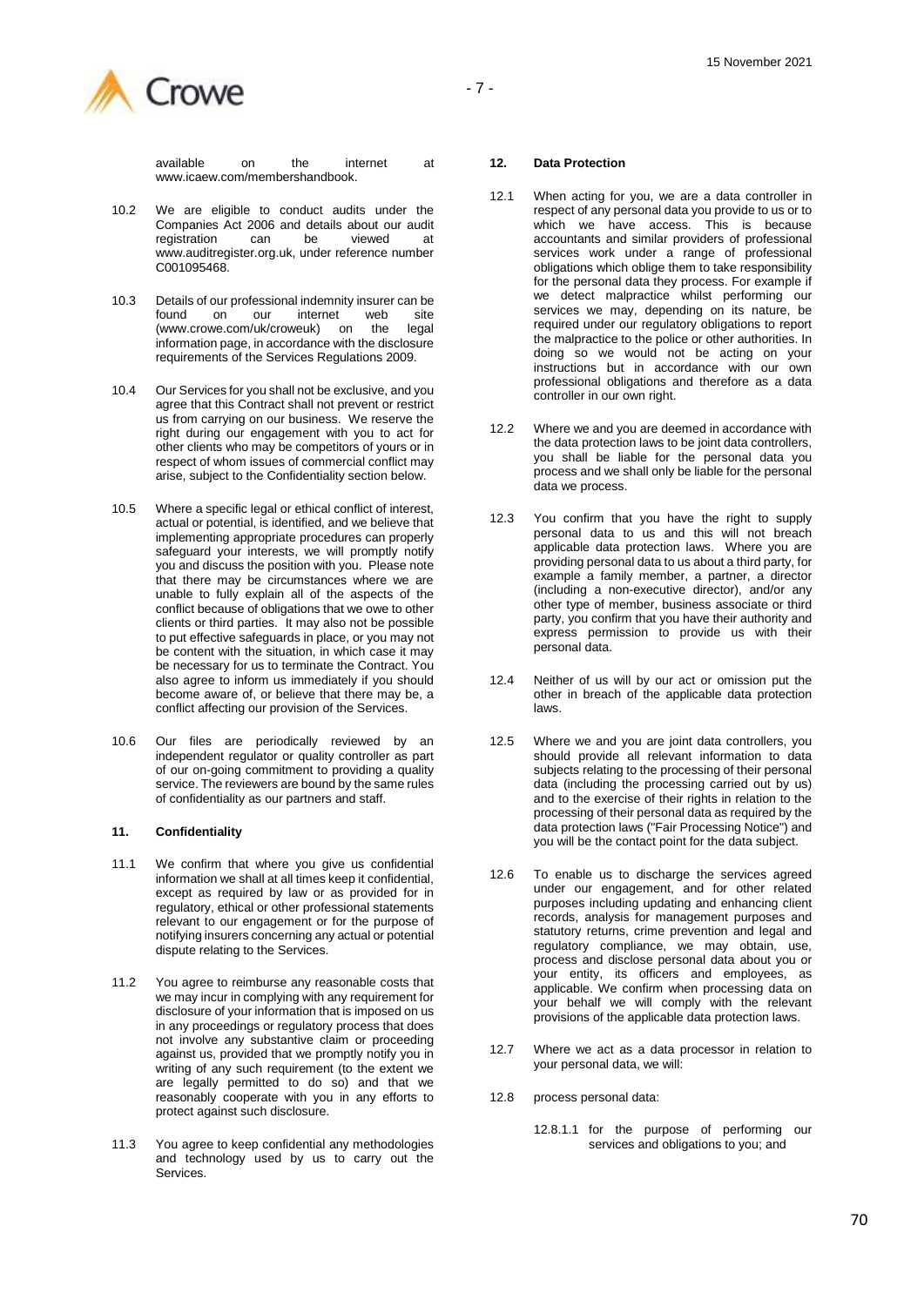available on the internet at www.icaew.com/membershandbook.

10.2 We are eligible to conduct audits under the Companies Act 2006 and details about our audit registration can be viewed at www.auditregister.org.uk, under reference number C001095468.

10.3 Details of our professional indemnity insurer can be found on our internet web site (www.crowe.com/uk/croweuk) on the legal information page, in accordance with the disclosure requirements of the Services Regulations 2009.

10.4 Our Services for you shall not be exclusive, and you agree that this Contract shall not prevent or restrict us from carrying on our business. We reserve the right during our engagement with you to act for other clients who may be competitors of yours or in respect of whom issues of commercial conflict may arise, subject to the Confidentiality section below.

10.5 Where a specific legal or ethical conflict of interest, actual or potential, is identified, and we believe that implementing appropriate procedures can properly safeguard your interests, we will promptly notify you and discuss the position with you. Please note that there may be circumstances where we are unable to fully explain all of the aspects of the conflict because of obligations that we owe to other clients or third parties. It may also not be possible to put effective safeguards in place, or you may not be content with the situation, in which case it may be necessary for us to terminate the Contract. You also agree to inform us immediately if you should become aware of, or believe that there may be, a conflict affecting our provision of the Services.

10.6 Our files are periodically reviewed by an independent regulator or quality controller as part of our on-going commitment to providing a quality service. The reviewers are bound by the same rules of confidentiality as our partners and staff.

**11. Confidentiality**

11.1 We confirm that where you give us confidential information we shall at all times keep it confidential, except as required by law or as provided for in regulatory, ethical or other professional statements relevant to our engagement or for the purpose of notifying insurers concerning any actual or potential dispute relating to the Services.

11.2 You agree to reimburse any reasonable costs that we may incur in complying with any requirement for disclosure of your information that is imposed on us in any proceedings or regulatory process that does not involve any substantive claim or proceeding against us, provided that we promptly notify you in writing of any such requirement (to the extent we are legally permitted to do so) and that we reasonably cooperate with you in any efforts to protect against such disclosure.

11.3 You agree to keep confidential any methodologies and technology used by us to carry out the Services.

**12. Data Protection**

12.1 When acting for you, we are a data controller in respect of any personal data you provide to us or to which we have access. This is because accountants and similar providers of professional services work under a range of professional obligations which oblige them to take responsibility for the personal data they process. For example if we detect malpractice whilst performing our services we may, depending on its nature, be required under our regulatory obligations to report the malpractice to the police or other authorities. In doing so we would not be acting on your instructions but in accordance with our own professional obligations and therefore as a data controller in our own right.

12.2 Where we and you are deemed in accordance with the data protection laws to be joint data controllers, you shall be liable for the personal data you process and we shall only be liable for the personal data we process.

12.3 You confirm that you have the right to supply personal data to us and this will not breach applicable data protection laws. Where you are providing personal data to us about a third party, for example a family member, a partner, a director (including a non-executive director), and/or any other type of member, business associate or third party, you confirm that you have their authority and express permission to provide us with their personal data.

12.4 Neither of us will by our act or omission put the other in breach of the applicable data protection laws.

12.5 Where we and you are joint data controllers, you should provide all relevant information to data subjects relating to the processing of their personal data (including the processing carried out by us) and to the exercise of their rights in relation to the processing of their personal data as required by the data protection laws ("Fair Processing Notice") and you will be the contact point for the data subject.

12.6 To enable us to discharge the services agreed under our engagement, and for other related purposes including updating and enhancing client records, analysis for management purposes and statutory returns, crime prevention and legal and regulatory compliance, we may obtain, use, process and disclose personal data about you or your entity, its officers and employees, as applicable. We confirm when processing data on your behalf we will comply with the relevant provisions of the applicable data protection laws.

12.7 Where we act as a data processor in relation to your personal data, we will:

12.8 process personal data:

12.8.1.1 for the purpose of performing our services and obligations to you; and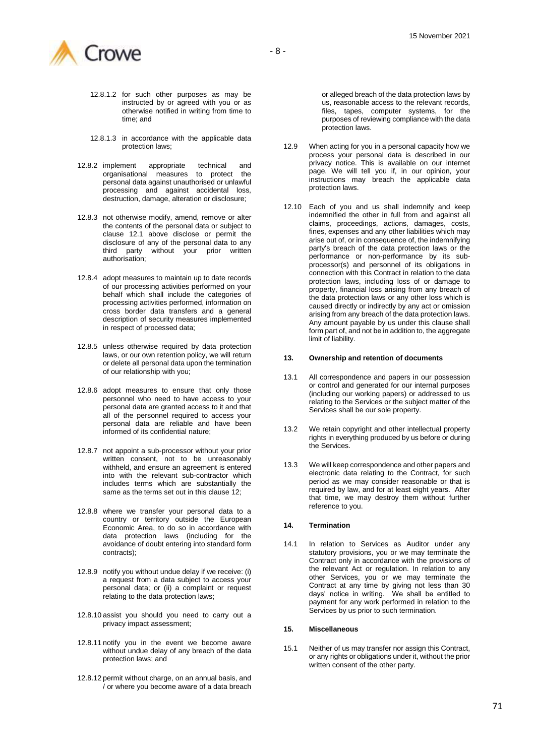12.8.1.2 for such other purposes as may be instructed by or agreed with you or as otherwise notified in writing from time to time; and

12.8.1.3 in accordance with the applicable data protection laws;

12.8.2 implement appropriate technical and organisational measures to protect the personal data against unauthorised or unlawful processing and against accidental loss, destruction, damage, alteration or disclosure;

12.8.3 not otherwise modify, amend, remove or alter the contents of the personal data or subject to clause 12.1 above disclose or permit the disclosure of any of the personal data to any third party without your prior written authorisation;

12.8.4 adopt measures to maintain up to date records of our processing activities performed on your behalf which shall include the categories of processing activities performed, information on cross border data transfers and a general description of security measures implemented in respect of processed data;

12.8.5 unless otherwise required by data protection laws, or our own retention policy, we will return or delete all personal data upon the termination of our relationship with you;

12.8.6 adopt measures to ensure that only those personnel who need to have access to your personal data are granted access to it and that all of the personnel required to access your personal data are reliable and have been informed of its confidential nature;

12.8.7 not appoint a sub-processor without your prior written consent, not to be unreasonably withheld, and ensure an agreement is entered into with the relevant sub-contractor which includes terms which are substantially the same as the terms set out in this clause 12;

12.8.8 where we transfer your personal data to a country or territory outside the European Economic Area, to do so in accordance with data protection laws (including for the avoidance of doubt entering into standard form contracts);

12.8.9 notify you without undue delay if we receive: (i) a request from a data subject to access your personal data; or (ii) a complaint or request relating to the data protection laws;

12.8.10 assist you should you need to carry out a privacy impact assessment;

12.8.11 notify you in the event we become aware without undue delay of any breach of the data protection laws; and

12.8.12 permit without charge, on an annual basis, and / or where you become aware of a data breach or alleged breach of the data protection laws by us, reasonable access to the relevant records, files, tapes, computer systems, for the purposes of reviewing compliance with the data protection laws.

12.9 When acting for you in a personal capacity how we process your personal data is described in our privacy notice. This is available on our internet page. We will tell you if, in our opinion, your instructions may breach the applicable data protection laws.

12.10 Each of you and us shall indemnify and keep indemnified the other in full from and against all claims, proceedings, actions, damages, costs, fines, expenses and any other liabilities which may arise out of, or in consequence of, the indemnifying party's breach of the data protection laws or the performance or non-performance by its sub-processor(s) and personnel of its obligations in connection with this Contract in relation to the data protection laws, including loss of or damage to property, financial loss arising from any breach of the data protection laws or any other loss which is caused directly or indirectly by any act or omission arising from any breach of the data protection laws. Any amount payable by us under this clause shall form part of, and not be in addition to, the aggregate limit of liability.

**13. Ownership and retention of documents**

13.1 All correspondence and papers in our possession or control and generated for our internal purposes (including our working papers) or addressed to us relating to the Services or the subject matter of the Services shall be our sole property.

13.2 We retain copyright and other intellectual property rights in everything produced by us before or during the Services.

13.3 We will keep correspondence and other papers and electronic data relating to the Contract, for such period as we may consider reasonable or that is required by law, and for at least eight years. After that time, we may destroy them without further reference to you.

**14. Termination**

14.1 In relation to Services as Auditor under any statutory provisions, you or we may terminate the Contract only in accordance with the provisions of the relevant Act or regulation. In relation to any other Services, you or we may terminate the Contract at any time by giving not less than 30 days' notice in writing. We shall be entitled to payment for any work performed in relation to the Services by us prior to such termination.

**15. Miscellaneous**

15.1 Neither of us may transfer nor assign this Contract, or any rights or obligations under it, without the prior written consent of the other party.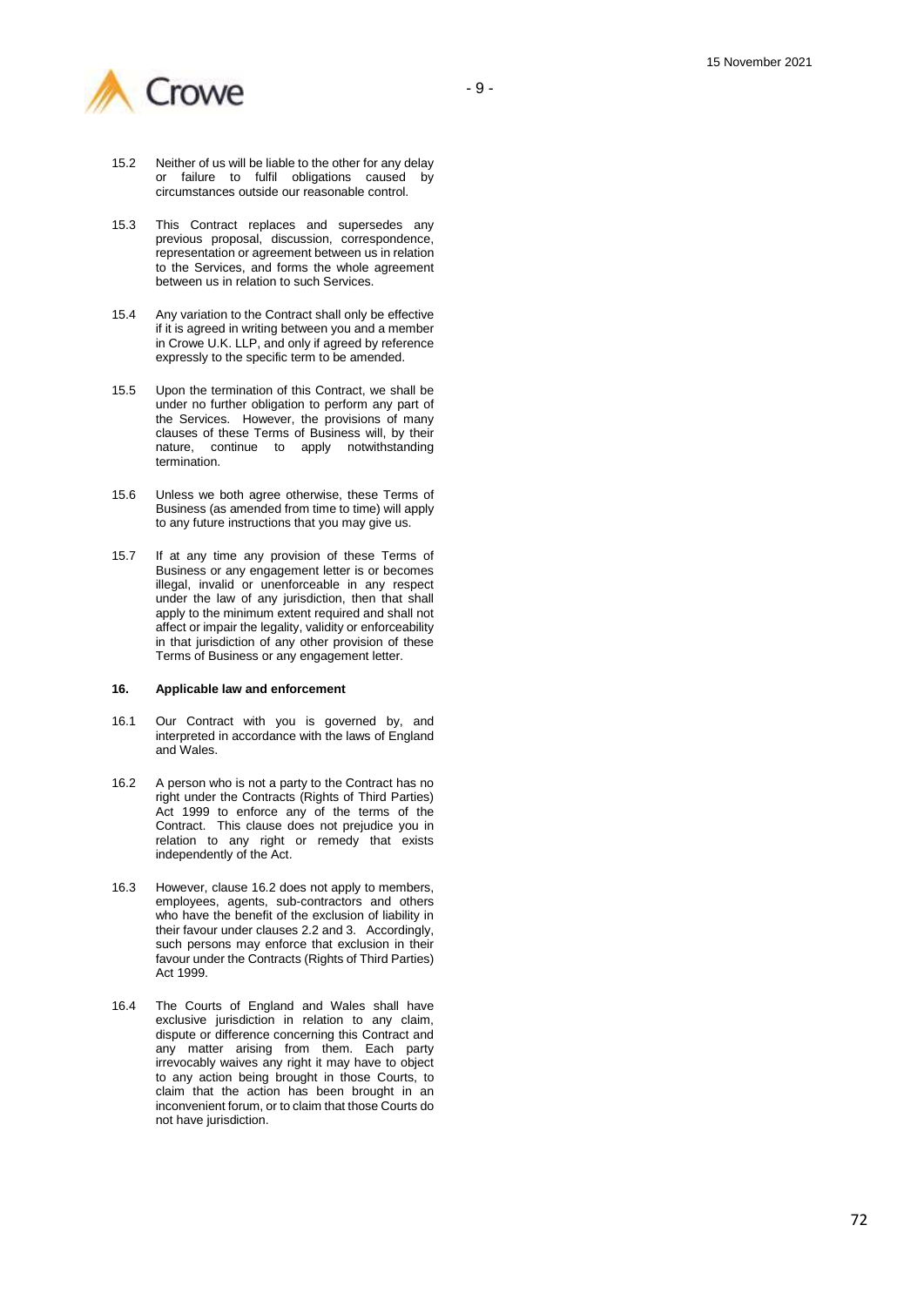15.2 Neither of us will be liable to the other for any delay or failure to fulfil obligations caused by circumstances outside our reasonable control.

15.3 This Contract replaces and supersedes any previous proposal, discussion, correspondence, representation or agreement between us in relation to the Services, and forms the whole agreement between us in relation to such Services.

15.4 Any variation to the Contract shall only be effective if it is agreed in writing between you and a member in Crowe U.K. LLP, and only if agreed by reference expressly to the specific term to be amended.

15.5 Upon the termination of this Contract, we shall be under no further obligation to perform any part of the Services. However, the provisions of many clauses of these Terms of Business will, by their nature, continue to apply notwithstanding termination.

15.6 Unless we both agree otherwise, these Terms of Business (as amended from time to time) will apply to any future instructions that you may give us.

15.7 If at any time any provision of these Terms of Business or any engagement letter is or becomes illegal, invalid or unenforceable in any respect under the law of any jurisdiction, then that shall apply to the minimum extent required and shall not affect or impair the legality, validity or enforceability in that jurisdiction of any other provision of these Terms of Business or any engagement letter.

**16. Applicable law and enforcement**

16.1 Our Contract with you is governed by, and interpreted in accordance with the laws of England and Wales.

16.2 A person who is not a party to the Contract has no right under the Contracts (Rights of Third Parties) Act 1999 to enforce any of the terms of the Contract. This clause does not prejudice you in relation to any right or remedy that exists independently of the Act.

16.3 However, clause 16.2 does not apply to members, employees, agents, sub-contractors and others who have the benefit of the exclusion of liability in their favour under clauses 2.2 and 3. Accordingly, such persons may enforce that exclusion in their favour under the Contracts (Rights of Third Parties) Act 1999.

16.4 The Courts of England and Wales shall have exclusive jurisdiction in relation to any claim, dispute or difference concerning this Contract and any matter arising from them. Each party irrevocably waives any right it may have to object to any action being brought in those Courts, to claim that the action has been brought in an inconvenient forum, or to claim that those Courts do not have jurisdiction.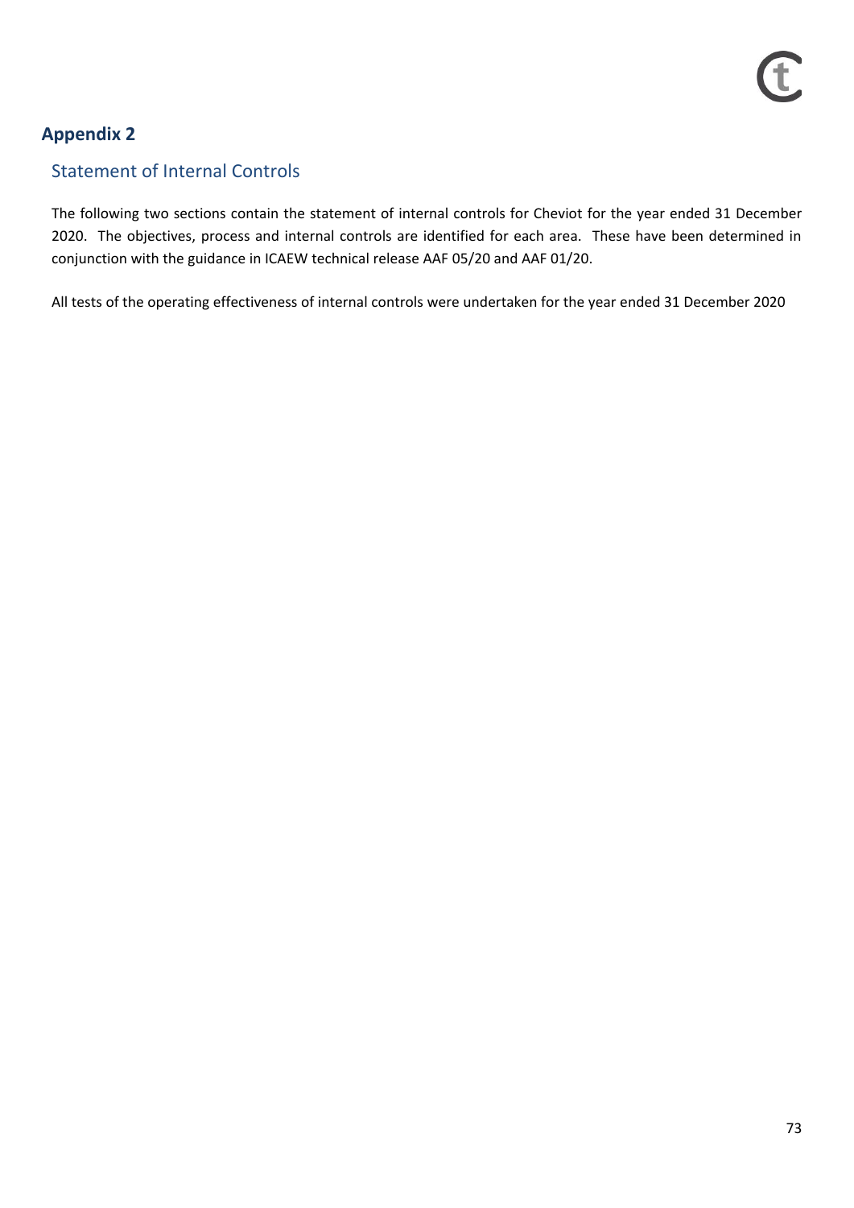## Appendix 2

### Statement of Internal Controls

The following two sections contain the statement of internal controls for Cheviot for the year ended 31 December 2020. The objectives, process and internal controls are identified for each area. These have been determined in conjunction with the guidance in ICAEW technical release AAF 05/20 and AAF 01/20.

All tests of the operating effectiveness of internal controls were undertaken for the year ended 31 December 2020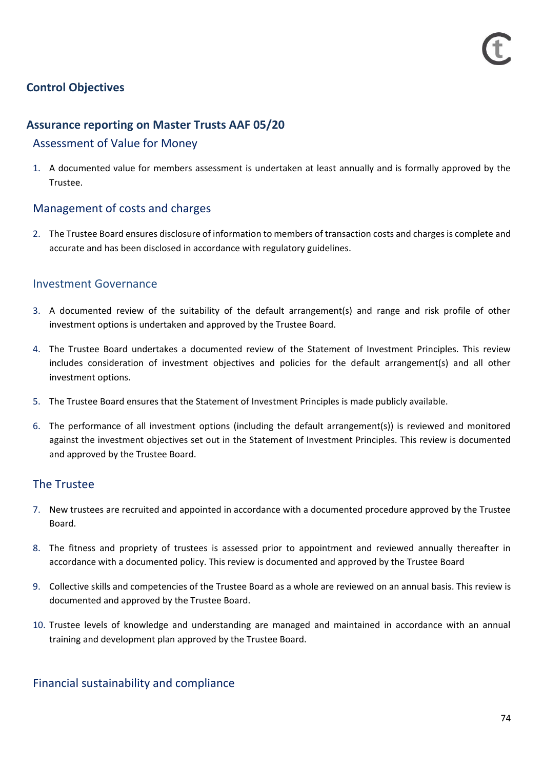## Control Objectives

## Assurance reporting on Master Trusts AAF 05/20

### Assessment of Value for Money

1. A documented value for members assessment is undertaken at least annually and is formally approved by the Trustee.

### Management of costs and charges

2. The Trustee Board ensures disclosure of information to members of transaction costs and charges is complete and accurate and has been disclosed in accordance with regulatory guidelines.

### Investment Governance

3. A documented review of the suitability of the default arrangement(s) and range and risk profile of other investment options is undertaken and approved by the Trustee Board.
4. The Trustee Board undertakes a documented review of the Statement of Investment Principles. This review includes consideration of investment objectives and policies for the default arrangement(s) and all other investment options.
5. The Trustee Board ensures that the Statement of Investment Principles is made publicly available.
6. The performance of all investment options (including the default arrangement(s)) is reviewed and monitored against the investment objectives set out in the Statement of Investment Principles. This review is documented and approved by the Trustee Board.

### The Trustee

7. New trustees are recruited and appointed in accordance with a documented procedure approved by the Trustee Board.
8. The fitness and propriety of trustees is assessed prior to appointment and reviewed annually thereafter in accordance with a documented policy. This review is documented and approved by the Trustee Board
9. Collective skills and competencies of the Trustee Board as a whole are reviewed on an annual basis. This review is documented and approved by the Trustee Board.
10. Trustee levels of knowledge and understanding are managed and maintained in accordance with an annual training and development plan approved by the Trustee Board.

### Financial sustainability and compliance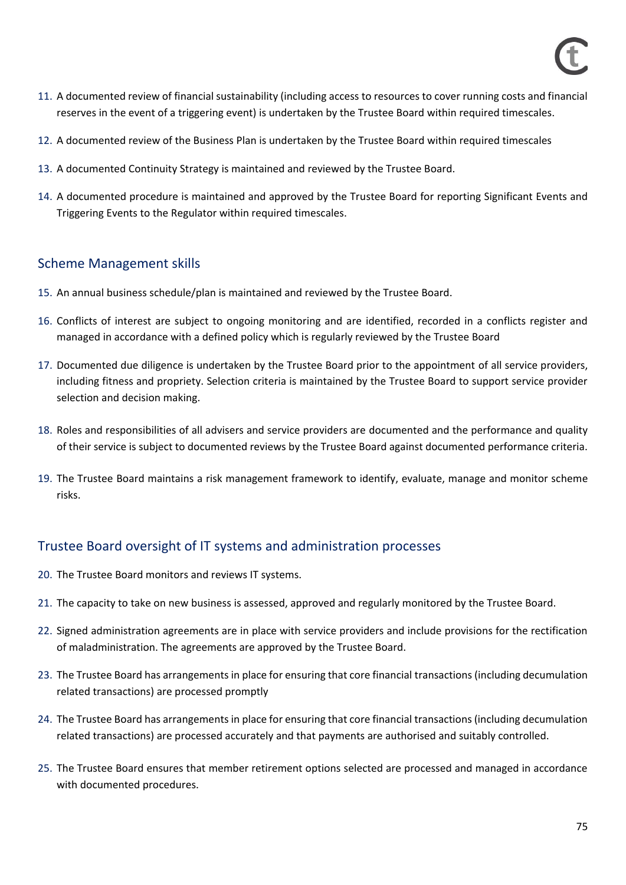11. A documented review of financial sustainability (including access to resources to cover running costs and financial reserves in the event of a triggering event) is undertaken by the Trustee Board within required timescales.

12. A documented review of the Business Plan is undertaken by the Trustee Board within required timescales

13. A documented Continuity Strategy is maintained and reviewed by the Trustee Board.

14. A documented procedure is maintained and approved by the Trustee Board for reporting Significant Events and Triggering Events to the Regulator within required timescales.

## Scheme Management skills

15. An annual business schedule/plan is maintained and reviewed by the Trustee Board.

16. Conflicts of interest are subject to ongoing monitoring and are identified, recorded in a conflicts register and managed in accordance with a defined policy which is regularly reviewed by the Trustee Board

17. Documented due diligence is undertaken by the Trustee Board prior to the appointment of all service providers, including fitness and propriety. Selection criteria is maintained by the Trustee Board to support service provider selection and decision making.

18. Roles and responsibilities of all advisers and service providers are documented and the performance and quality of their service is subject to documented reviews by the Trustee Board against documented performance criteria.

19. The Trustee Board maintains a risk management framework to identify, evaluate, manage and monitor scheme risks.

## Trustee Board oversight of IT systems and administration processes

20. The Trustee Board monitors and reviews IT systems.

21. The capacity to take on new business is assessed, approved and regularly monitored by the Trustee Board.

22. Signed administration agreements are in place with service providers and include provisions for the rectification of maladministration. The agreements are approved by the Trustee Board.

23. The Trustee Board has arrangements in place for ensuring that core financial transactions (including decumulation related transactions) are processed promptly

24. The Trustee Board has arrangements in place for ensuring that core financial transactions (including decumulation related transactions) are processed accurately and that payments are authorised and suitably controlled.

25. The Trustee Board ensures that member retirement options selected are processed and managed in accordance with documented procedures.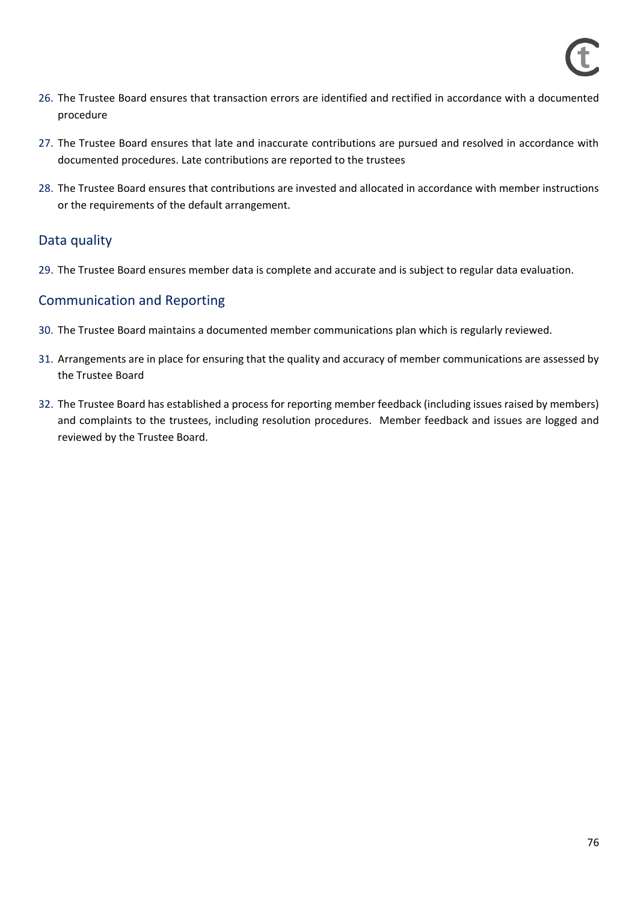26. The Trustee Board ensures that transaction errors are identified and rectified in accordance with a documented procedure

27. The Trustee Board ensures that late and inaccurate contributions are pursued and resolved in accordance with documented procedures. Late contributions are reported to the trustees

28. The Trustee Board ensures that contributions are invested and allocated in accordance with member instructions or the requirements of the default arrangement.

## Data quality

29. The Trustee Board ensures member data is complete and accurate and is subject to regular data evaluation.

## Communication and Reporting

30. The Trustee Board maintains a documented member communications plan which is regularly reviewed.

31. Arrangements are in place for ensuring that the quality and accuracy of member communications are assessed by the Trustee Board

32. The Trustee Board has established a process for reporting member feedback (including issues raised by members) and complaints to the trustees, including resolution procedures. Member feedback and issues are logged and reviewed by the Trustee Board.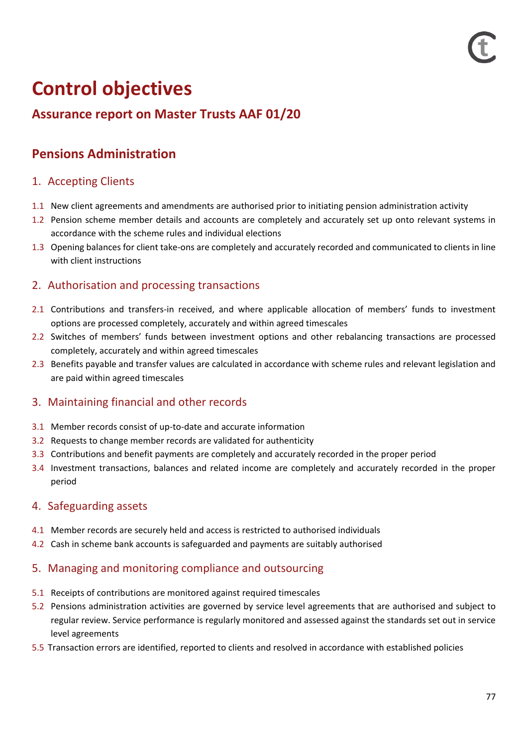# Control objectives

## Assurance report on Master Trusts AAF 01/20

## Pensions Administration

### 1. Accepting Clients

1.1 New client agreements and amendments are authorised prior to initiating pension administration activity

1.2 Pension scheme member details and accounts are completely and accurately set up onto relevant systems in accordance with the scheme rules and individual elections

1.3 Opening balances for client take-ons are completely and accurately recorded and communicated to clients in line with client instructions

### 2. Authorisation and processing transactions

2.1 Contributions and transfers-in received, and where applicable allocation of members' funds to investment options are processed completely, accurately and within agreed timescales

2.2 Switches of members' funds between investment options and other rebalancing transactions are processed completely, accurately and within agreed timescales

2.3 Benefits payable and transfer values are calculated in accordance with scheme rules and relevant legislation and are paid within agreed timescales

### 3. Maintaining financial and other records

3.1 Member records consist of up-to-date and accurate information

3.2 Requests to change member records are validated for authenticity

3.3 Contributions and benefit payments are completely and accurately recorded in the proper period

3.4 Investment transactions, balances and related income are completely and accurately recorded in the proper period

### 4. Safeguarding assets

4.1 Member records are securely held and access is restricted to authorised individuals

4.2 Cash in scheme bank accounts is safeguarded and payments are suitably authorised

### 5. Managing and monitoring compliance and outsourcing

5.1 Receipts of contributions are monitored against required timescales

5.2 Pensions administration activities are governed by service level agreements that are authorised and subject to regular review. Service performance is regularly monitored and assessed against the standards set out in service level agreements

5.5 Transaction errors are identified, reported to clients and resolved in accordance with established policies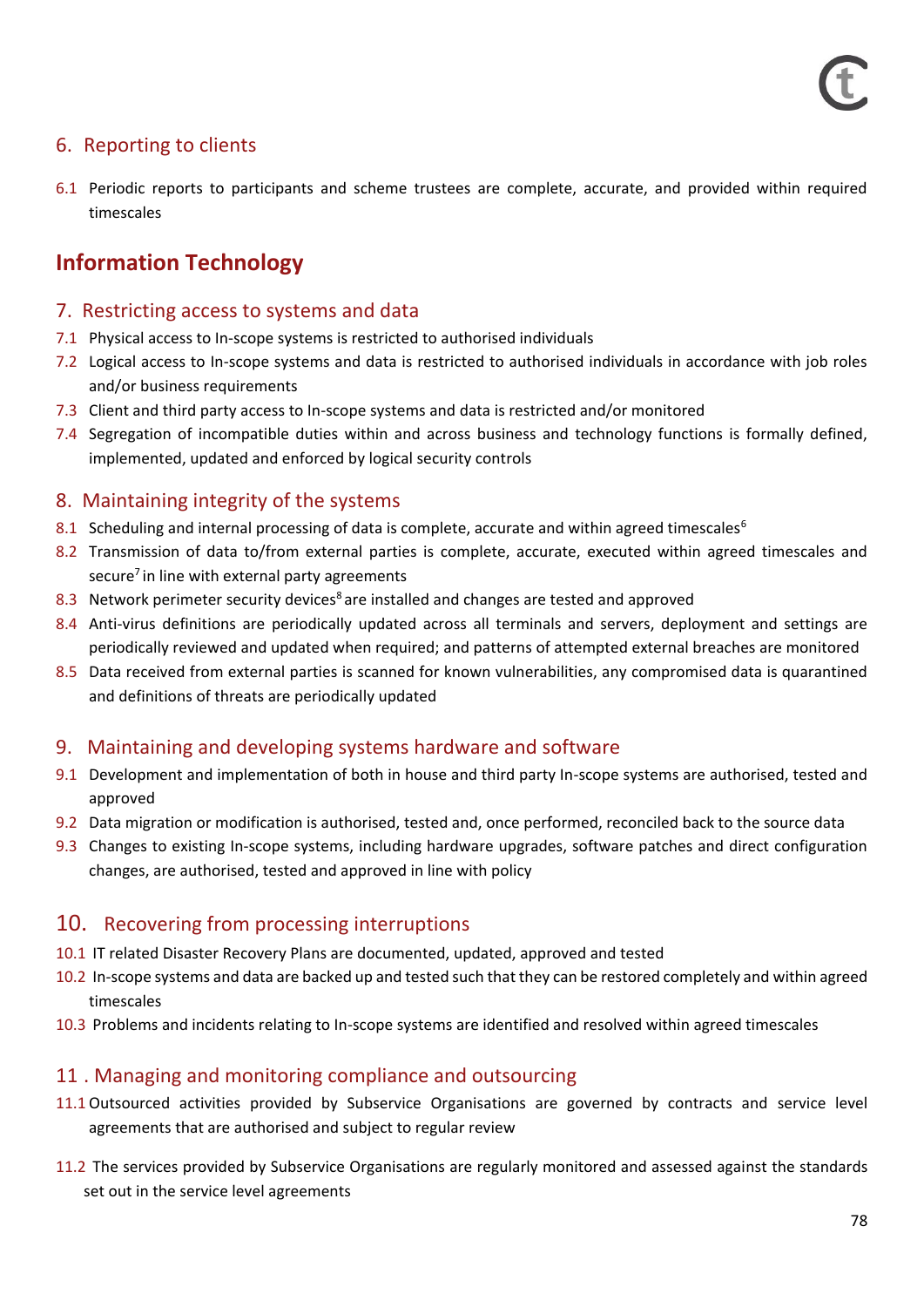## 6. Reporting to clients

6.1 Periodic reports to participants and scheme trustees are complete, accurate, and provided within required timescales

# Information Technology

## 7. Restricting access to systems and data

7.1 Physical access to In-scope systems is restricted to authorised individuals

7.2 Logical access to In-scope systems and data is restricted to authorised individuals in accordance with job roles and/or business requirements

7.3 Client and third party access to In-scope systems and data is restricted and/or monitored

7.4 Segregation of incompatible duties within and across business and technology functions is formally defined, implemented, updated and enforced by logical security controls

## 8. Maintaining integrity of the systems

8.1 Scheduling and internal processing of data is complete, accurate and within agreed timescales[6]

8.2 Transmission of data to/from external parties is complete, accurate, executed within agreed timescales and secure[7] in line with external party agreements

8.3 Network perimeter security devices[8] are installed and changes are tested and approved

8.4 Anti-virus definitions are periodically updated across all terminals and servers, deployment and settings are periodically reviewed and updated when required; and patterns of attempted external breaches are monitored

8.5 Data received from external parties is scanned for known vulnerabilities, any compromised data is quarantined and definitions of threats are periodically updated

## 9. Maintaining and developing systems hardware and software

9.1 Development and implementation of both in house and third party In-scope systems are authorised, tested and approved

9.2 Data migration or modification is authorised, tested and, once performed, reconciled back to the source data

9.3 Changes to existing In-scope systems, including hardware upgrades, software patches and direct configuration changes, are authorised, tested and approved in line with policy

## 10. Recovering from processing interruptions

10.1 IT related Disaster Recovery Plans are documented, updated, approved and tested

10.2 In-scope systems and data are backed up and tested such that they can be restored completely and within agreed timescales

10.3 Problems and incidents relating to In-scope systems are identified and resolved within agreed timescales

## 11 . Managing and monitoring compliance and outsourcing

11.1 Outsourced activities provided by Subservice Organisations are governed by contracts and service level agreements that are authorised and subject to regular review

11.2 The services provided by Subservice Organisations are regularly monitored and assessed against the standards set out in the service level agreements